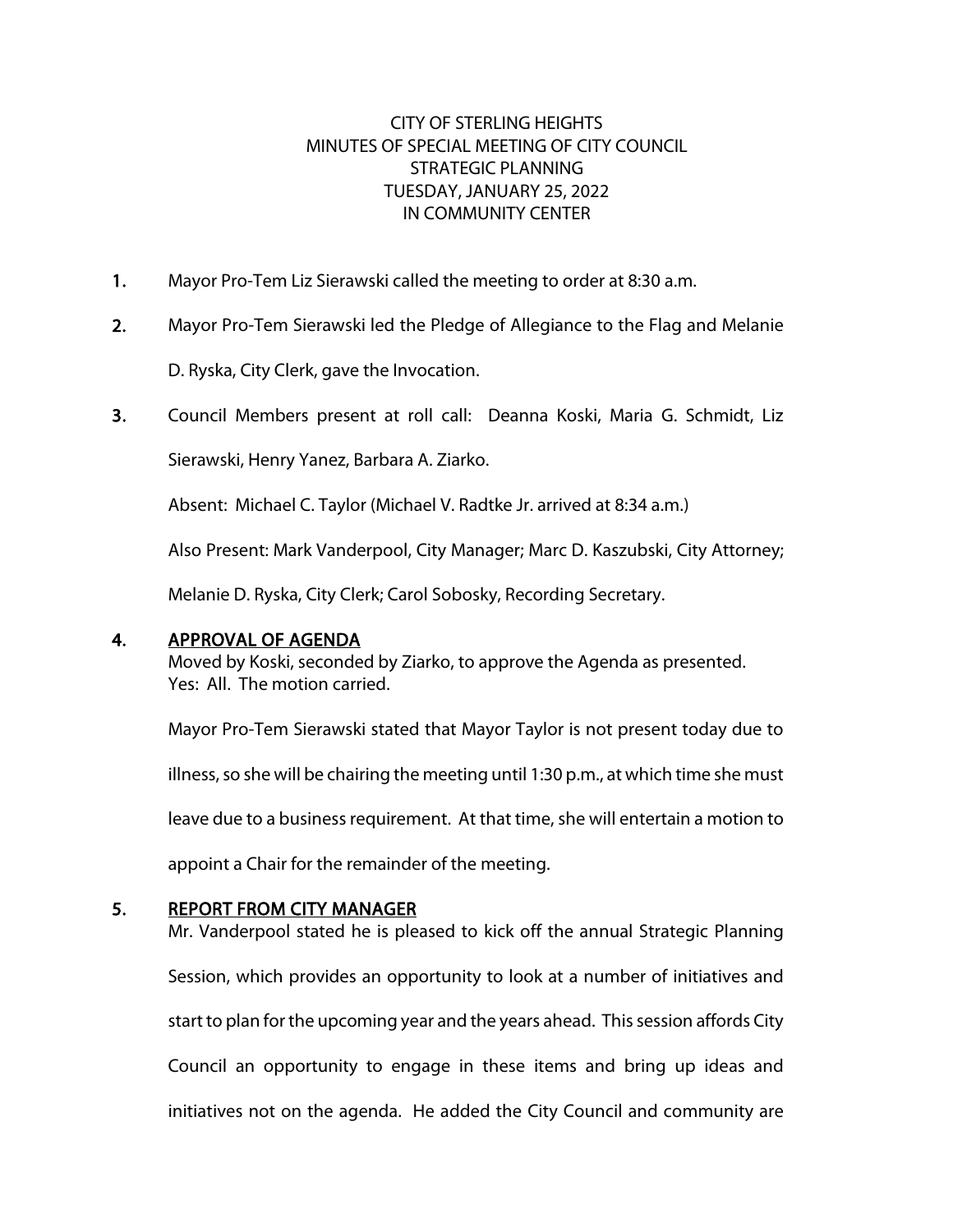CITY OF STERLING HEIGHTS
MINUTES OF SPECIAL MEETING OF CITY COUNCIL
STRATEGIC PLANNING
TUESDAY, JANUARY 25, 2022
IN COMMUNITY CENTER

1. Mayor Pro-Tem Liz Sierawski called the meeting to order at 8:30 a.m.

2. Mayor Pro-Tem Sierawski led the Pledge of Allegiance to the Flag and Melanie D. Ryska, City Clerk, gave the Invocation.

3. Council Members present at roll call: Deanna Koski, Maria G. Schmidt, Liz Sierawski, Henry Yanez, Barbara A. Ziarko.

   Absent: Michael C. Taylor (Michael V. Radtke Jr. arrived at 8:34 a.m.)

   Also Present: Mark Vanderpool, City Manager; Marc D. Kaszubski, City Attorney; Melanie D. Ryska, City Clerk; Carol Sobosky, Recording Secretary.

4. <u>APPROVAL OF AGENDA</u>

   Moved by Koski, seconded by Ziarko, to approve the Agenda as presented.
   Yes: All. The motion carried.

   Mayor Pro-Tem Sierawski stated that Mayor Taylor is not present today due to illness, so she will be chairing the meeting until 1:30 p.m., at which time she must leave due to a business requirement. At that time, she will entertain a motion to appoint a Chair for the remainder of the meeting.

5. <u>REPORT FROM CITY MANAGER</u>

   Mr. Vanderpool stated he is pleased to kick off the annual Strategic Planning Session, which provides an opportunity to look at a number of initiatives and start to plan for the upcoming year and the years ahead. This session affords City Council an opportunity to engage in these items and bring up ideas and initiatives not on the agenda. He added the City Council and community are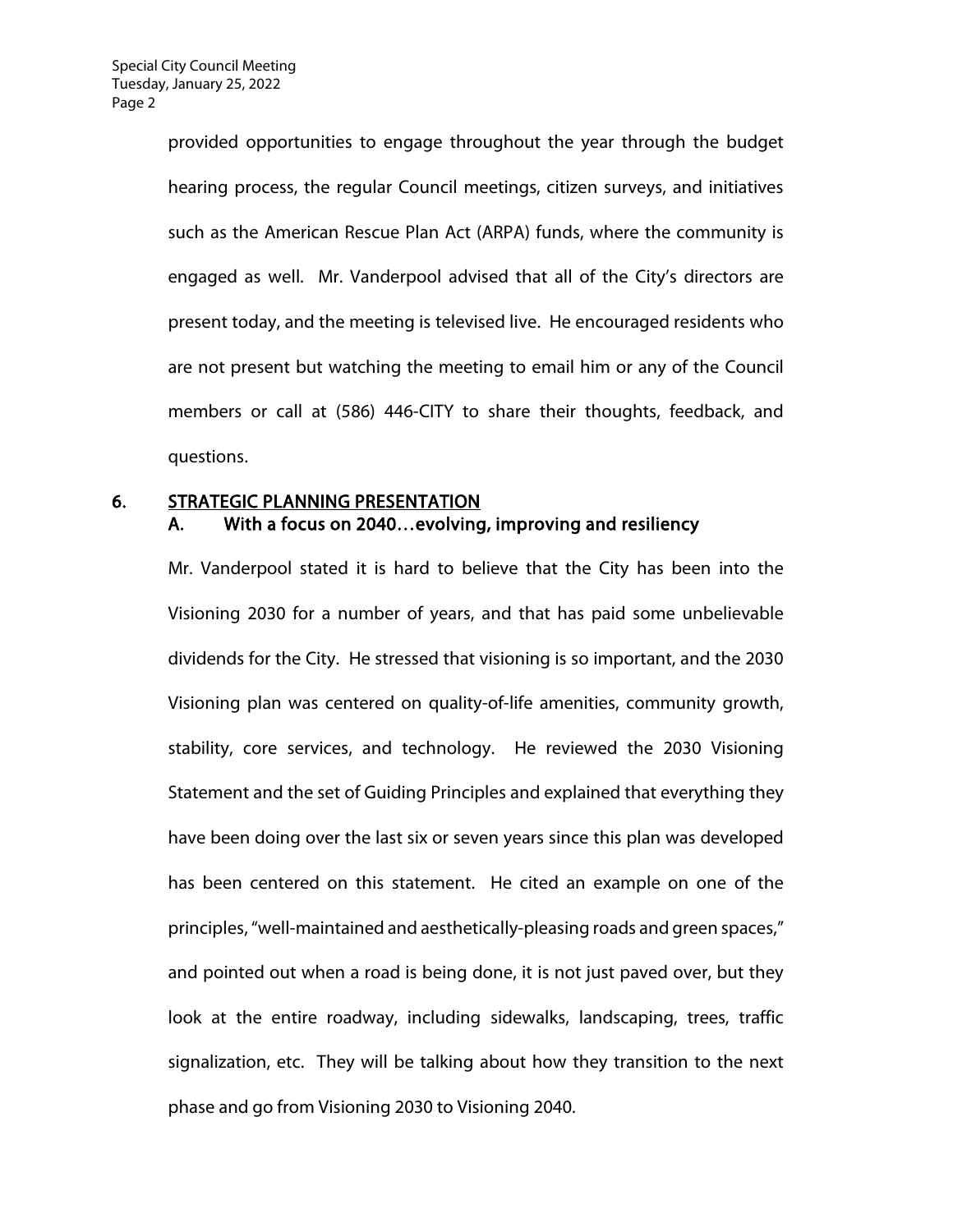provided opportunities to engage throughout the year through the budget hearing process, the regular Council meetings, citizen surveys, and initiatives such as the American Rescue Plan Act (ARPA) funds, where the community is engaged as well. Mr. Vanderpool advised that all of the City's directors are present today, and the meeting is televised live. He encouraged residents who are not present but watching the meeting to email him or any of the Council members or call at (586) 446-CITY to share their thoughts, feedback, and questions.

## 6. STRATEGIC PLANNING PRESENTATION

### A. With a focus on 2040…evolving, improving and resiliency

Mr. Vanderpool stated it is hard to believe that the City has been into the Visioning 2030 for a number of years, and that has paid some unbelievable dividends for the City. He stressed that visioning is so important, and the 2030 Visioning plan was centered on quality-of-life amenities, community growth, stability, core services, and technology. He reviewed the 2030 Visioning Statement and the set of Guiding Principles and explained that everything they have been doing over the last six or seven years since this plan was developed has been centered on this statement. He cited an example on one of the principles, "well-maintained and aesthetically-pleasing roads and green spaces," and pointed out when a road is being done, it is not just paved over, but they look at the entire roadway, including sidewalks, landscaping, trees, traffic signalization, etc. They will be talking about how they transition to the next phase and go from Visioning 2030 to Visioning 2040.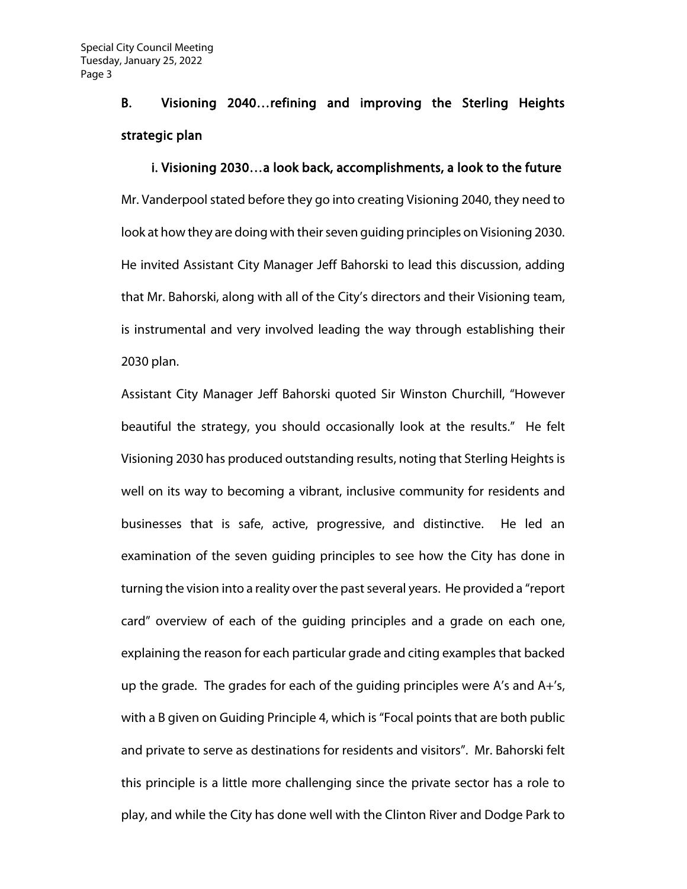## B. Visioning 2040…refining and improving the Sterling Heights strategic plan

### i. Visioning 2030…a look back, accomplishments, a look to the future

Mr. Vanderpool stated before they go into creating Visioning 2040, they need to look at how they are doing with their seven guiding principles on Visioning 2030. He invited Assistant City Manager Jeff Bahorski to lead this discussion, adding that Mr. Bahorski, along with all of the City's directors and their Visioning team, is instrumental and very involved leading the way through establishing their 2030 plan.

Assistant City Manager Jeff Bahorski quoted Sir Winston Churchill, "However beautiful the strategy, you should occasionally look at the results." He felt Visioning 2030 has produced outstanding results, noting that Sterling Heights is well on its way to becoming a vibrant, inclusive community for residents and businesses that is safe, active, progressive, and distinctive. He led an examination of the seven guiding principles to see how the City has done in turning the vision into a reality over the past several years. He provided a "report card" overview of each of the guiding principles and a grade on each one, explaining the reason for each particular grade and citing examples that backed up the grade. The grades for each of the guiding principles were A's and A+'s, with a B given on Guiding Principle 4, which is "Focal points that are both public and private to serve as destinations for residents and visitors". Mr. Bahorski felt this principle is a little more challenging since the private sector has a role to play, and while the City has done well with the Clinton River and Dodge Park to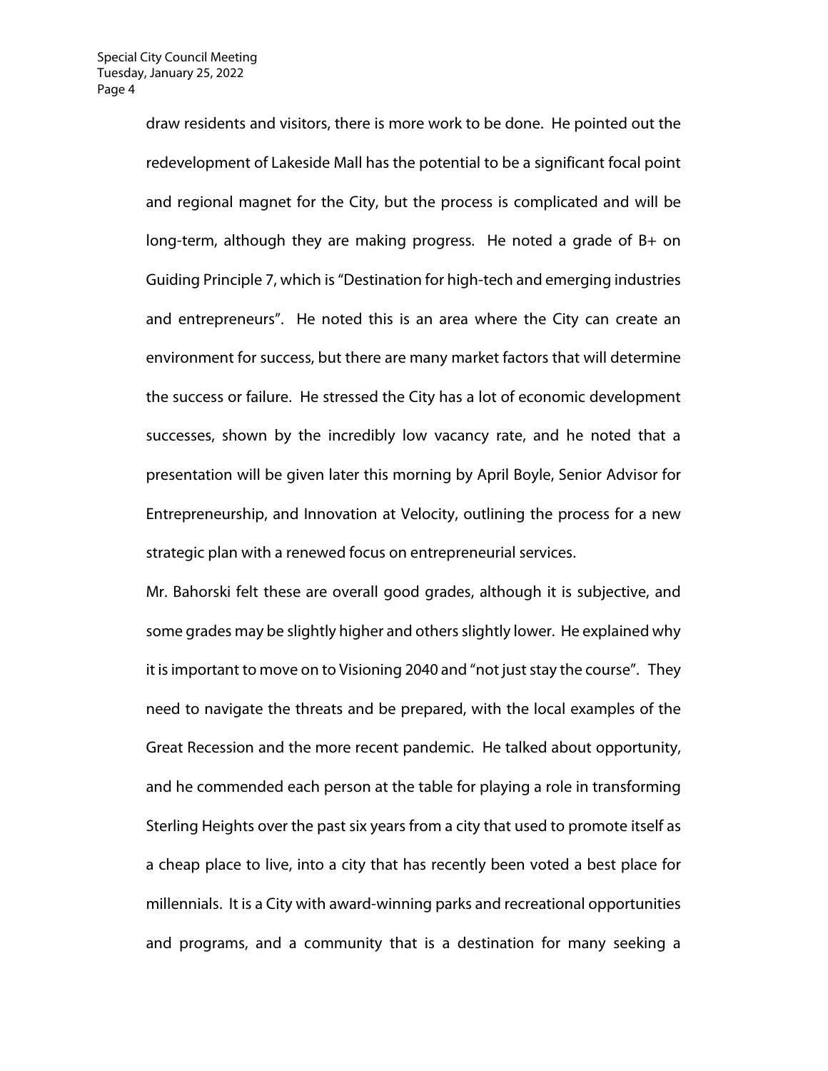draw residents and visitors, there is more work to be done. He pointed out the redevelopment of Lakeside Mall has the potential to be a significant focal point and regional magnet for the City, but the process is complicated and will be long-term, although they are making progress. He noted a grade of B+ on Guiding Principle 7, which is "Destination for high-tech and emerging industries and entrepreneurs". He noted this is an area where the City can create an environment for success, but there are many market factors that will determine the success or failure. He stressed the City has a lot of economic development successes, shown by the incredibly low vacancy rate, and he noted that a presentation will be given later this morning by April Boyle, Senior Advisor for Entrepreneurship, and Innovation at Velocity, outlining the process for a new strategic plan with a renewed focus on entrepreneurial services.

Mr. Bahorski felt these are overall good grades, although it is subjective, and some grades may be slightly higher and others slightly lower. He explained why it is important to move on to Visioning 2040 and "not just stay the course". They need to navigate the threats and be prepared, with the local examples of the Great Recession and the more recent pandemic. He talked about opportunity, and he commended each person at the table for playing a role in transforming Sterling Heights over the past six years from a city that used to promote itself as a cheap place to live, into a city that has recently been voted a best place for millennials. It is a City with award-winning parks and recreational opportunities and programs, and a community that is a destination for many seeking a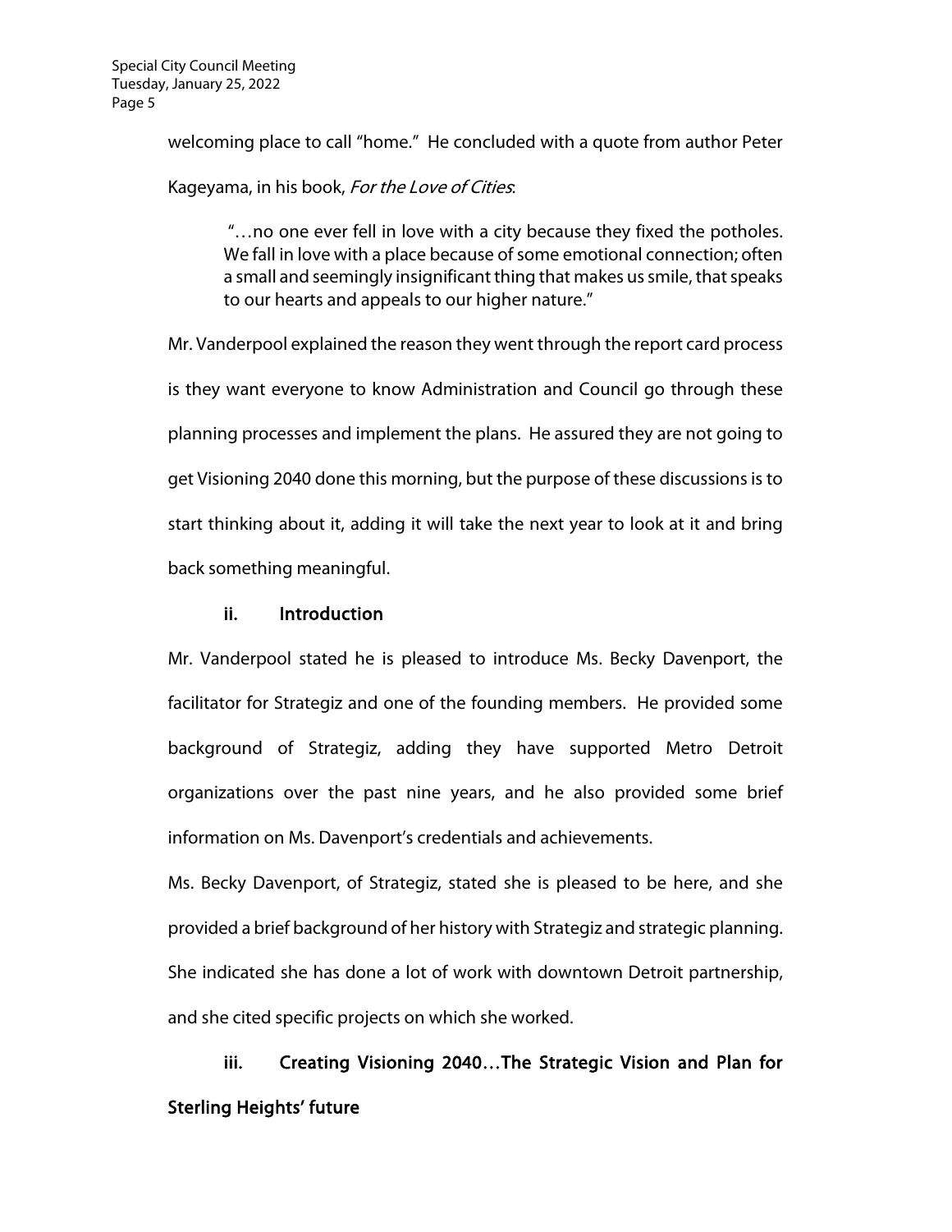welcoming place to call "home." He concluded with a quote from author Peter Kageyama, in his book, *For the Love of Cities*:

> "…no one ever fell in love with a city because they fixed the potholes. We fall in love with a place because of some emotional connection; often a small and seemingly insignificant thing that makes us smile, that speaks to our hearts and appeals to our higher nature."

Mr. Vanderpool explained the reason they went through the report card process is they want everyone to know Administration and Council go through these planning processes and implement the plans. He assured they are not going to get Visioning 2040 done this morning, but the purpose of these discussions is to start thinking about it, adding it will take the next year to look at it and bring back something meaningful.

### ii. Introduction

Mr. Vanderpool stated he is pleased to introduce Ms. Becky Davenport, the facilitator for Strategiz and one of the founding members. He provided some background of Strategiz, adding they have supported Metro Detroit organizations over the past nine years, and he also provided some brief information on Ms. Davenport's credentials and achievements.

Ms. Becky Davenport, of Strategiz, stated she is pleased to be here, and she provided a brief background of her history with Strategiz and strategic planning. She indicated she has done a lot of work with downtown Detroit partnership, and she cited specific projects on which she worked.

### iii. Creating Visioning 2040…The Strategic Vision and Plan for Sterling Heights' future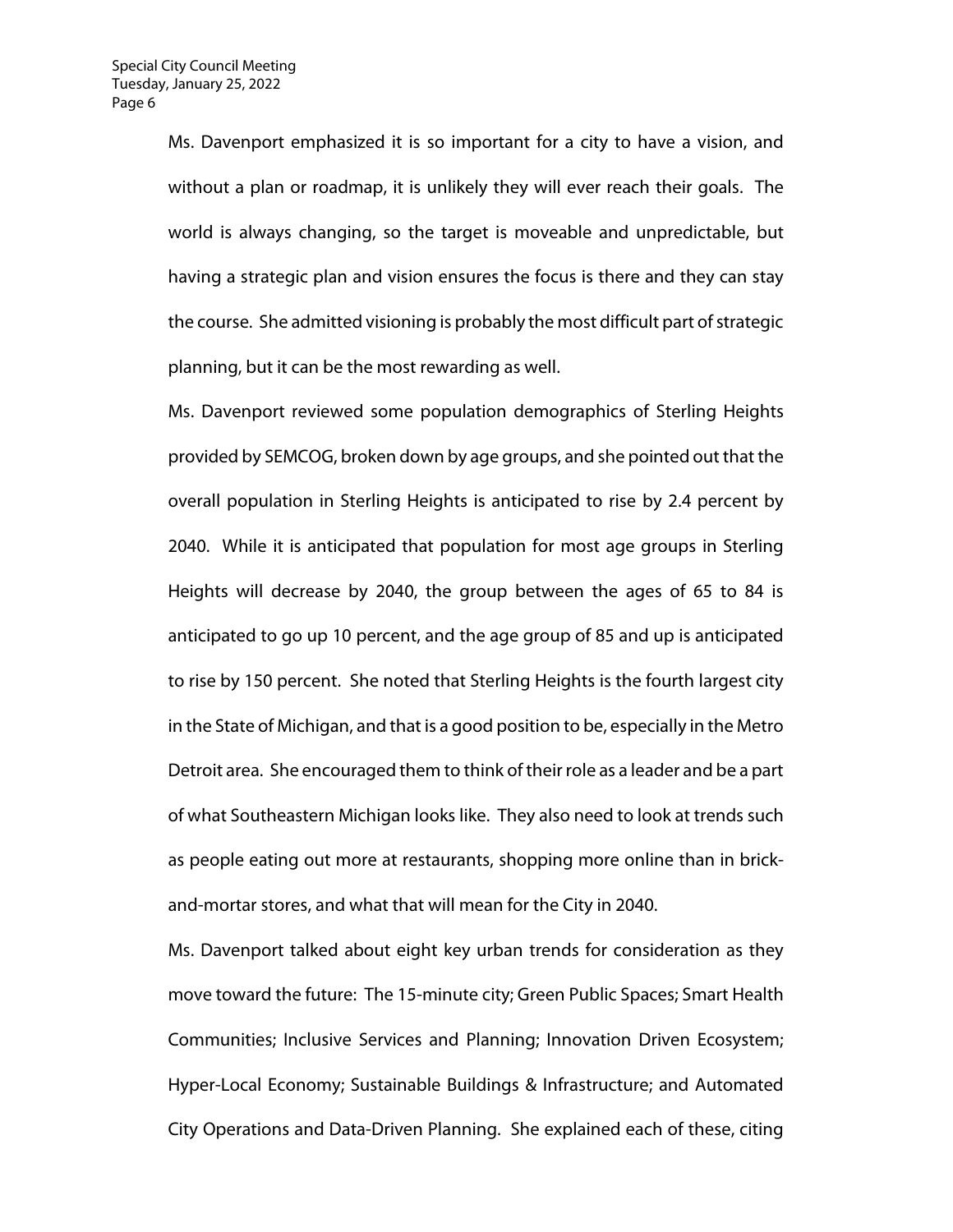Ms. Davenport emphasized it is so important for a city to have a vision, and without a plan or roadmap, it is unlikely they will ever reach their goals. The world is always changing, so the target is moveable and unpredictable, but having a strategic plan and vision ensures the focus is there and they can stay the course. She admitted visioning is probably the most difficult part of strategic planning, but it can be the most rewarding as well.

Ms. Davenport reviewed some population demographics of Sterling Heights provided by SEMCOG, broken down by age groups, and she pointed out that the overall population in Sterling Heights is anticipated to rise by 2.4 percent by 2040. While it is anticipated that population for most age groups in Sterling Heights will decrease by 2040, the group between the ages of 65 to 84 is anticipated to go up 10 percent, and the age group of 85 and up is anticipated to rise by 150 percent. She noted that Sterling Heights is the fourth largest city in the State of Michigan, and that is a good position to be, especially in the Metro Detroit area. She encouraged them to think of their role as a leader and be a part of what Southeastern Michigan looks like. They also need to look at trends such as people eating out more at restaurants, shopping more online than in brick-and-mortar stores, and what that will mean for the City in 2040.

Ms. Davenport talked about eight key urban trends for consideration as they move toward the future: The 15-minute city; Green Public Spaces; Smart Health Communities; Inclusive Services and Planning; Innovation Driven Ecosystem; Hyper-Local Economy; Sustainable Buildings & Infrastructure; and Automated City Operations and Data-Driven Planning. She explained each of these, citing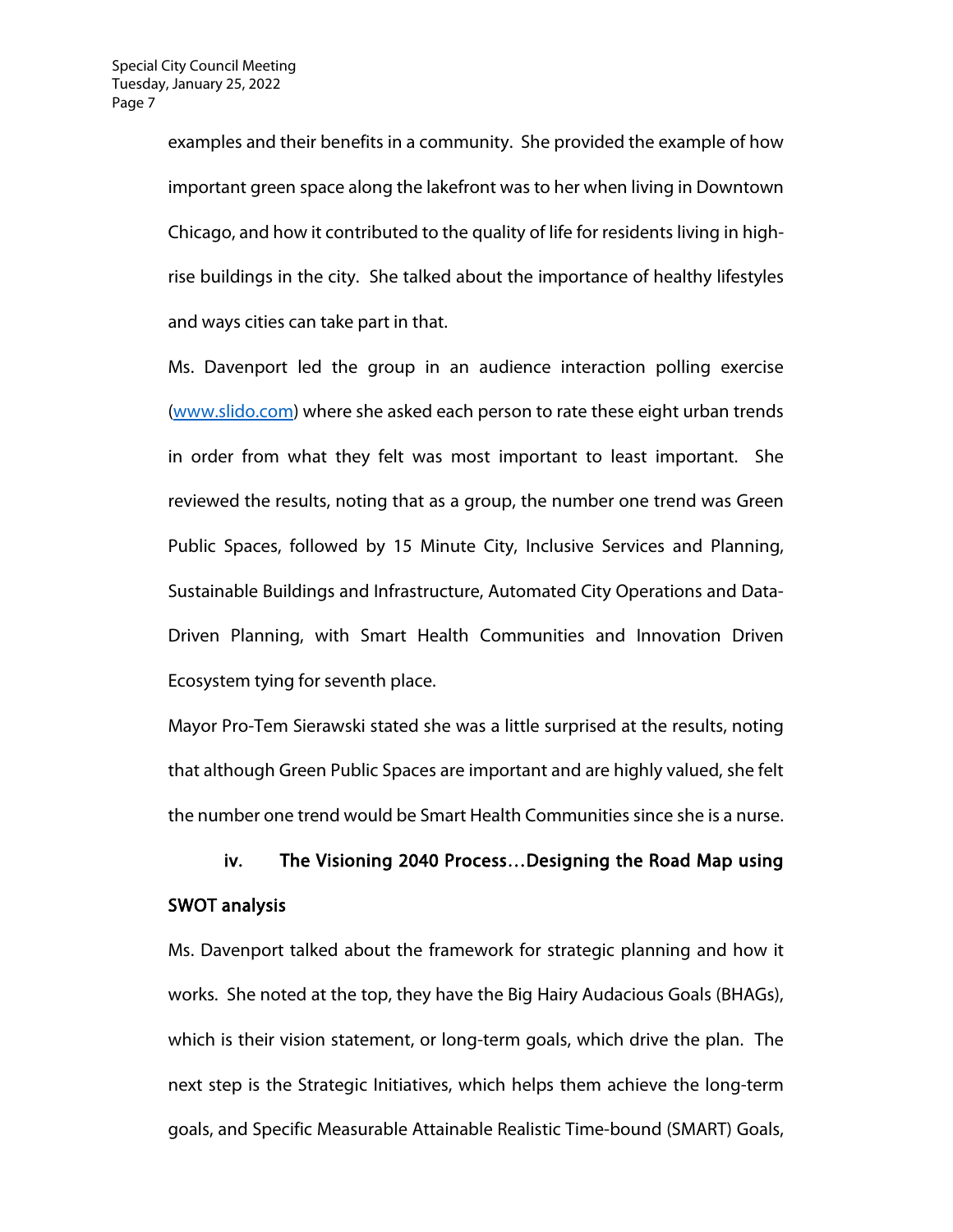examples and their benefits in a community. She provided the example of how important green space along the lakefront was to her when living in Downtown Chicago, and how it contributed to the quality of life for residents living in high-rise buildings in the city. She talked about the importance of healthy lifestyles and ways cities can take part in that.

Ms. Davenport led the group in an audience interaction polling exercise (www.slido.com) where she asked each person to rate these eight urban trends in order from what they felt was most important to least important. She reviewed the results, noting that as a group, the number one trend was Green Public Spaces, followed by 15 Minute City, Inclusive Services and Planning, Sustainable Buildings and Infrastructure, Automated City Operations and Data-Driven Planning, with Smart Health Communities and Innovation Driven Ecosystem tying for seventh place.

Mayor Pro-Tem Sierawski stated she was a little surprised at the results, noting that although Green Public Spaces are important and are highly valued, she felt the number one trend would be Smart Health Communities since she is a nurse.

**iv. The Visioning 2040 Process…Designing the Road Map using SWOT analysis**

Ms. Davenport talked about the framework for strategic planning and how it works. She noted at the top, they have the Big Hairy Audacious Goals (BHAGs), which is their vision statement, or long-term goals, which drive the plan. The next step is the Strategic Initiatives, which helps them achieve the long-term goals, and Specific Measurable Attainable Realistic Time-bound (SMART) Goals,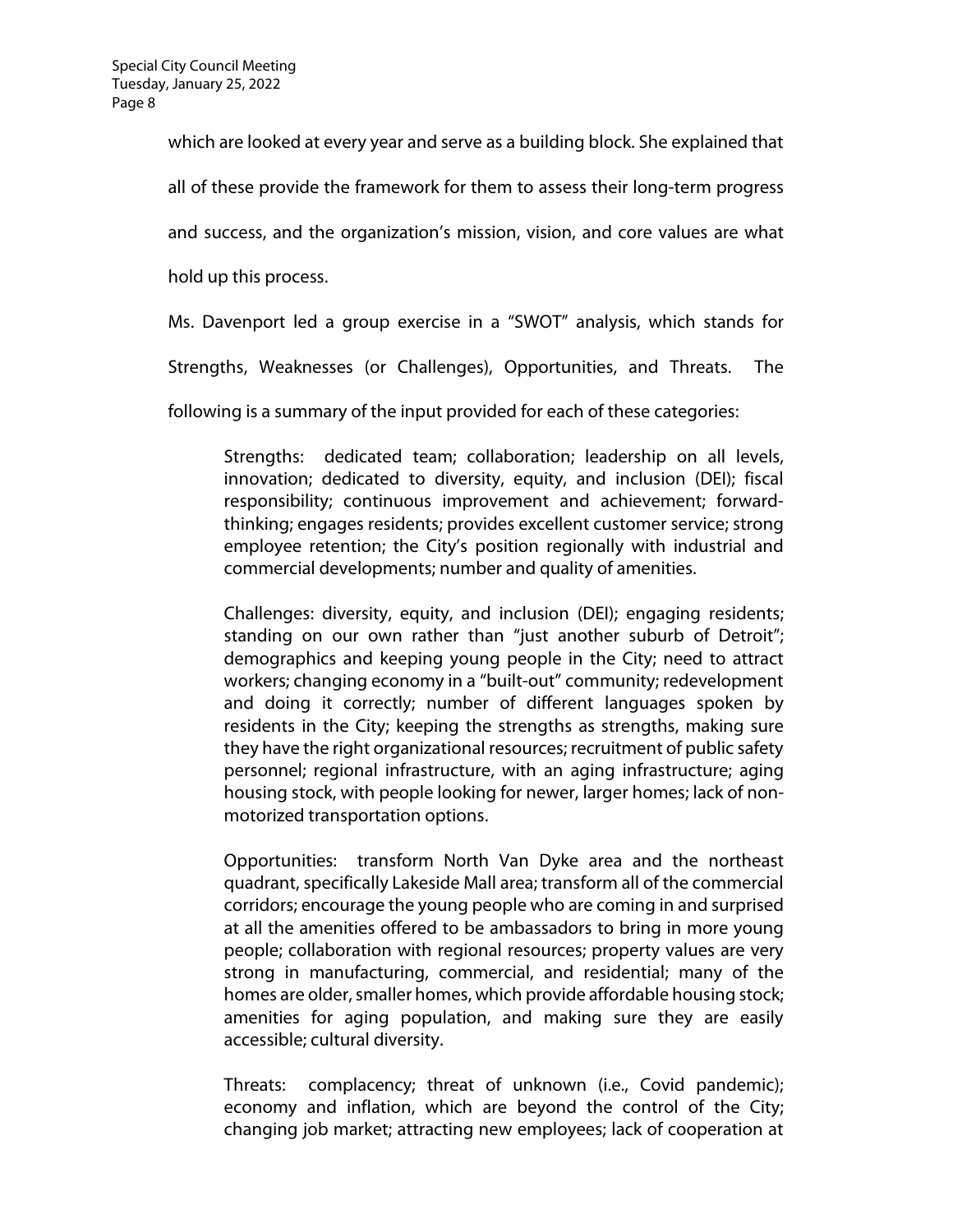which are looked at every year and serve as a building block. She explained that all of these provide the framework for them to assess their long-term progress and success, and the organization's mission, vision, and core values are what hold up this process.

Ms. Davenport led a group exercise in a "SWOT" analysis, which stands for Strengths, Weaknesses (or Challenges), Opportunities, and Threats. The following is a summary of the input provided for each of these categories:

> Strengths: dedicated team; collaboration; leadership on all levels, innovation; dedicated to diversity, equity, and inclusion (DEI); fiscal responsibility; continuous improvement and achievement; forward-thinking; engages residents; provides excellent customer service; strong employee retention; the City's position regionally with industrial and commercial developments; number and quality of amenities.
>
> Challenges: diversity, equity, and inclusion (DEI); engaging residents; standing on our own rather than "just another suburb of Detroit"; demographics and keeping young people in the City; need to attract workers; changing economy in a "built-out" community; redevelopment and doing it correctly; number of different languages spoken by residents in the City; keeping the strengths as strengths, making sure they have the right organizational resources; recruitment of public safety personnel; regional infrastructure, with an aging infrastructure; aging housing stock, with people looking for newer, larger homes; lack of non-motorized transportation options.
>
> Opportunities: transform North Van Dyke area and the northeast quadrant, specifically Lakeside Mall area; transform all of the commercial corridors; encourage the young people who are coming in and surprised at all the amenities offered to be ambassadors to bring in more young people; collaboration with regional resources; property values are very strong in manufacturing, commercial, and residential; many of the homes are older, smaller homes, which provide affordable housing stock; amenities for aging population, and making sure they are easily accessible; cultural diversity.
>
> Threats: complacency; threat of unknown (i.e., Covid pandemic); economy and inflation, which are beyond the control of the City; changing job market; attracting new employees; lack of cooperation at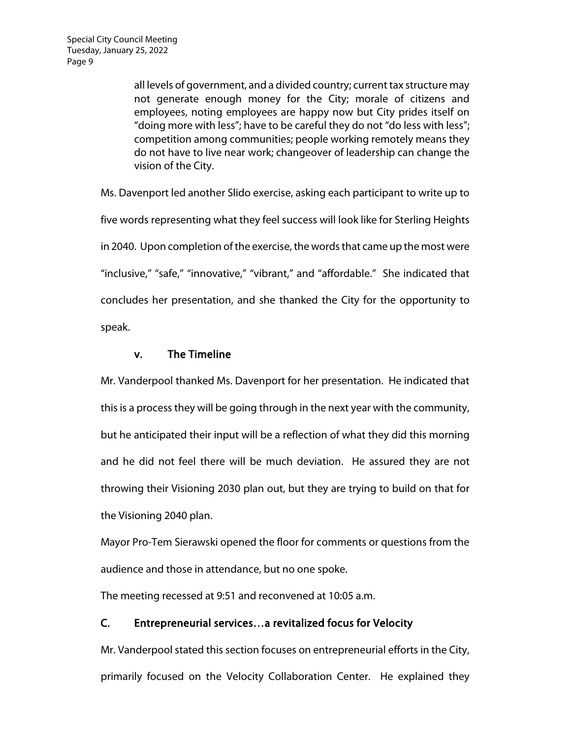all levels of government, and a divided country; current tax structure may not generate enough money for the City; morale of citizens and employees, noting employees are happy now but City prides itself on "doing more with less"; have to be careful they do not "do less with less"; competition among communities; people working remotely means they do not have to live near work; changeover of leadership can change the vision of the City.

Ms. Davenport led another Slido exercise, asking each participant to write up to five words representing what they feel success will look like for Sterling Heights in 2040. Upon completion of the exercise, the words that came up the most were "inclusive," "safe," "innovative," "vibrant," and "affordable." She indicated that concludes her presentation, and she thanked the City for the opportunity to speak.

### v. The Timeline

Mr. Vanderpool thanked Ms. Davenport for her presentation. He indicated that this is a process they will be going through in the next year with the community, but he anticipated their input will be a reflection of what they did this morning and he did not feel there will be much deviation. He assured they are not throwing their Visioning 2030 plan out, but they are trying to build on that for the Visioning 2040 plan.

Mayor Pro-Tem Sierawski opened the floor for comments or questions from the audience and those in attendance, but no one spoke.

The meeting recessed at 9:51 and reconvened at 10:05 a.m.

## C. Entrepreneurial services…a revitalized focus for Velocity

Mr. Vanderpool stated this section focuses on entrepreneurial efforts in the City, primarily focused on the Velocity Collaboration Center. He explained they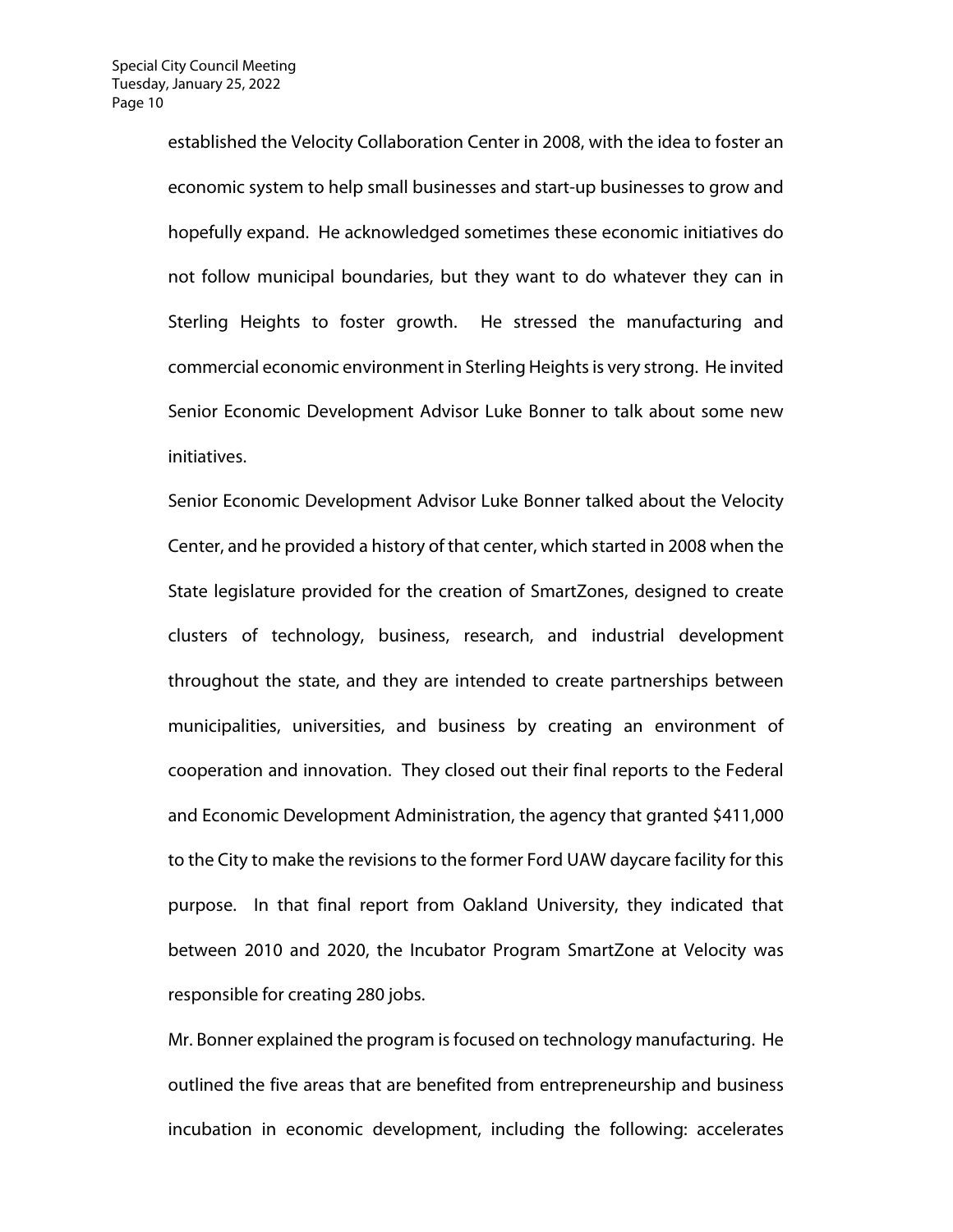established the Velocity Collaboration Center in 2008, with the idea to foster an economic system to help small businesses and start-up businesses to grow and hopefully expand. He acknowledged sometimes these economic initiatives do not follow municipal boundaries, but they want to do whatever they can in Sterling Heights to foster growth. He stressed the manufacturing and commercial economic environment in Sterling Heights is very strong. He invited Senior Economic Development Advisor Luke Bonner to talk about some new initiatives.

Senior Economic Development Advisor Luke Bonner talked about the Velocity Center, and he provided a history of that center, which started in 2008 when the State legislature provided for the creation of SmartZones, designed to create clusters of technology, business, research, and industrial development throughout the state, and they are intended to create partnerships between municipalities, universities, and business by creating an environment of cooperation and innovation. They closed out their final reports to the Federal and Economic Development Administration, the agency that granted $411,000 to the City to make the revisions to the former Ford UAW daycare facility for this purpose. In that final report from Oakland University, they indicated that between 2010 and 2020, the Incubator Program SmartZone at Velocity was responsible for creating 280 jobs.

Mr. Bonner explained the program is focused on technology manufacturing. He outlined the five areas that are benefited from entrepreneurship and business incubation in economic development, including the following: accelerates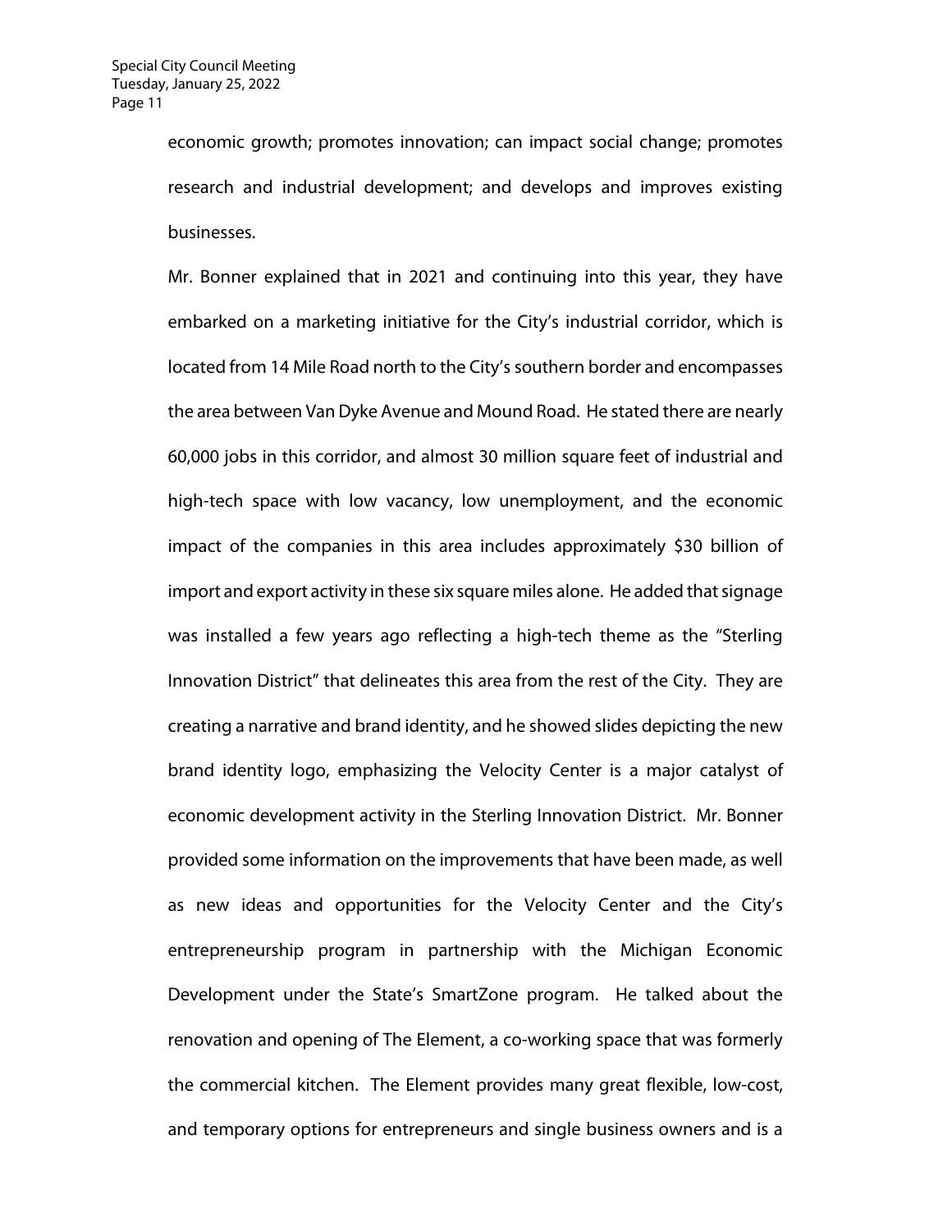economic growth; promotes innovation; can impact social change; promotes research and industrial development; and develops and improves existing businesses.

Mr. Bonner explained that in 2021 and continuing into this year, they have embarked on a marketing initiative for the City's industrial corridor, which is located from 14 Mile Road north to the City's southern border and encompasses the area between Van Dyke Avenue and Mound Road. He stated there are nearly 60,000 jobs in this corridor, and almost 30 million square feet of industrial and high-tech space with low vacancy, low unemployment, and the economic impact of the companies in this area includes approximately $30 billion of import and export activity in these six square miles alone. He added that signage was installed a few years ago reflecting a high-tech theme as the "Sterling Innovation District" that delineates this area from the rest of the City. They are creating a narrative and brand identity, and he showed slides depicting the new brand identity logo, emphasizing the Velocity Center is a major catalyst of economic development activity in the Sterling Innovation District. Mr. Bonner provided some information on the improvements that have been made, as well as new ideas and opportunities for the Velocity Center and the City's entrepreneurship program in partnership with the Michigan Economic Development under the State's SmartZone program. He talked about the renovation and opening of The Element, a co-working space that was formerly the commercial kitchen. The Element provides many great flexible, low-cost, and temporary options for entrepreneurs and single business owners and is a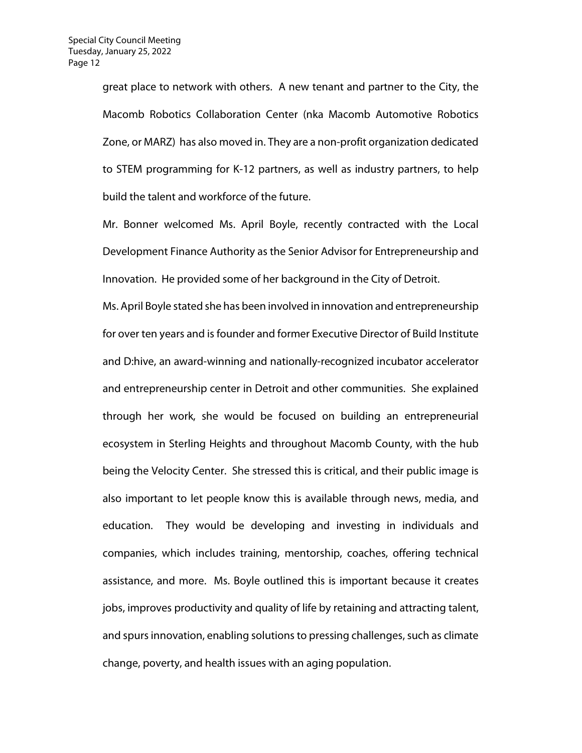great place to network with others. A new tenant and partner to the City, the Macomb Robotics Collaboration Center (nka Macomb Automotive Robotics Zone, or MARZ) has also moved in. They are a non-profit organization dedicated to STEM programming for K-12 partners, as well as industry partners, to help build the talent and workforce of the future.

Mr. Bonner welcomed Ms. April Boyle, recently contracted with the Local Development Finance Authority as the Senior Advisor for Entrepreneurship and Innovation. He provided some of her background in the City of Detroit.

Ms. April Boyle stated she has been involved in innovation and entrepreneurship for over ten years and is founder and former Executive Director of Build Institute and D:hive, an award-winning and nationally-recognized incubator accelerator and entrepreneurship center in Detroit and other communities. She explained through her work, she would be focused on building an entrepreneurial ecosystem in Sterling Heights and throughout Macomb County, with the hub being the Velocity Center. She stressed this is critical, and their public image is also important to let people know this is available through news, media, and education. They would be developing and investing in individuals and companies, which includes training, mentorship, coaches, offering technical assistance, and more. Ms. Boyle outlined this is important because it creates jobs, improves productivity and quality of life by retaining and attracting talent, and spurs innovation, enabling solutions to pressing challenges, such as climate change, poverty, and health issues with an aging population.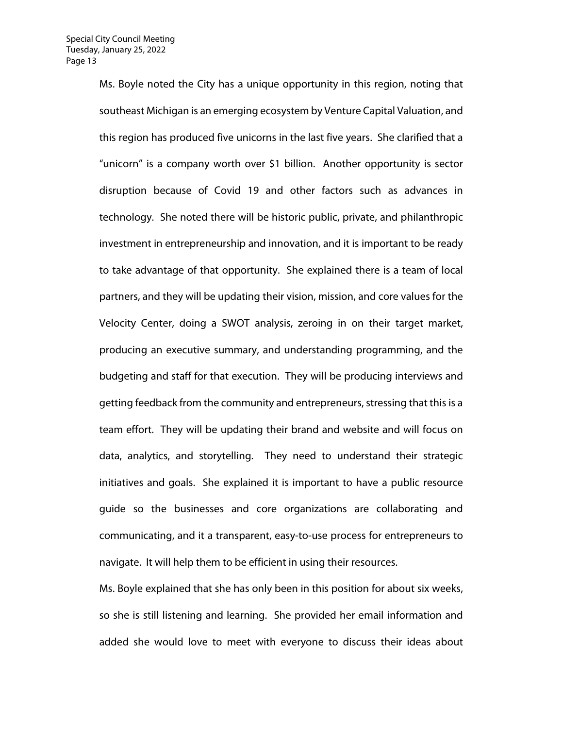Ms. Boyle noted the City has a unique opportunity in this region, noting that southeast Michigan is an emerging ecosystem by Venture Capital Valuation, and this region has produced five unicorns in the last five years. She clarified that a "unicorn" is a company worth over $1 billion. Another opportunity is sector disruption because of Covid 19 and other factors such as advances in technology. She noted there will be historic public, private, and philanthropic investment in entrepreneurship and innovation, and it is important to be ready to take advantage of that opportunity. She explained there is a team of local partners, and they will be updating their vision, mission, and core values for the Velocity Center, doing a SWOT analysis, zeroing in on their target market, producing an executive summary, and understanding programming, and the budgeting and staff for that execution. They will be producing interviews and getting feedback from the community and entrepreneurs, stressing that this is a team effort. They will be updating their brand and website and will focus on data, analytics, and storytelling. They need to understand their strategic initiatives and goals. She explained it is important to have a public resource guide so the businesses and core organizations are collaborating and communicating, and it a transparent, easy-to-use process for entrepreneurs to navigate. It will help them to be efficient in using their resources.

Ms. Boyle explained that she has only been in this position for about six weeks, so she is still listening and learning. She provided her email information and added she would love to meet with everyone to discuss their ideas about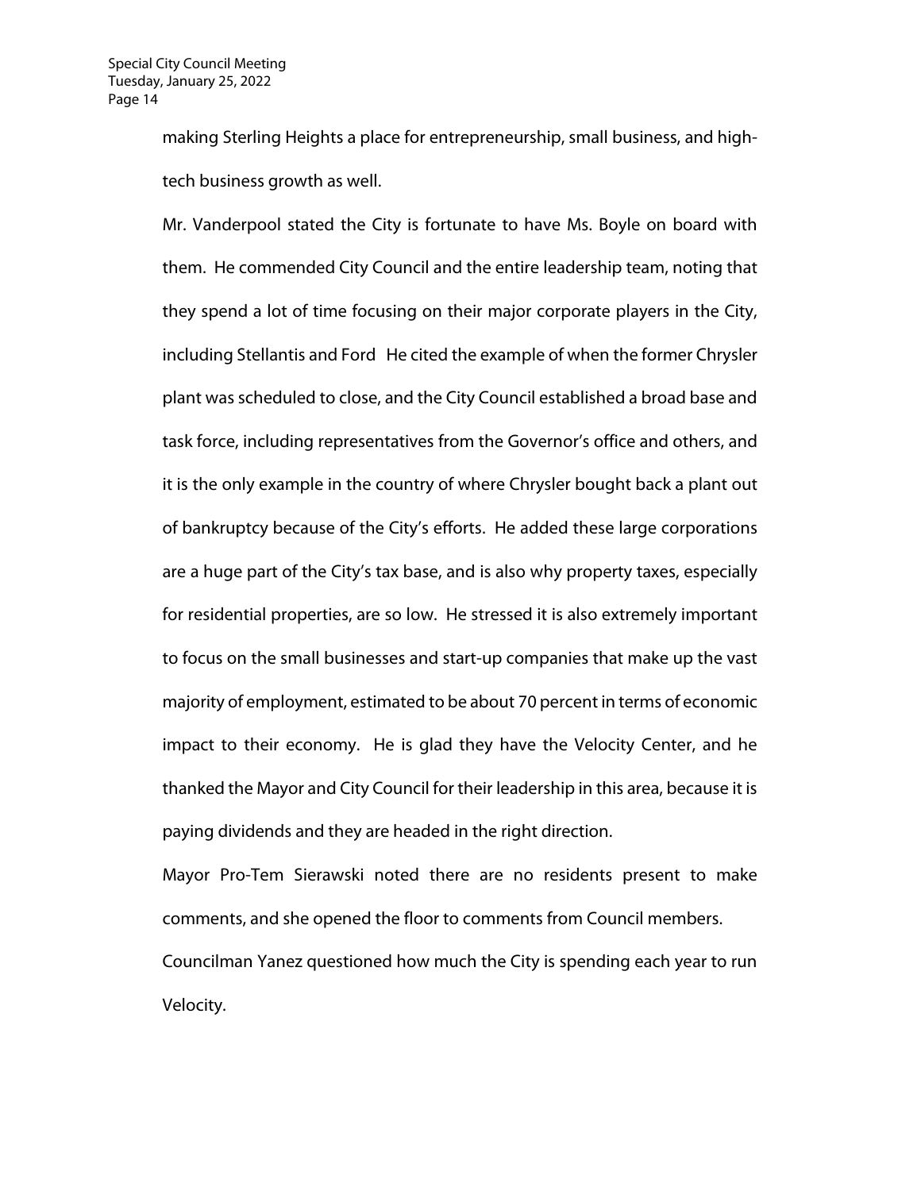making Sterling Heights a place for entrepreneurship, small business, and high-tech business growth as well.

Mr. Vanderpool stated the City is fortunate to have Ms. Boyle on board with them. He commended City Council and the entire leadership team, noting that they spend a lot of time focusing on their major corporate players in the City, including Stellantis and Ford He cited the example of when the former Chrysler plant was scheduled to close, and the City Council established a broad base and task force, including representatives from the Governor's office and others, and it is the only example in the country of where Chrysler bought back a plant out of bankruptcy because of the City's efforts. He added these large corporations are a huge part of the City's tax base, and is also why property taxes, especially for residential properties, are so low. He stressed it is also extremely important to focus on the small businesses and start-up companies that make up the vast majority of employment, estimated to be about 70 percent in terms of economic impact to their economy. He is glad they have the Velocity Center, and he thanked the Mayor and City Council for their leadership in this area, because it is paying dividends and they are headed in the right direction.

Mayor Pro-Tem Sierawski noted there are no residents present to make comments, and she opened the floor to comments from Council members.

Councilman Yanez questioned how much the City is spending each year to run Velocity.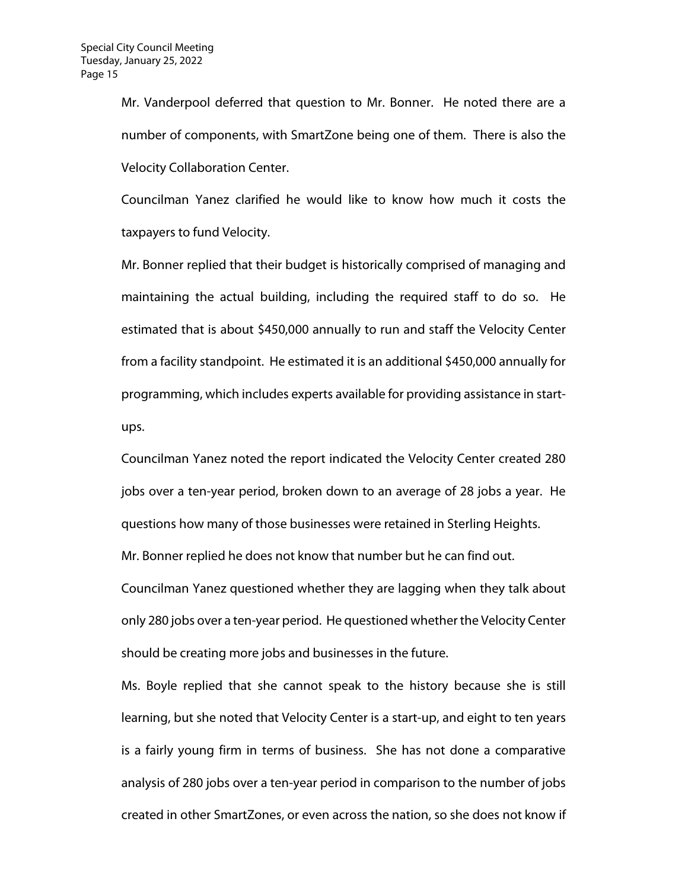Mr. Vanderpool deferred that question to Mr. Bonner. He noted there are a number of components, with SmartZone being one of them. There is also the Velocity Collaboration Center.

Councilman Yanez clarified he would like to know how much it costs the taxpayers to fund Velocity.

Mr. Bonner replied that their budget is historically comprised of managing and maintaining the actual building, including the required staff to do so. He estimated that is about $450,000 annually to run and staff the Velocity Center from a facility standpoint. He estimated it is an additional $450,000 annually for programming, which includes experts available for providing assistance in start-ups.

Councilman Yanez noted the report indicated the Velocity Center created 280 jobs over a ten-year period, broken down to an average of 28 jobs a year. He questions how many of those businesses were retained in Sterling Heights.

Mr. Bonner replied he does not know that number but he can find out.

Councilman Yanez questioned whether they are lagging when they talk about only 280 jobs over a ten-year period. He questioned whether the Velocity Center should be creating more jobs and businesses in the future.

Ms. Boyle replied that she cannot speak to the history because she is still learning, but she noted that Velocity Center is a start-up, and eight to ten years is a fairly young firm in terms of business. She has not done a comparative analysis of 280 jobs over a ten-year period in comparison to the number of jobs created in other SmartZones, or even across the nation, so she does not know if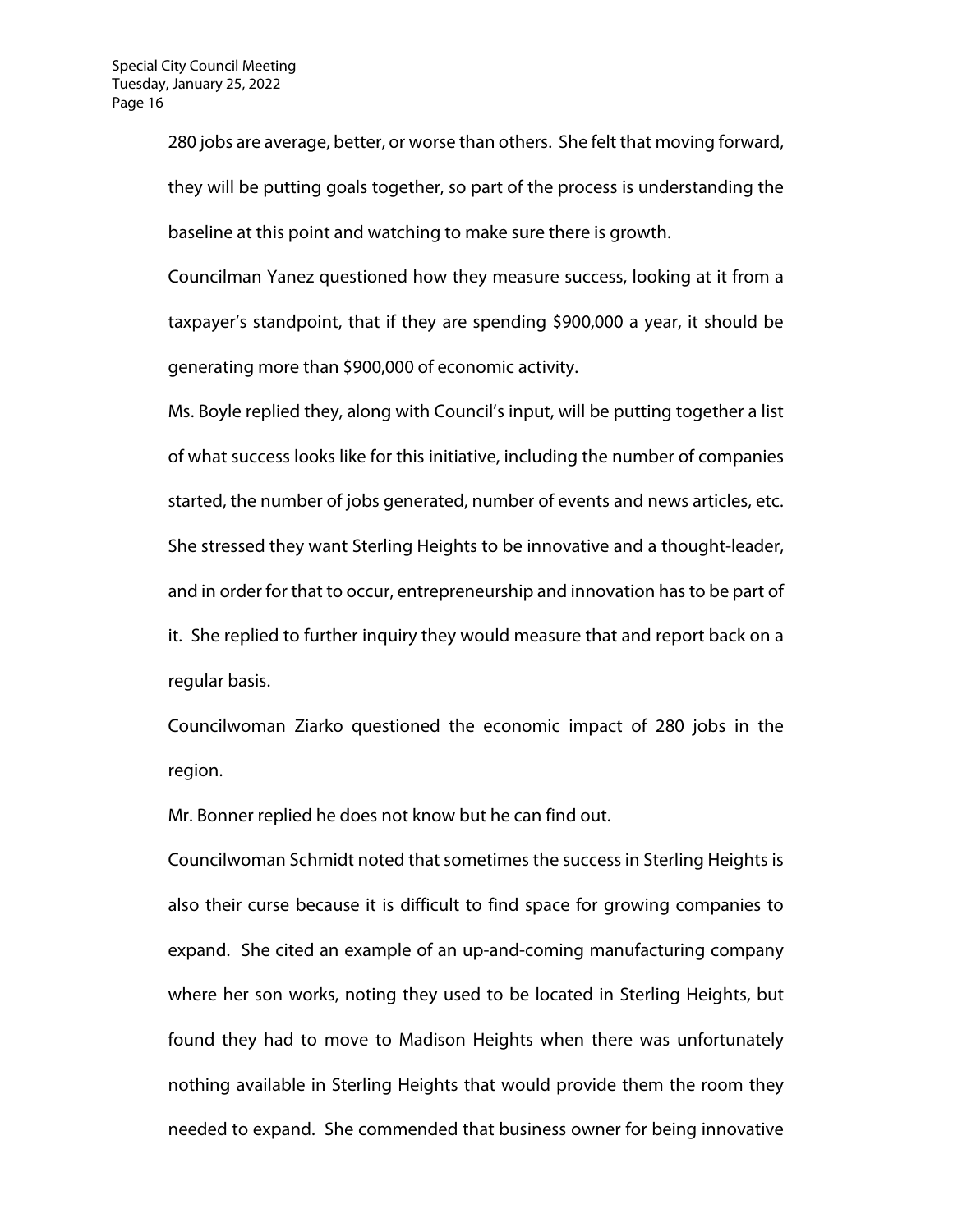280 jobs are average, better, or worse than others. She felt that moving forward, they will be putting goals together, so part of the process is understanding the baseline at this point and watching to make sure there is growth.

Councilman Yanez questioned how they measure success, looking at it from a taxpayer's standpoint, that if they are spending $900,000 a year, it should be generating more than $900,000 of economic activity.

Ms. Boyle replied they, along with Council's input, will be putting together a list of what success looks like for this initiative, including the number of companies started, the number of jobs generated, number of events and news articles, etc. She stressed they want Sterling Heights to be innovative and a thought-leader, and in order for that to occur, entrepreneurship and innovation has to be part of it. She replied to further inquiry they would measure that and report back on a regular basis.

Councilwoman Ziarko questioned the economic impact of 280 jobs in the region.

Mr. Bonner replied he does not know but he can find out.

Councilwoman Schmidt noted that sometimes the success in Sterling Heights is also their curse because it is difficult to find space for growing companies to expand. She cited an example of an up-and-coming manufacturing company where her son works, noting they used to be located in Sterling Heights, but found they had to move to Madison Heights when there was unfortunately nothing available in Sterling Heights that would provide them the room they needed to expand. She commended that business owner for being innovative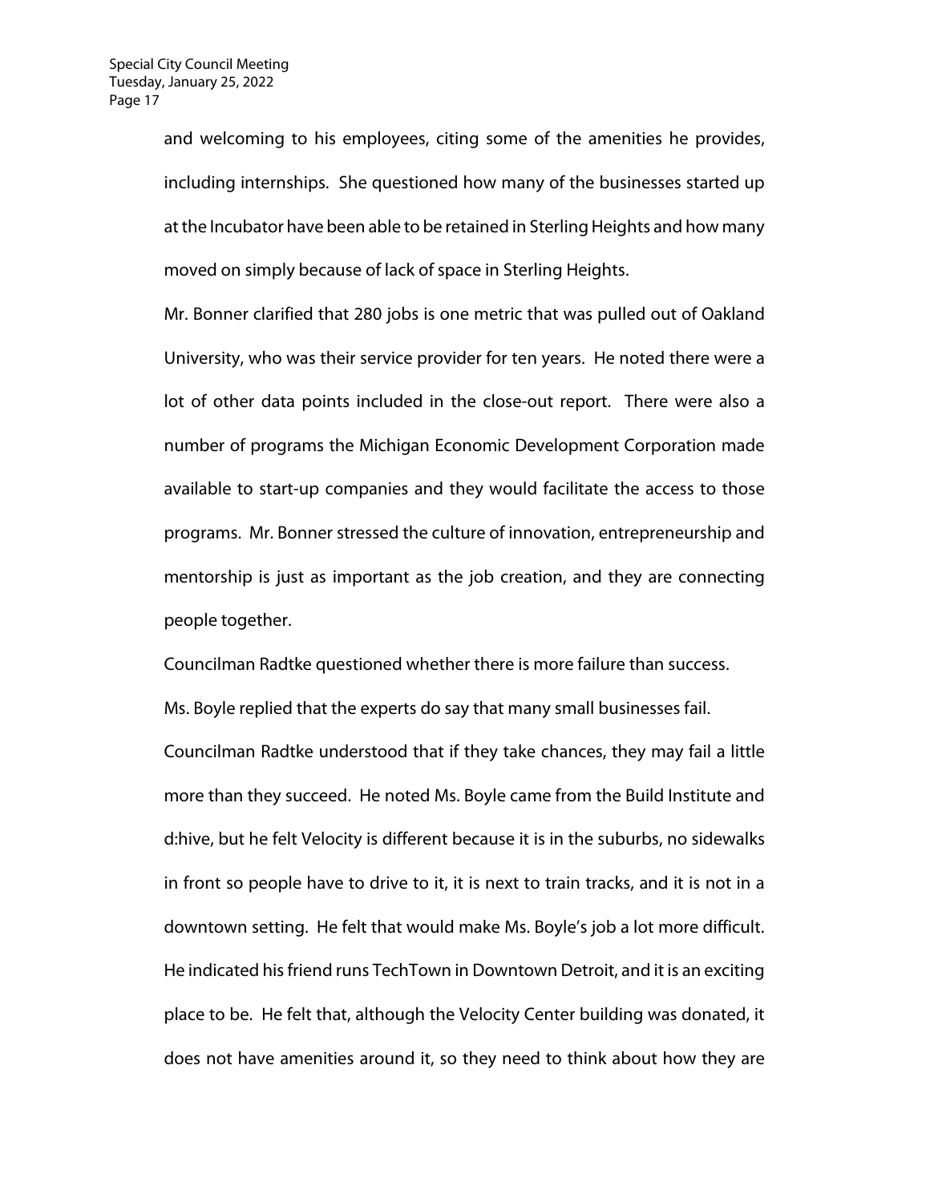and welcoming to his employees, citing some of the amenities he provides, including internships. She questioned how many of the businesses started up at the Incubator have been able to be retained in Sterling Heights and how many moved on simply because of lack of space in Sterling Heights.

Mr. Bonner clarified that 280 jobs is one metric that was pulled out of Oakland University, who was their service provider for ten years. He noted there were a lot of other data points included in the close-out report. There were also a number of programs the Michigan Economic Development Corporation made available to start-up companies and they would facilitate the access to those programs. Mr. Bonner stressed the culture of innovation, entrepreneurship and mentorship is just as important as the job creation, and they are connecting people together.

Councilman Radtke questioned whether there is more failure than success.

Ms. Boyle replied that the experts do say that many small businesses fail.

Councilman Radtke understood that if they take chances, they may fail a little more than they succeed. He noted Ms. Boyle came from the Build Institute and d:hive, but he felt Velocity is different because it is in the suburbs, no sidewalks in front so people have to drive to it, it is next to train tracks, and it is not in a downtown setting. He felt that would make Ms. Boyle's job a lot more difficult. He indicated his friend runs TechTown in Downtown Detroit, and it is an exciting place to be. He felt that, although the Velocity Center building was donated, it does not have amenities around it, so they need to think about how they are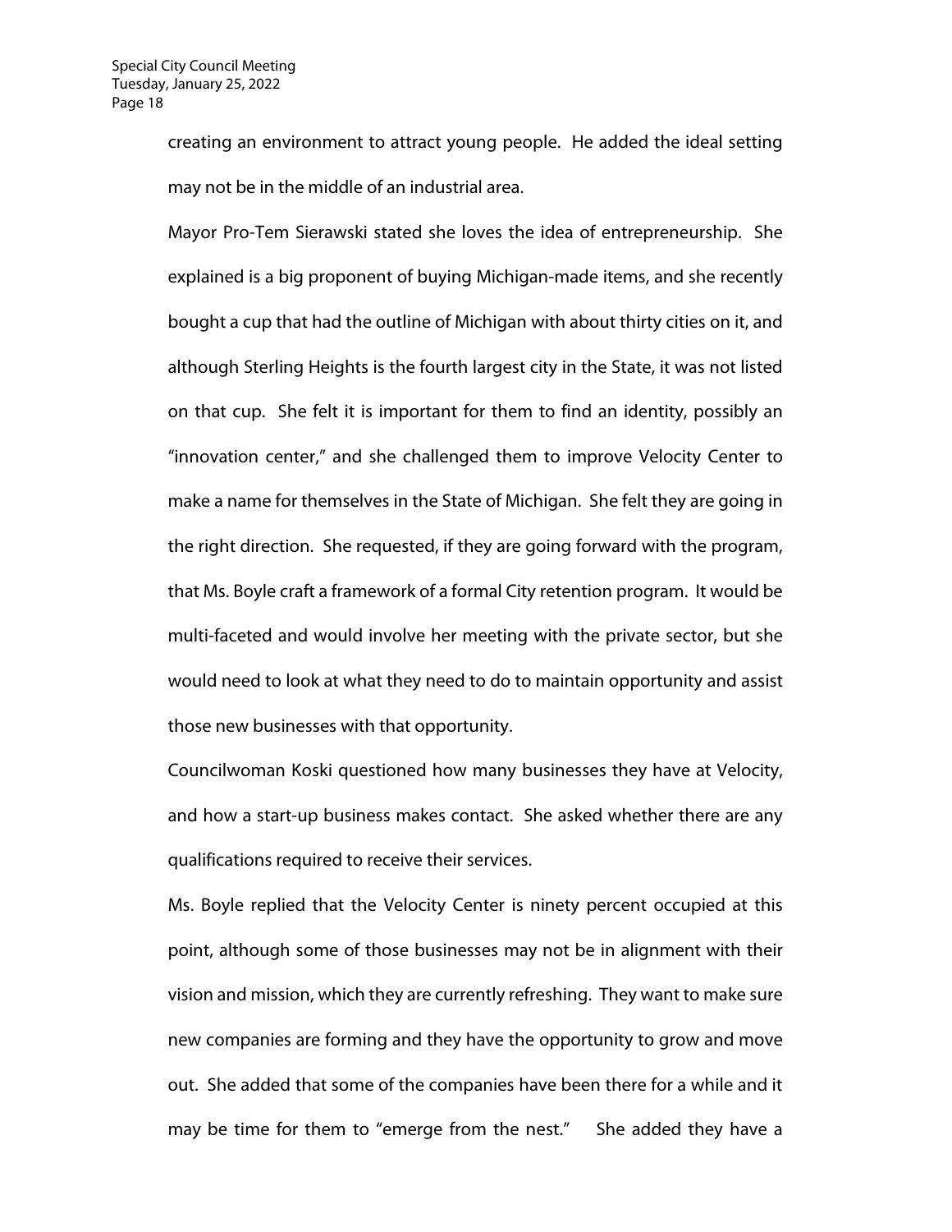creating an environment to attract young people. He added the ideal setting may not be in the middle of an industrial area.

Mayor Pro-Tem Sierawski stated she loves the idea of entrepreneurship. She explained is a big proponent of buying Michigan-made items, and she recently bought a cup that had the outline of Michigan with about thirty cities on it, and although Sterling Heights is the fourth largest city in the State, it was not listed on that cup. She felt it is important for them to find an identity, possibly an "innovation center," and she challenged them to improve Velocity Center to make a name for themselves in the State of Michigan. She felt they are going in the right direction. She requested, if they are going forward with the program, that Ms. Boyle craft a framework of a formal City retention program. It would be multi-faceted and would involve her meeting with the private sector, but she would need to look at what they need to do to maintain opportunity and assist those new businesses with that opportunity.

Councilwoman Koski questioned how many businesses they have at Velocity, and how a start-up business makes contact. She asked whether there are any qualifications required to receive their services.

Ms. Boyle replied that the Velocity Center is ninety percent occupied at this point, although some of those businesses may not be in alignment with their vision and mission, which they are currently refreshing. They want to make sure new companies are forming and they have the opportunity to grow and move out. She added that some of the companies have been there for a while and it may be time for them to "emerge from the nest." She added they have a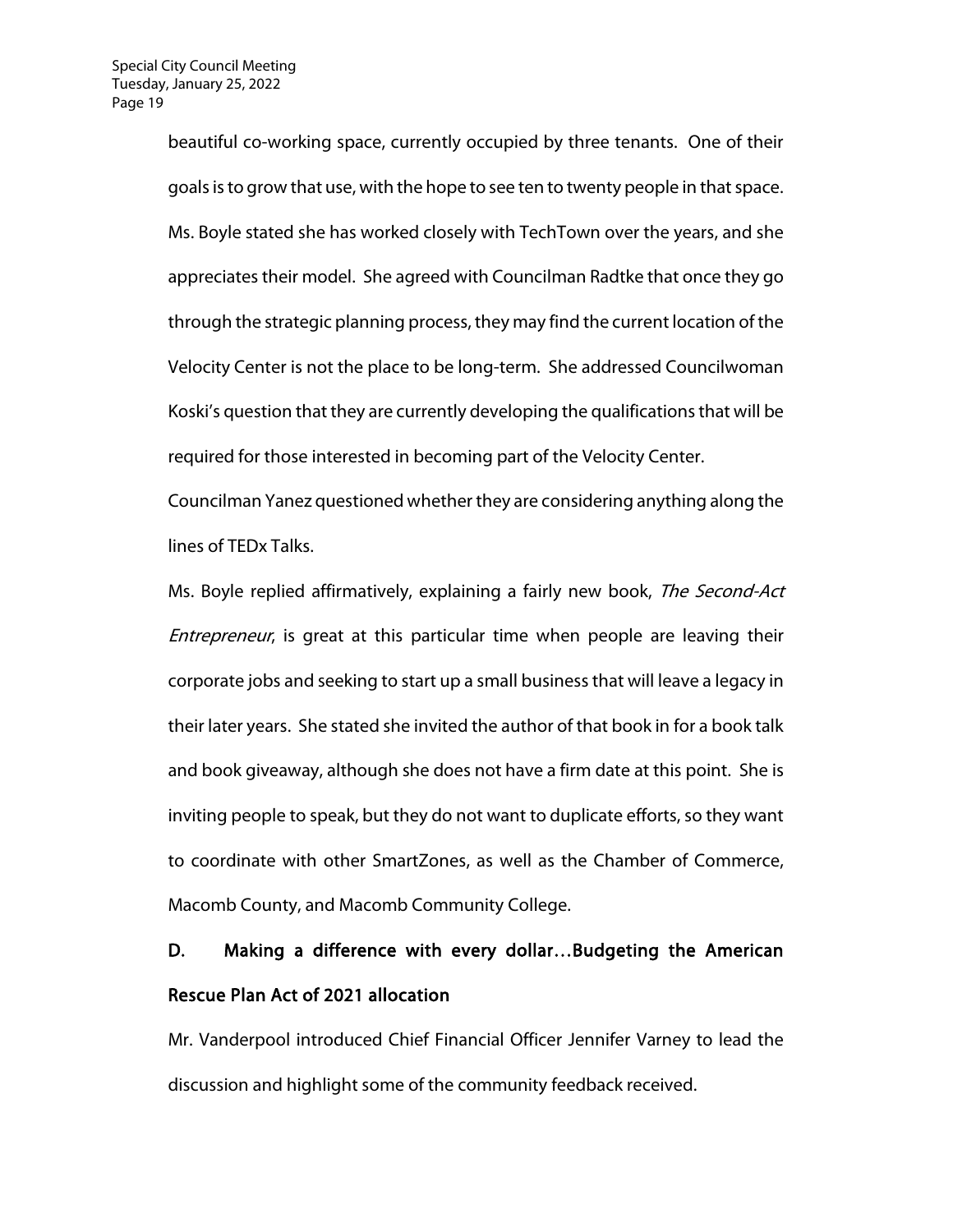beautiful co-working space, currently occupied by three tenants. One of their goals is to grow that use, with the hope to see ten to twenty people in that space. Ms. Boyle stated she has worked closely with TechTown over the years, and she appreciates their model. She agreed with Councilman Radtke that once they go through the strategic planning process, they may find the current location of the Velocity Center is not the place to be long-term. She addressed Councilwoman Koski's question that they are currently developing the qualifications that will be required for those interested in becoming part of the Velocity Center.

Councilman Yanez questioned whether they are considering anything along the lines of TEDx Talks.

Ms. Boyle replied affirmatively, explaining a fairly new book, *The Second-Act Entrepreneur*, is great at this particular time when people are leaving their corporate jobs and seeking to start up a small business that will leave a legacy in their later years. She stated she invited the author of that book in for a book talk and book giveaway, although she does not have a firm date at this point. She is inviting people to speak, but they do not want to duplicate efforts, so they want to coordinate with other SmartZones, as well as the Chamber of Commerce, Macomb County, and Macomb Community College.

**D. Making a difference with every dollar…Budgeting the American Rescue Plan Act of 2021 allocation**

Mr. Vanderpool introduced Chief Financial Officer Jennifer Varney to lead the discussion and highlight some of the community feedback received.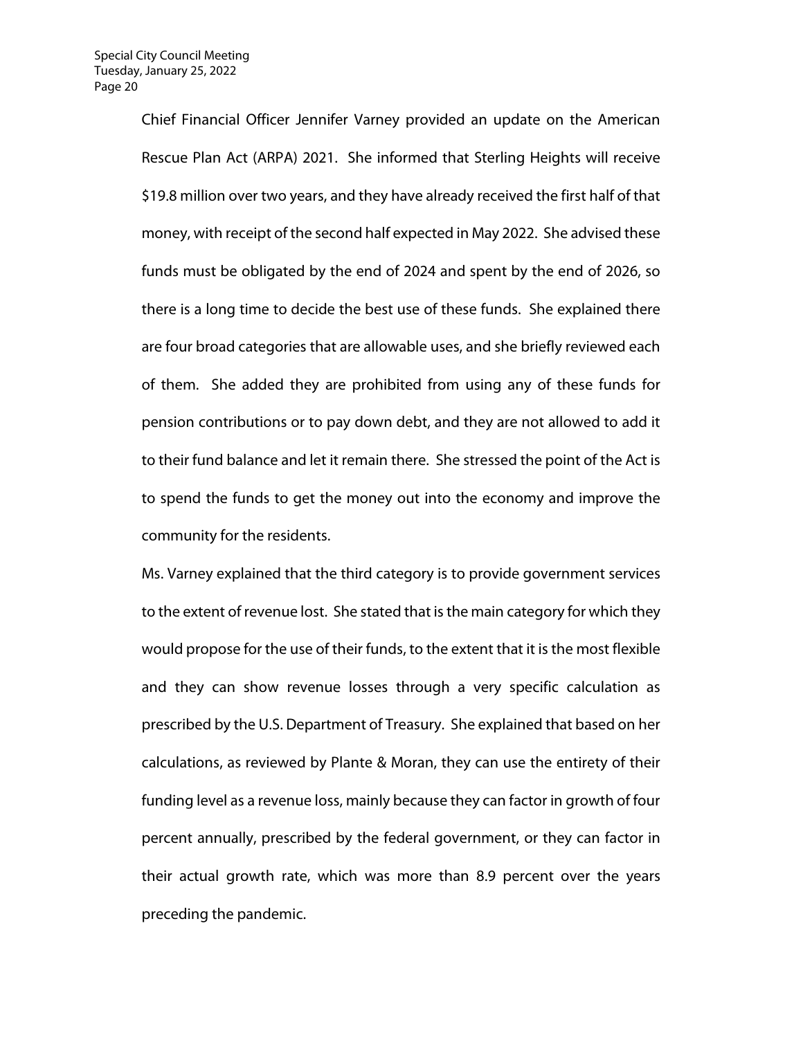Chief Financial Officer Jennifer Varney provided an update on the American Rescue Plan Act (ARPA) 2021. She informed that Sterling Heights will receive $19.8 million over two years, and they have already received the first half of that money, with receipt of the second half expected in May 2022. She advised these funds must be obligated by the end of 2024 and spent by the end of 2026, so there is a long time to decide the best use of these funds. She explained there are four broad categories that are allowable uses, and she briefly reviewed each of them. She added they are prohibited from using any of these funds for pension contributions or to pay down debt, and they are not allowed to add it to their fund balance and let it remain there. She stressed the point of the Act is to spend the funds to get the money out into the economy and improve the community for the residents.

Ms. Varney explained that the third category is to provide government services to the extent of revenue lost. She stated that is the main category for which they would propose for the use of their funds, to the extent that it is the most flexible and they can show revenue losses through a very specific calculation as prescribed by the U.S. Department of Treasury. She explained that based on her calculations, as reviewed by Plante & Moran, they can use the entirety of their funding level as a revenue loss, mainly because they can factor in growth of four percent annually, prescribed by the federal government, or they can factor in their actual growth rate, which was more than 8.9 percent over the years preceding the pandemic.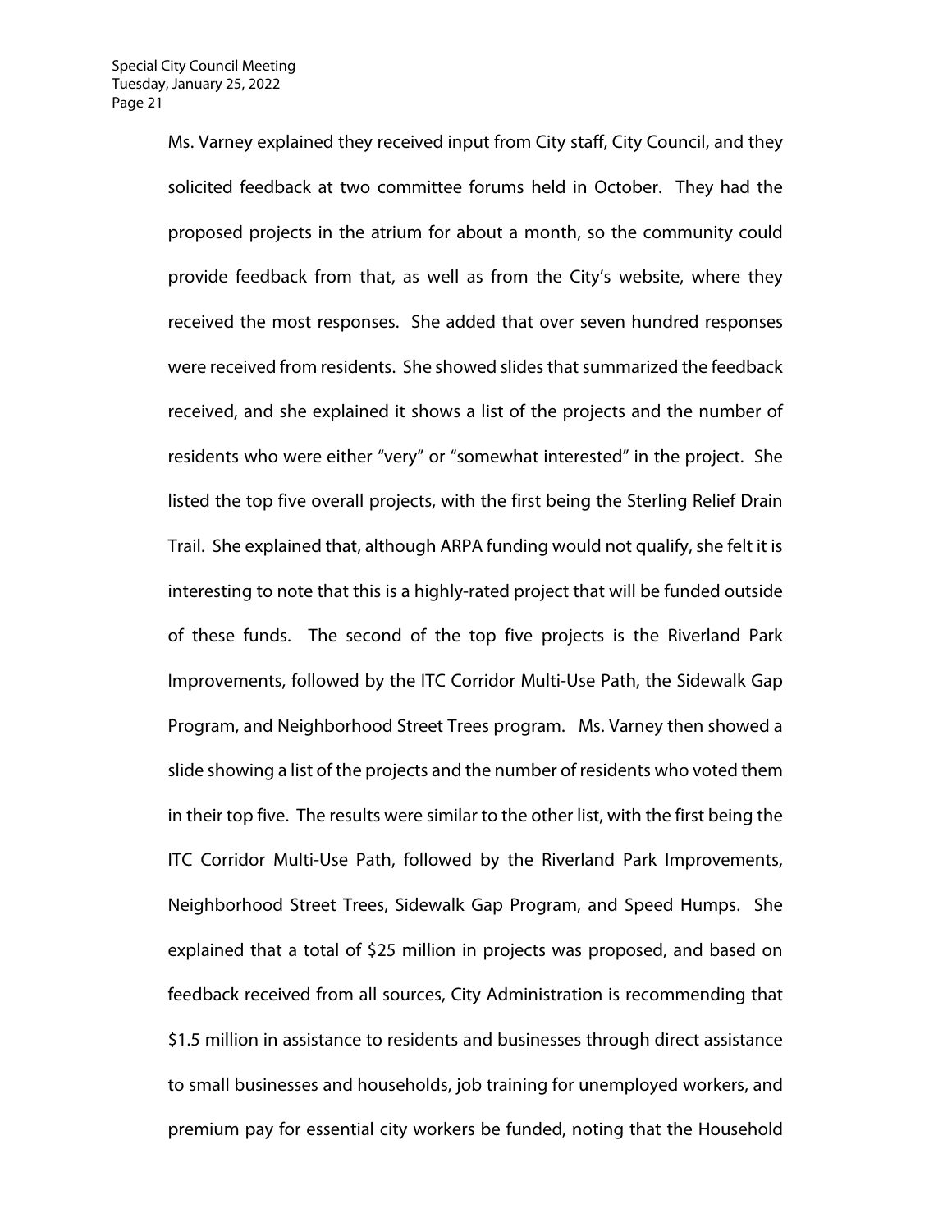Ms. Varney explained they received input from City staff, City Council, and they solicited feedback at two committee forums held in October. They had the proposed projects in the atrium for about a month, so the community could provide feedback from that, as well as from the City's website, where they received the most responses. She added that over seven hundred responses were received from residents. She showed slides that summarized the feedback received, and she explained it shows a list of the projects and the number of residents who were either "very" or "somewhat interested" in the project. She listed the top five overall projects, with the first being the Sterling Relief Drain Trail. She explained that, although ARPA funding would not qualify, she felt it is interesting to note that this is a highly-rated project that will be funded outside of these funds. The second of the top five projects is the Riverland Park Improvements, followed by the ITC Corridor Multi-Use Path, the Sidewalk Gap Program, and Neighborhood Street Trees program. Ms. Varney then showed a slide showing a list of the projects and the number of residents who voted them in their top five. The results were similar to the other list, with the first being the ITC Corridor Multi-Use Path, followed by the Riverland Park Improvements, Neighborhood Street Trees, Sidewalk Gap Program, and Speed Humps. She explained that a total of $25 million in projects was proposed, and based on feedback received from all sources, City Administration is recommending that $1.5 million in assistance to residents and businesses through direct assistance to small businesses and households, job training for unemployed workers, and premium pay for essential city workers be funded, noting that the Household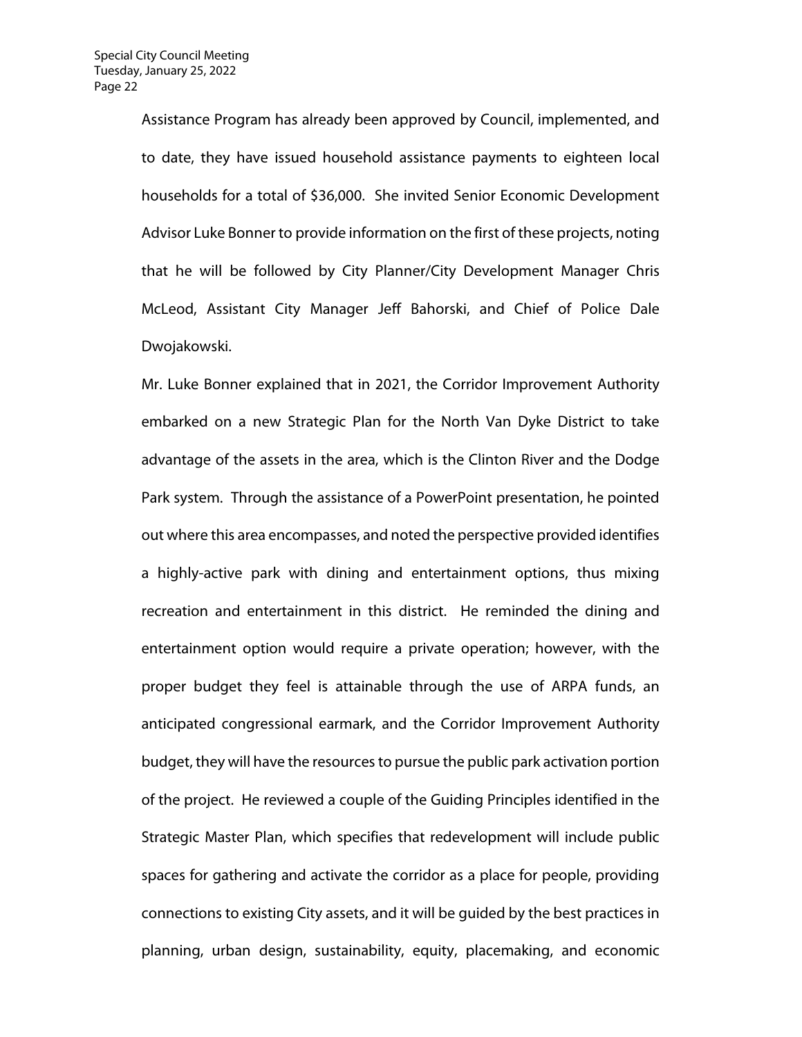Assistance Program has already been approved by Council, implemented, and to date, they have issued household assistance payments to eighteen local households for a total of $36,000. She invited Senior Economic Development Advisor Luke Bonner to provide information on the first of these projects, noting that he will be followed by City Planner/City Development Manager Chris McLeod, Assistant City Manager Jeff Bahorski, and Chief of Police Dale Dwojakowski.

Mr. Luke Bonner explained that in 2021, the Corridor Improvement Authority embarked on a new Strategic Plan for the North Van Dyke District to take advantage of the assets in the area, which is the Clinton River and the Dodge Park system. Through the assistance of a PowerPoint presentation, he pointed out where this area encompasses, and noted the perspective provided identifies a highly-active park with dining and entertainment options, thus mixing recreation and entertainment in this district. He reminded the dining and entertainment option would require a private operation; however, with the proper budget they feel is attainable through the use of ARPA funds, an anticipated congressional earmark, and the Corridor Improvement Authority budget, they will have the resources to pursue the public park activation portion of the project. He reviewed a couple of the Guiding Principles identified in the Strategic Master Plan, which specifies that redevelopment will include public spaces for gathering and activate the corridor as a place for people, providing connections to existing City assets, and it will be guided by the best practices in planning, urban design, sustainability, equity, placemaking, and economic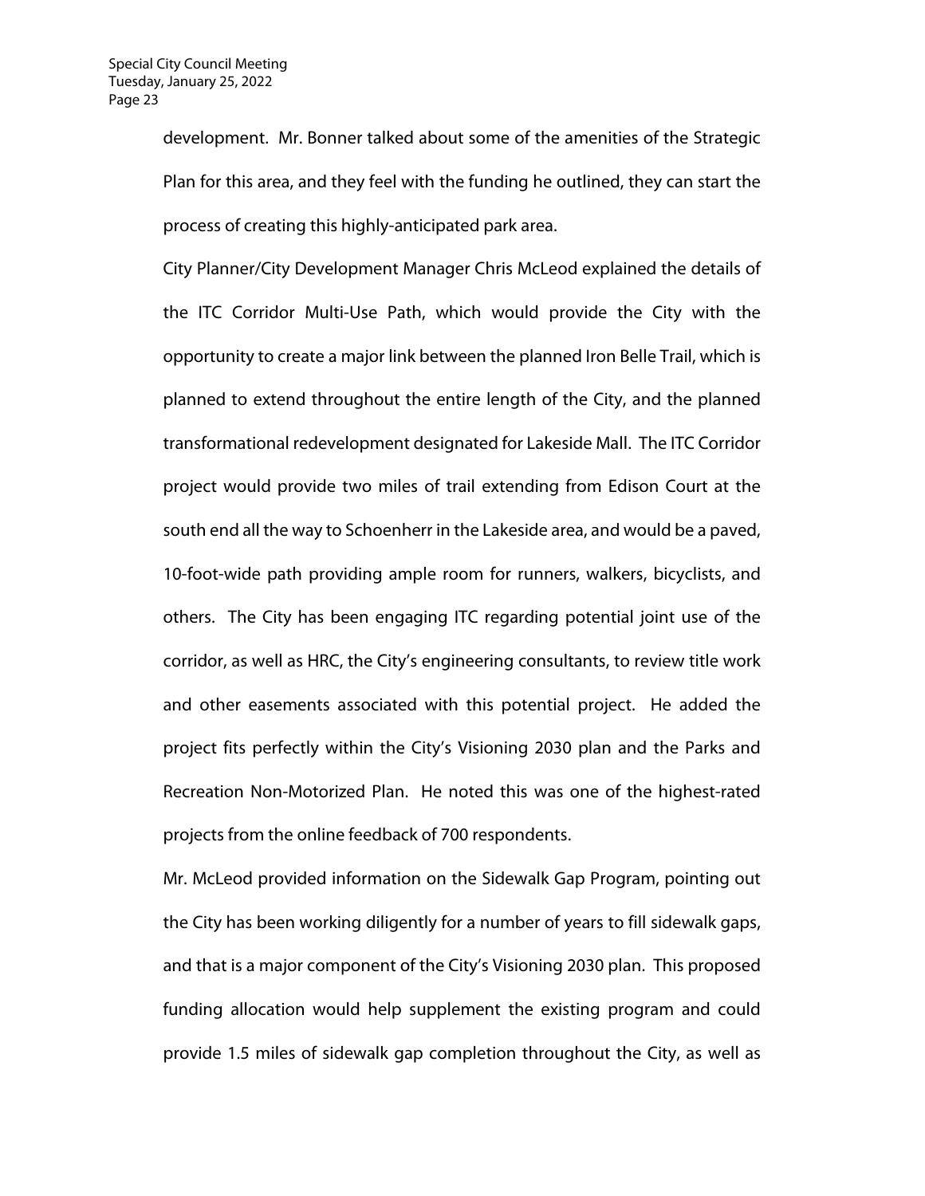development. Mr. Bonner talked about some of the amenities of the Strategic Plan for this area, and they feel with the funding he outlined, they can start the process of creating this highly-anticipated park area.

City Planner/City Development Manager Chris McLeod explained the details of the ITC Corridor Multi-Use Path, which would provide the City with the opportunity to create a major link between the planned Iron Belle Trail, which is planned to extend throughout the entire length of the City, and the planned transformational redevelopment designated for Lakeside Mall. The ITC Corridor project would provide two miles of trail extending from Edison Court at the south end all the way to Schoenherr in the Lakeside area, and would be a paved, 10-foot-wide path providing ample room for runners, walkers, bicyclists, and others. The City has been engaging ITC regarding potential joint use of the corridor, as well as HRC, the City's engineering consultants, to review title work and other easements associated with this potential project. He added the project fits perfectly within the City's Visioning 2030 plan and the Parks and Recreation Non-Motorized Plan. He noted this was one of the highest-rated projects from the online feedback of 700 respondents.

Mr. McLeod provided information on the Sidewalk Gap Program, pointing out the City has been working diligently for a number of years to fill sidewalk gaps, and that is a major component of the City's Visioning 2030 plan. This proposed funding allocation would help supplement the existing program and could provide 1.5 miles of sidewalk gap completion throughout the City, as well as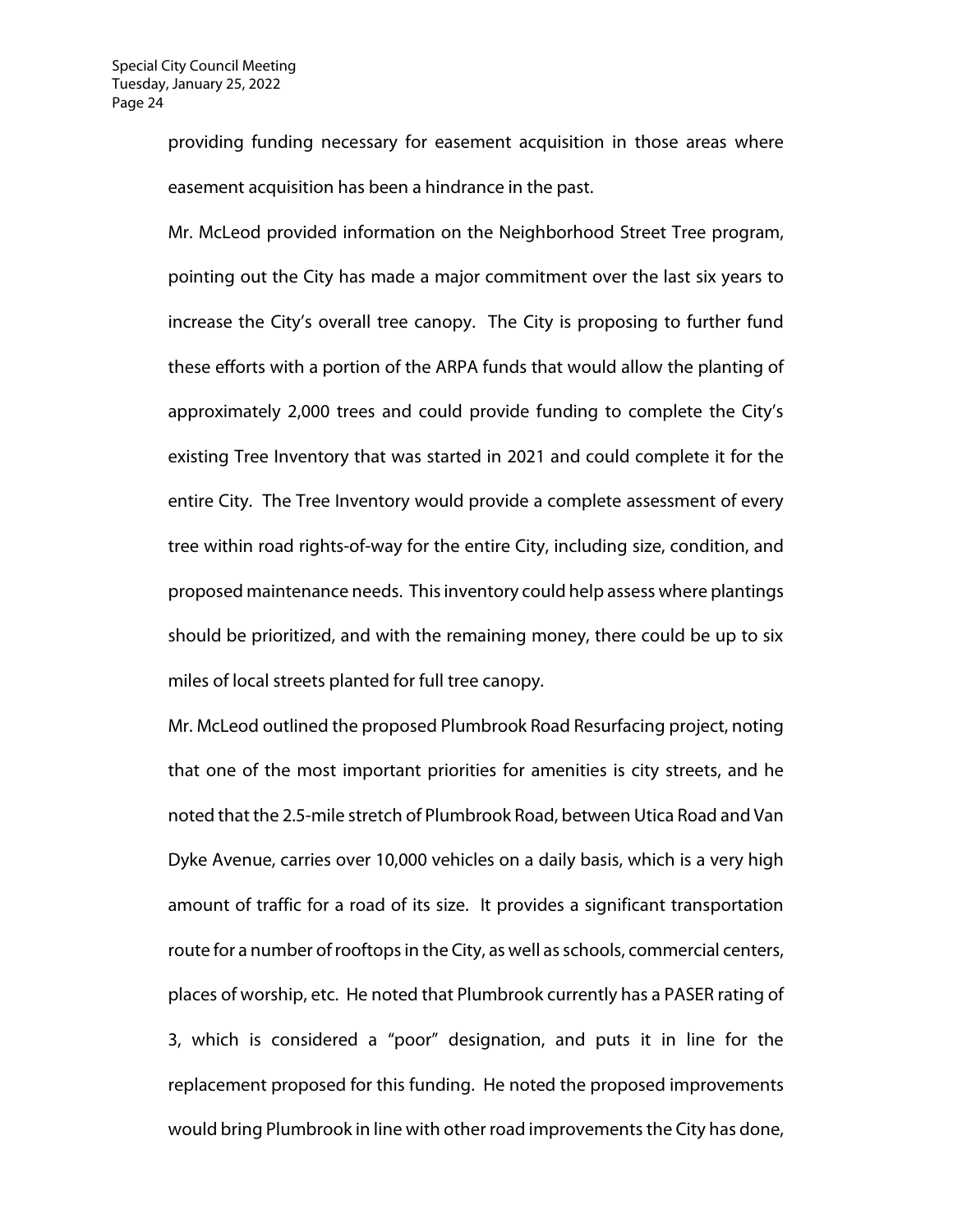providing funding necessary for easement acquisition in those areas where easement acquisition has been a hindrance in the past.

Mr. McLeod provided information on the Neighborhood Street Tree program, pointing out the City has made a major commitment over the last six years to increase the City's overall tree canopy. The City is proposing to further fund these efforts with a portion of the ARPA funds that would allow the planting of approximately 2,000 trees and could provide funding to complete the City's existing Tree Inventory that was started in 2021 and could complete it for the entire City. The Tree Inventory would provide a complete assessment of every tree within road rights-of-way for the entire City, including size, condition, and proposed maintenance needs. This inventory could help assess where plantings should be prioritized, and with the remaining money, there could be up to six miles of local streets planted for full tree canopy.

Mr. McLeod outlined the proposed Plumbrook Road Resurfacing project, noting that one of the most important priorities for amenities is city streets, and he noted that the 2.5-mile stretch of Plumbrook Road, between Utica Road and Van Dyke Avenue, carries over 10,000 vehicles on a daily basis, which is a very high amount of traffic for a road of its size. It provides a significant transportation route for a number of rooftops in the City, as well as schools, commercial centers, places of worship, etc. He noted that Plumbrook currently has a PASER rating of 3, which is considered a "poor" designation, and puts it in line for the replacement proposed for this funding. He noted the proposed improvements would bring Plumbrook in line with other road improvements the City has done,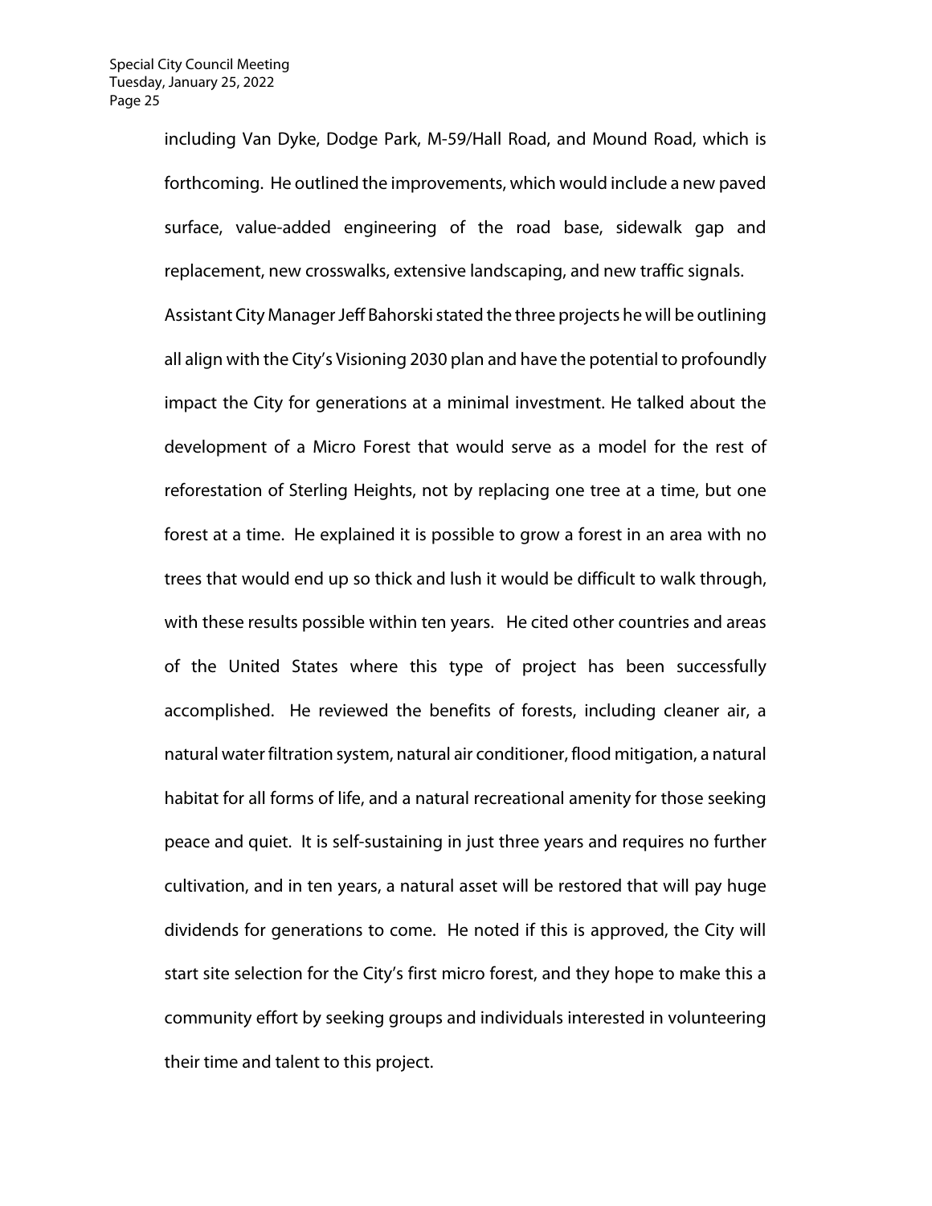including Van Dyke, Dodge Park, M-59/Hall Road, and Mound Road, which is forthcoming. He outlined the improvements, which would include a new paved surface, value-added engineering of the road base, sidewalk gap and replacement, new crosswalks, extensive landscaping, and new traffic signals.

Assistant City Manager Jeff Bahorski stated the three projects he will be outlining all align with the City's Visioning 2030 plan and have the potential to profoundly impact the City for generations at a minimal investment. He talked about the development of a Micro Forest that would serve as a model for the rest of reforestation of Sterling Heights, not by replacing one tree at a time, but one forest at a time. He explained it is possible to grow a forest in an area with no trees that would end up so thick and lush it would be difficult to walk through, with these results possible within ten years. He cited other countries and areas of the United States where this type of project has been successfully accomplished. He reviewed the benefits of forests, including cleaner air, a natural water filtration system, natural air conditioner, flood mitigation, a natural habitat for all forms of life, and a natural recreational amenity for those seeking peace and quiet. It is self-sustaining in just three years and requires no further cultivation, and in ten years, a natural asset will be restored that will pay huge dividends for generations to come. He noted if this is approved, the City will start site selection for the City's first micro forest, and they hope to make this a community effort by seeking groups and individuals interested in volunteering their time and talent to this project.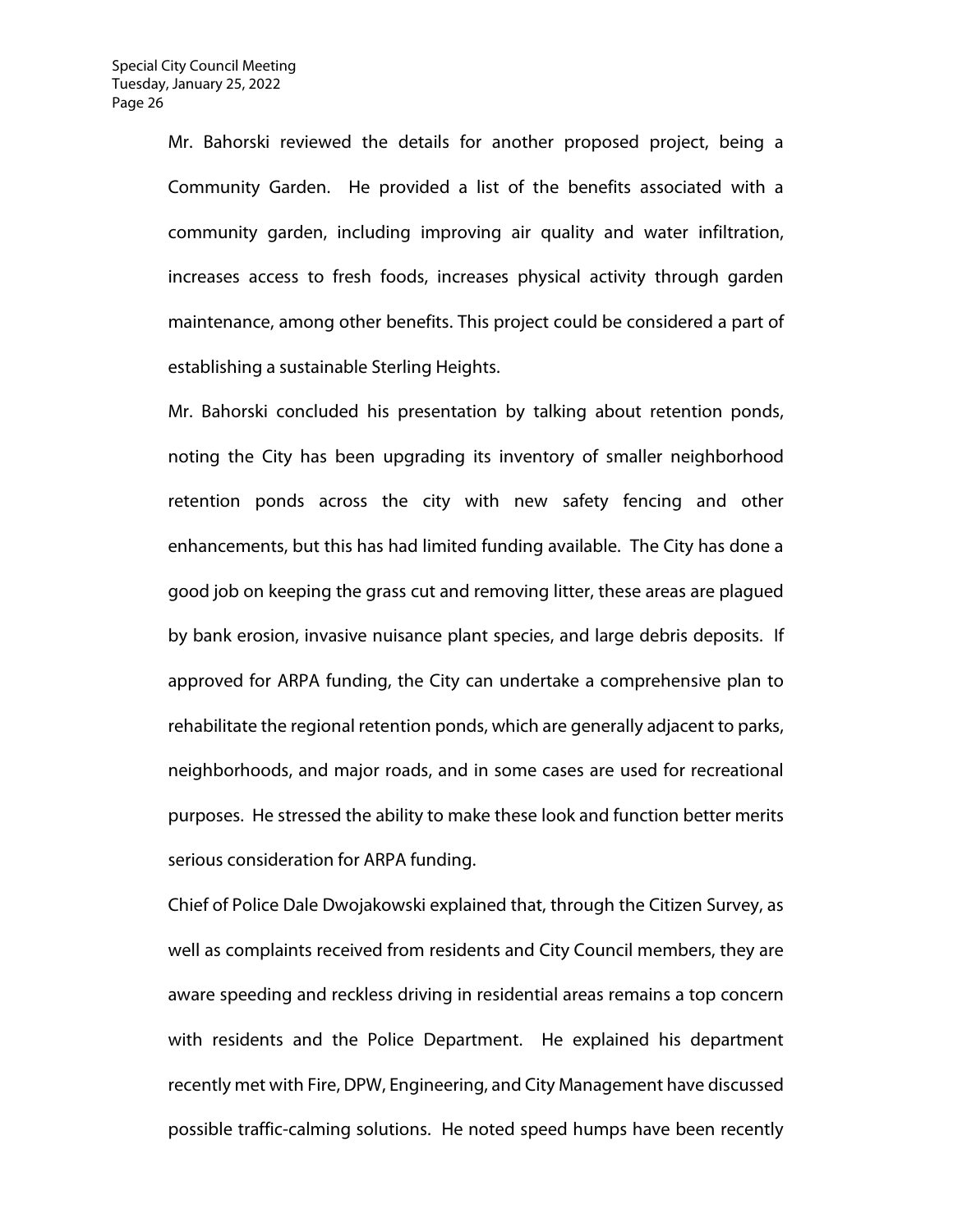Mr. Bahorski reviewed the details for another proposed project, being a Community Garden. He provided a list of the benefits associated with a community garden, including improving air quality and water infiltration, increases access to fresh foods, increases physical activity through garden maintenance, among other benefits. This project could be considered a part of establishing a sustainable Sterling Heights.

Mr. Bahorski concluded his presentation by talking about retention ponds, noting the City has been upgrading its inventory of smaller neighborhood retention ponds across the city with new safety fencing and other enhancements, but this has had limited funding available. The City has done a good job on keeping the grass cut and removing litter, these areas are plagued by bank erosion, invasive nuisance plant species, and large debris deposits. If approved for ARPA funding, the City can undertake a comprehensive plan to rehabilitate the regional retention ponds, which are generally adjacent to parks, neighborhoods, and major roads, and in some cases are used for recreational purposes. He stressed the ability to make these look and function better merits serious consideration for ARPA funding.

Chief of Police Dale Dwojakowski explained that, through the Citizen Survey, as well as complaints received from residents and City Council members, they are aware speeding and reckless driving in residential areas remains a top concern with residents and the Police Department. He explained his department recently met with Fire, DPW, Engineering, and City Management have discussed possible traffic-calming solutions. He noted speed humps have been recently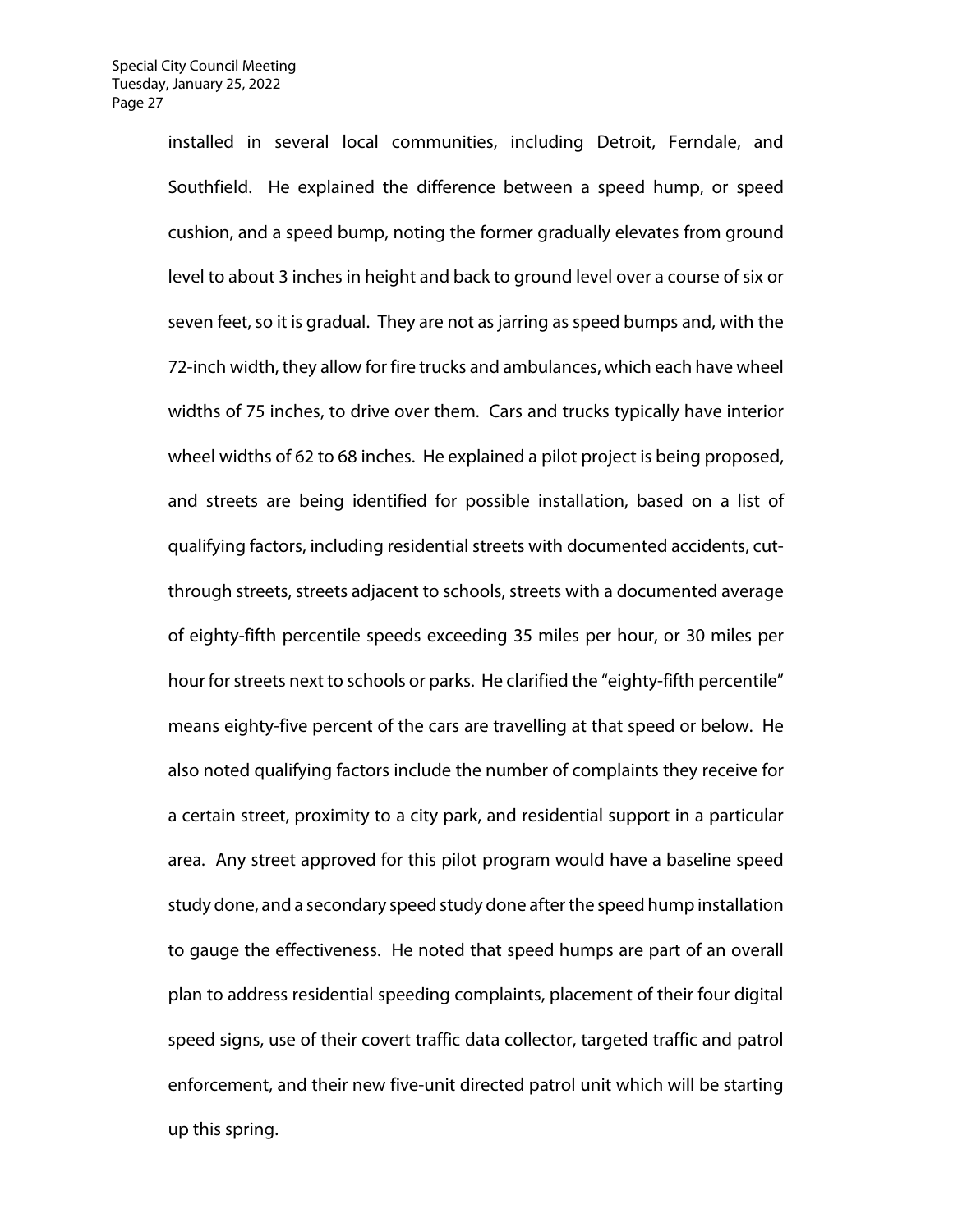installed in several local communities, including Detroit, Ferndale, and Southfield. He explained the difference between a speed hump, or speed cushion, and a speed bump, noting the former gradually elevates from ground level to about 3 inches in height and back to ground level over a course of six or seven feet, so it is gradual. They are not as jarring as speed bumps and, with the 72-inch width, they allow for fire trucks and ambulances, which each have wheel widths of 75 inches, to drive over them. Cars and trucks typically have interior wheel widths of 62 to 68 inches. He explained a pilot project is being proposed, and streets are being identified for possible installation, based on a list of qualifying factors, including residential streets with documented accidents, cut-through streets, streets adjacent to schools, streets with a documented average of eighty-fifth percentile speeds exceeding 35 miles per hour, or 30 miles per hour for streets next to schools or parks. He clarified the "eighty-fifth percentile" means eighty-five percent of the cars are travelling at that speed or below. He also noted qualifying factors include the number of complaints they receive for a certain street, proximity to a city park, and residential support in a particular area. Any street approved for this pilot program would have a baseline speed study done, and a secondary speed study done after the speed hump installation to gauge the effectiveness. He noted that speed humps are part of an overall plan to address residential speeding complaints, placement of their four digital speed signs, use of their covert traffic data collector, targeted traffic and patrol enforcement, and their new five-unit directed patrol unit which will be starting up this spring.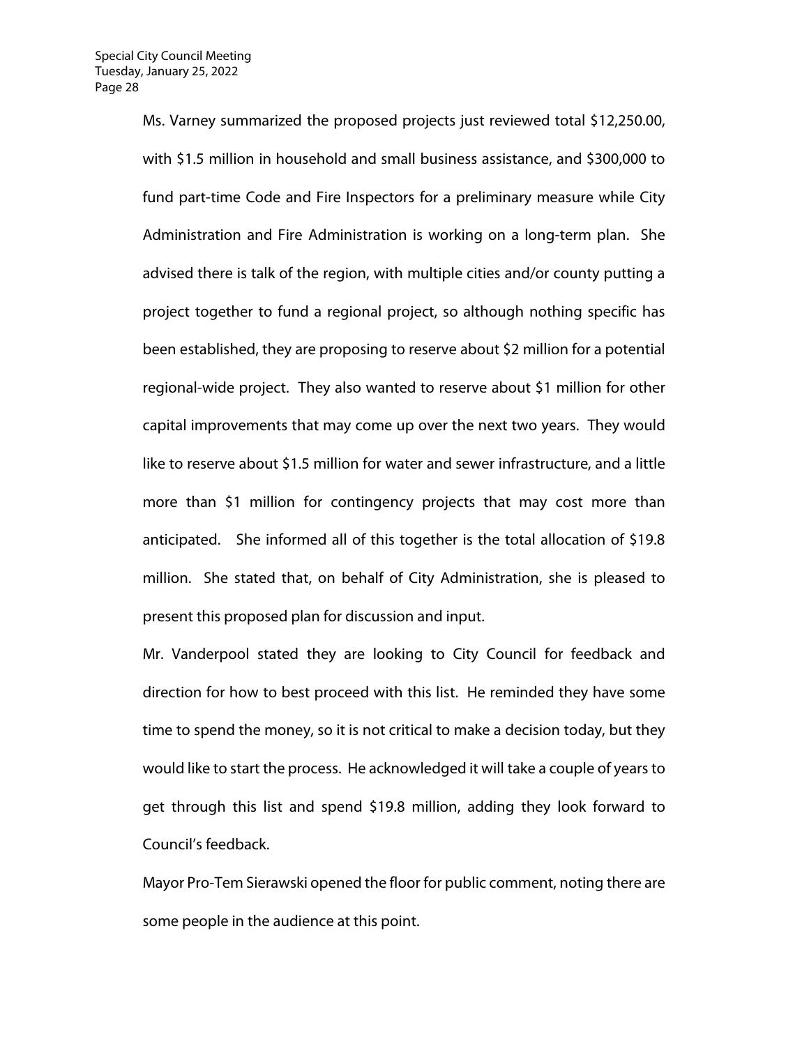Ms. Varney summarized the proposed projects just reviewed total $12,250.00, with $1.5 million in household and small business assistance, and $300,000 to fund part-time Code and Fire Inspectors for a preliminary measure while City Administration and Fire Administration is working on a long-term plan. She advised there is talk of the region, with multiple cities and/or county putting a project together to fund a regional project, so although nothing specific has been established, they are proposing to reserve about $2 million for a potential regional-wide project. They also wanted to reserve about $1 million for other capital improvements that may come up over the next two years. They would like to reserve about $1.5 million for water and sewer infrastructure, and a little more than $1 million for contingency projects that may cost more than anticipated. She informed all of this together is the total allocation of $19.8 million. She stated that, on behalf of City Administration, she is pleased to present this proposed plan for discussion and input.

Mr. Vanderpool stated they are looking to City Council for feedback and direction for how to best proceed with this list. He reminded they have some time to spend the money, so it is not critical to make a decision today, but they would like to start the process. He acknowledged it will take a couple of years to get through this list and spend $19.8 million, adding they look forward to Council's feedback.

Mayor Pro-Tem Sierawski opened the floor for public comment, noting there are some people in the audience at this point.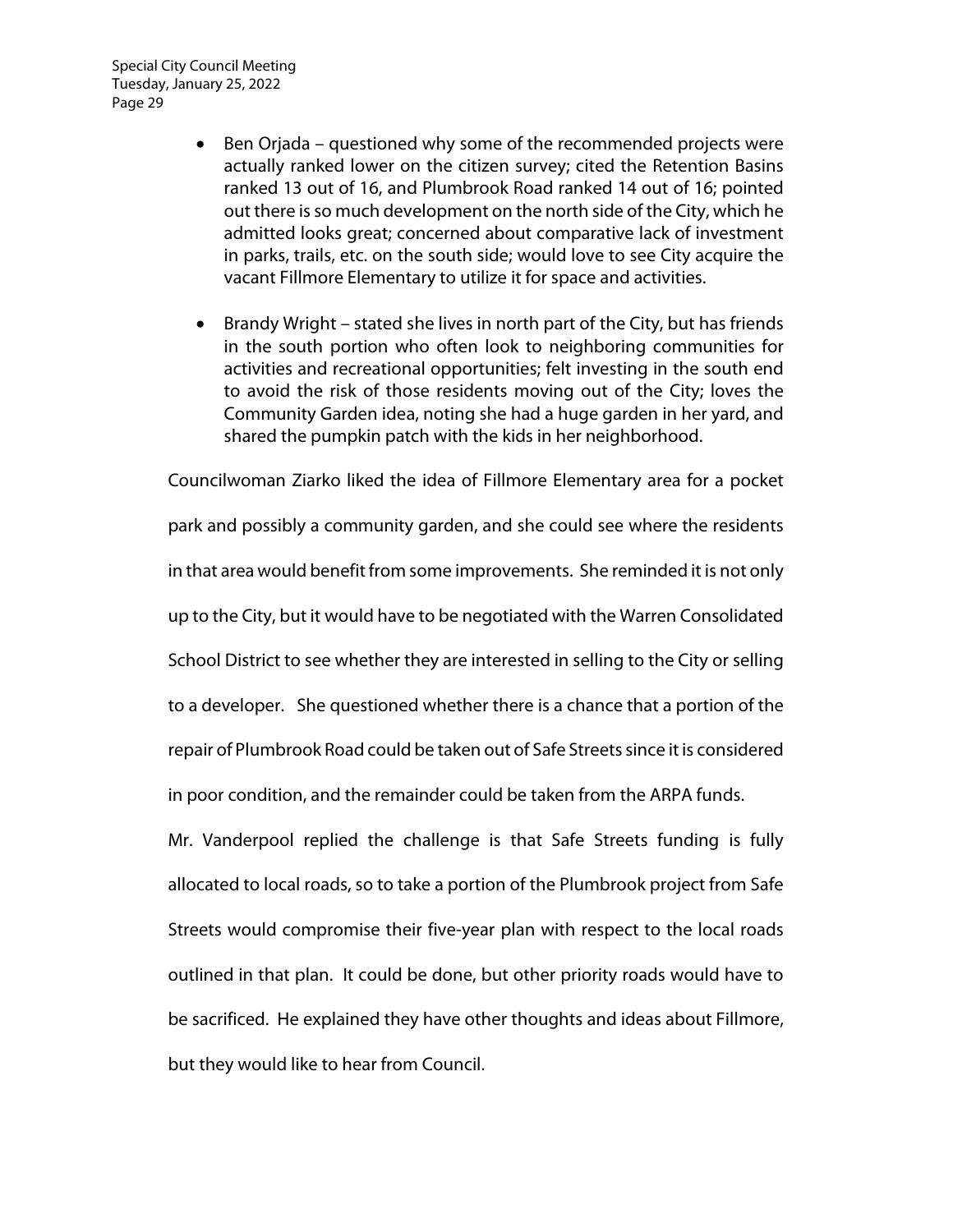- Ben Orjada – questioned why some of the recommended projects were actually ranked lower on the citizen survey; cited the Retention Basins ranked 13 out of 16, and Plumbrook Road ranked 14 out of 16; pointed out there is so much development on the north side of the City, which he admitted looks great; concerned about comparative lack of investment in parks, trails, etc. on the south side; would love to see City acquire the vacant Fillmore Elementary to utilize it for space and activities.

- Brandy Wright – stated she lives in north part of the City, but has friends in the south portion who often look to neighboring communities for activities and recreational opportunities; felt investing in the south end to avoid the risk of those residents moving out of the City; loves the Community Garden idea, noting she had a huge garden in her yard, and shared the pumpkin patch with the kids in her neighborhood.

Councilwoman Ziarko liked the idea of Fillmore Elementary area for a pocket park and possibly a community garden, and she could see where the residents in that area would benefit from some improvements. She reminded it is not only up to the City, but it would have to be negotiated with the Warren Consolidated School District to see whether they are interested in selling to the City or selling to a developer. She questioned whether there is a chance that a portion of the repair of Plumbrook Road could be taken out of Safe Streets since it is considered in poor condition, and the remainder could be taken from the ARPA funds.

Mr. Vanderpool replied the challenge is that Safe Streets funding is fully allocated to local roads, so to take a portion of the Plumbrook project from Safe Streets would compromise their five-year plan with respect to the local roads outlined in that plan. It could be done, but other priority roads would have to be sacrificed. He explained they have other thoughts and ideas about Fillmore, but they would like to hear from Council.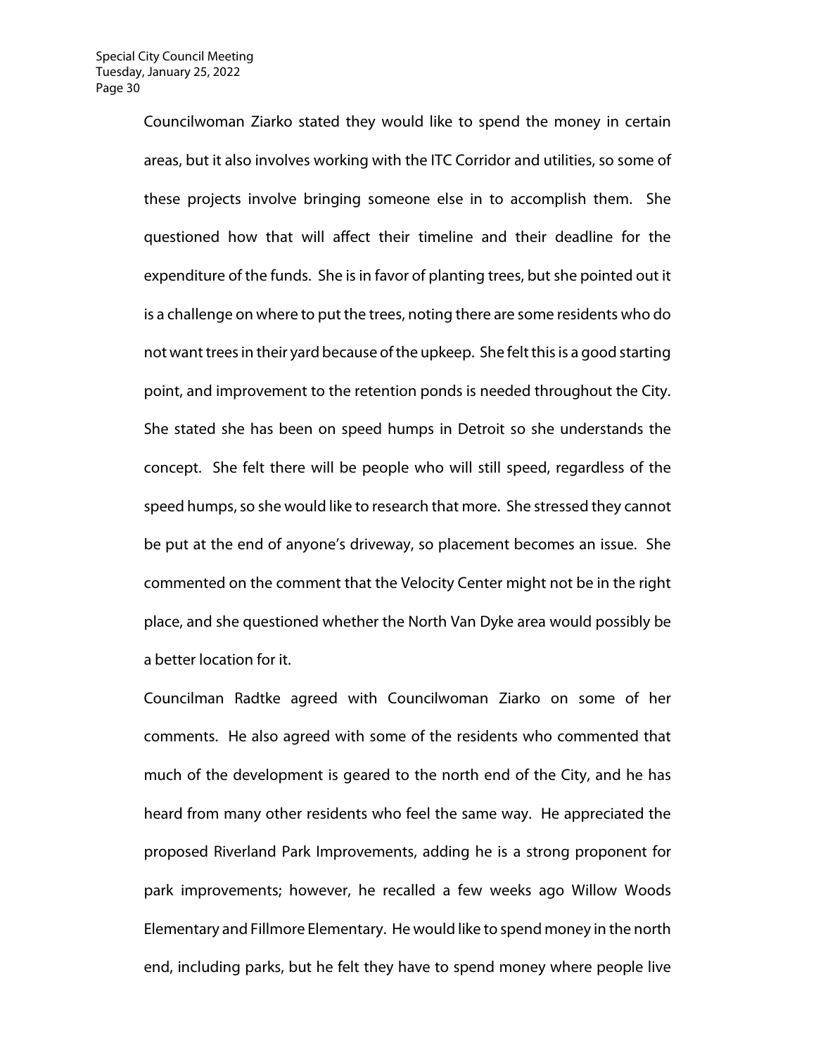Councilwoman Ziarko stated they would like to spend the money in certain areas, but it also involves working with the ITC Corridor and utilities, so some of these projects involve bringing someone else in to accomplish them. She questioned how that will affect their timeline and their deadline for the expenditure of the funds. She is in favor of planting trees, but she pointed out it is a challenge on where to put the trees, noting there are some residents who do not want trees in their yard because of the upkeep. She felt this is a good starting point, and improvement to the retention ponds is needed throughout the City. She stated she has been on speed humps in Detroit so she understands the concept. She felt there will be people who will still speed, regardless of the speed humps, so she would like to research that more. She stressed they cannot be put at the end of anyone's driveway, so placement becomes an issue. She commented on the comment that the Velocity Center might not be in the right place, and she questioned whether the North Van Dyke area would possibly be a better location for it.

Councilman Radtke agreed with Councilwoman Ziarko on some of her comments. He also agreed with some of the residents who commented that much of the development is geared to the north end of the City, and he has heard from many other residents who feel the same way. He appreciated the proposed Riverland Park Improvements, adding he is a strong proponent for park improvements; however, he recalled a few weeks ago Willow Woods Elementary and Fillmore Elementary. He would like to spend money in the north end, including parks, but he felt they have to spend money where people live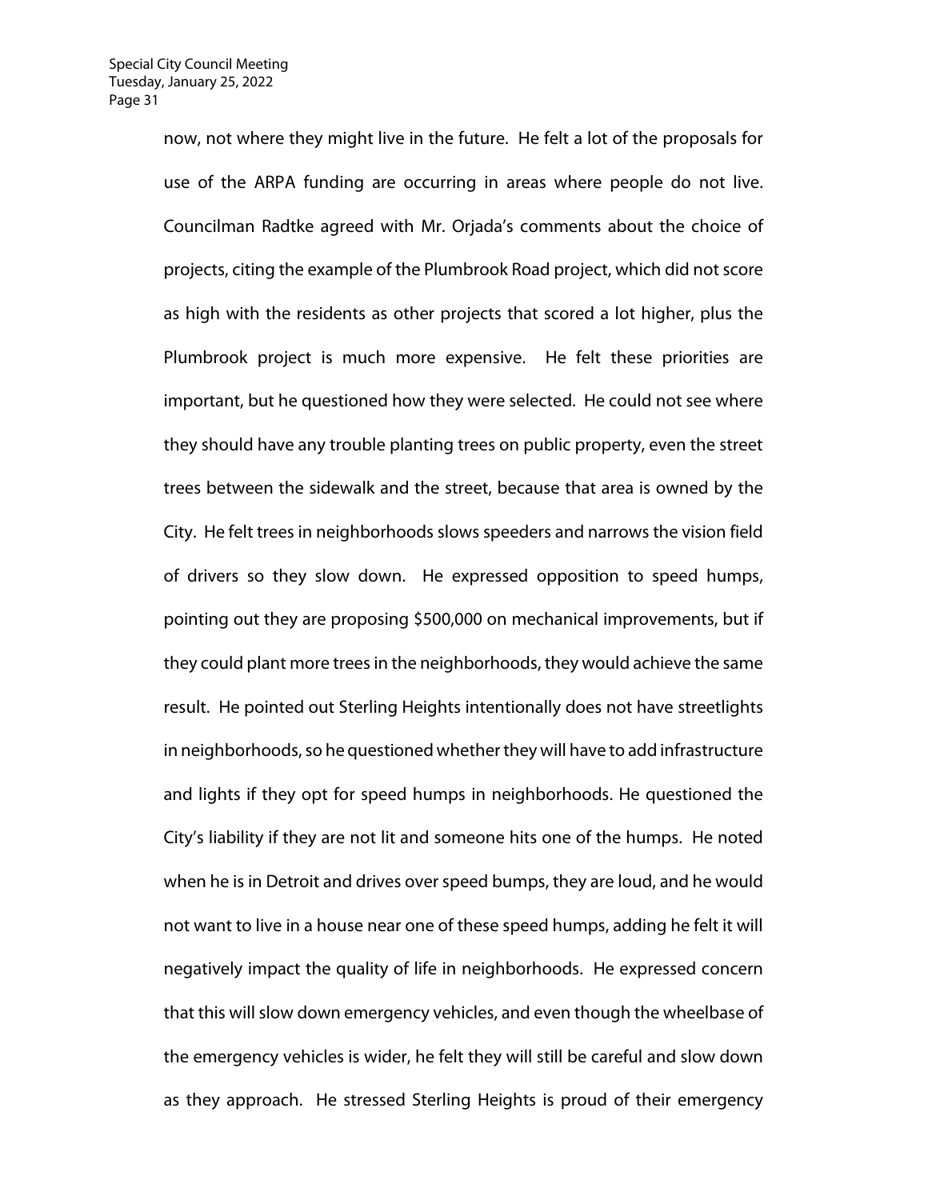now, not where they might live in the future. He felt a lot of the proposals for use of the ARPA funding are occurring in areas where people do not live. Councilman Radtke agreed with Mr. Orjada's comments about the choice of projects, citing the example of the Plumbrook Road project, which did not score as high with the residents as other projects that scored a lot higher, plus the Plumbrook project is much more expensive. He felt these priorities are important, but he questioned how they were selected. He could not see where they should have any trouble planting trees on public property, even the street trees between the sidewalk and the street, because that area is owned by the City. He felt trees in neighborhoods slows speeders and narrows the vision field of drivers so they slow down. He expressed opposition to speed humps, pointing out they are proposing $500,000 on mechanical improvements, but if they could plant more trees in the neighborhoods, they would achieve the same result. He pointed out Sterling Heights intentionally does not have streetlights in neighborhoods, so he questioned whether they will have to add infrastructure and lights if they opt for speed humps in neighborhoods. He questioned the City's liability if they are not lit and someone hits one of the humps. He noted when he is in Detroit and drives over speed bumps, they are loud, and he would not want to live in a house near one of these speed humps, adding he felt it will negatively impact the quality of life in neighborhoods. He expressed concern that this will slow down emergency vehicles, and even though the wheelbase of the emergency vehicles is wider, he felt they will still be careful and slow down as they approach. He stressed Sterling Heights is proud of their emergency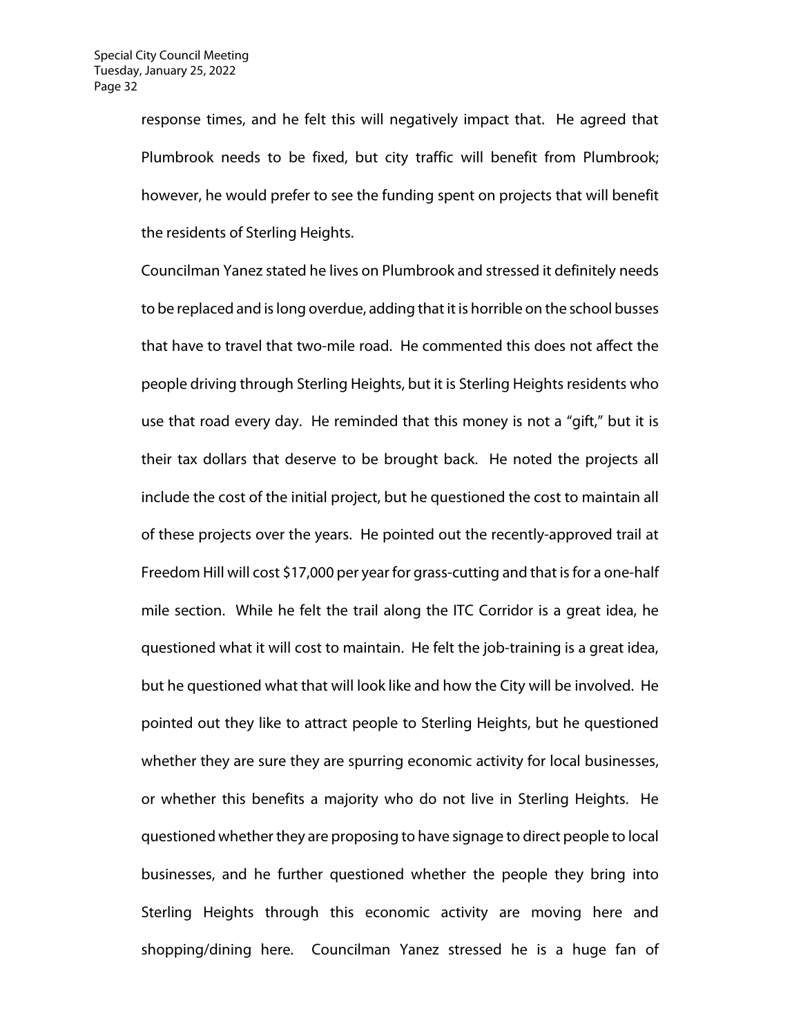response times, and he felt this will negatively impact that. He agreed that Plumbrook needs to be fixed, but city traffic will benefit from Plumbrook; however, he would prefer to see the funding spent on projects that will benefit the residents of Sterling Heights.

Councilman Yanez stated he lives on Plumbrook and stressed it definitely needs to be replaced and is long overdue, adding that it is horrible on the school busses that have to travel that two-mile road. He commented this does not affect the people driving through Sterling Heights, but it is Sterling Heights residents who use that road every day. He reminded that this money is not a "gift," but it is their tax dollars that deserve to be brought back. He noted the projects all include the cost of the initial project, but he questioned the cost to maintain all of these projects over the years. He pointed out the recently-approved trail at Freedom Hill will cost $17,000 per year for grass-cutting and that is for a one-half mile section. While he felt the trail along the ITC Corridor is a great idea, he questioned what it will cost to maintain. He felt the job-training is a great idea, but he questioned what that will look like and how the City will be involved. He pointed out they like to attract people to Sterling Heights, but he questioned whether they are sure they are spurring economic activity for local businesses, or whether this benefits a majority who do not live in Sterling Heights. He questioned whether they are proposing to have signage to direct people to local businesses, and he further questioned whether the people they bring into Sterling Heights through this economic activity are moving here and shopping/dining here. Councilman Yanez stressed he is a huge fan of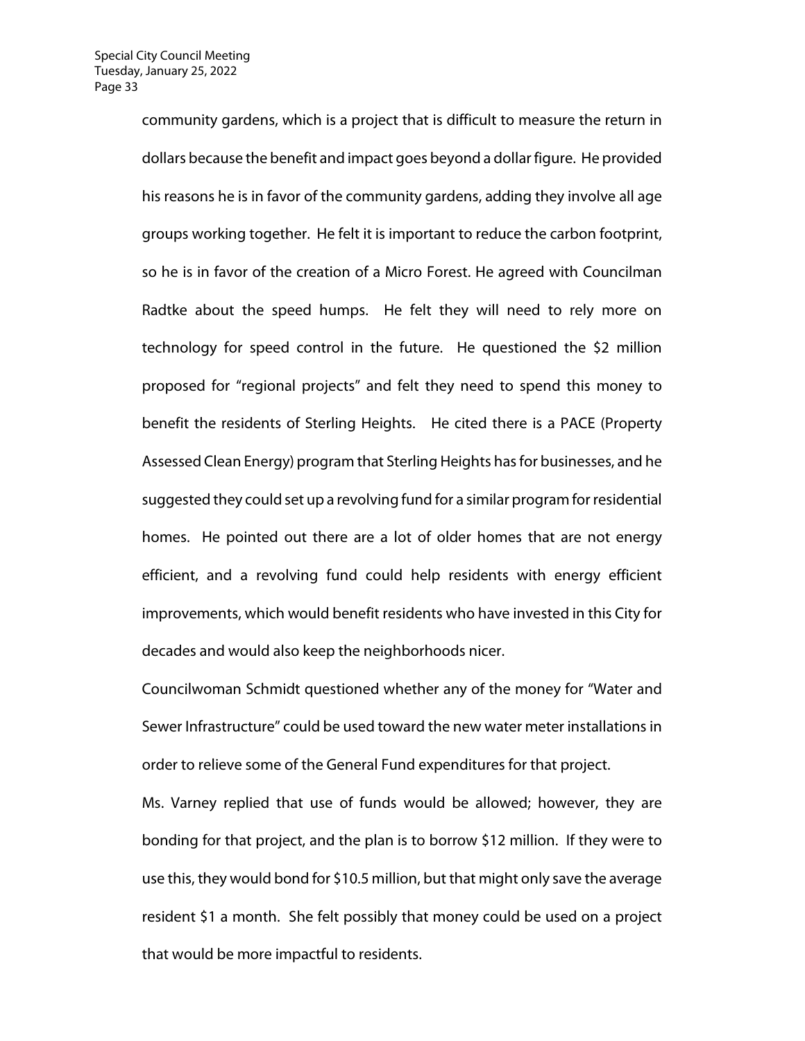community gardens, which is a project that is difficult to measure the return in dollars because the benefit and impact goes beyond a dollar figure. He provided his reasons he is in favor of the community gardens, adding they involve all age groups working together. He felt it is important to reduce the carbon footprint, so he is in favor of the creation of a Micro Forest. He agreed with Councilman Radtke about the speed humps. He felt they will need to rely more on technology for speed control in the future. He questioned the $2 million proposed for "regional projects" and felt they need to spend this money to benefit the residents of Sterling Heights. He cited there is a PACE (Property Assessed Clean Energy) program that Sterling Heights has for businesses, and he suggested they could set up a revolving fund for a similar program for residential homes. He pointed out there are a lot of older homes that are not energy efficient, and a revolving fund could help residents with energy efficient improvements, which would benefit residents who have invested in this City for decades and would also keep the neighborhoods nicer.

Councilwoman Schmidt questioned whether any of the money for "Water and Sewer Infrastructure" could be used toward the new water meter installations in order to relieve some of the General Fund expenditures for that project.

Ms. Varney replied that use of funds would be allowed; however, they are bonding for that project, and the plan is to borrow $12 million. If they were to use this, they would bond for $10.5 million, but that might only save the average resident $1 a month. She felt possibly that money could be used on a project that would be more impactful to residents.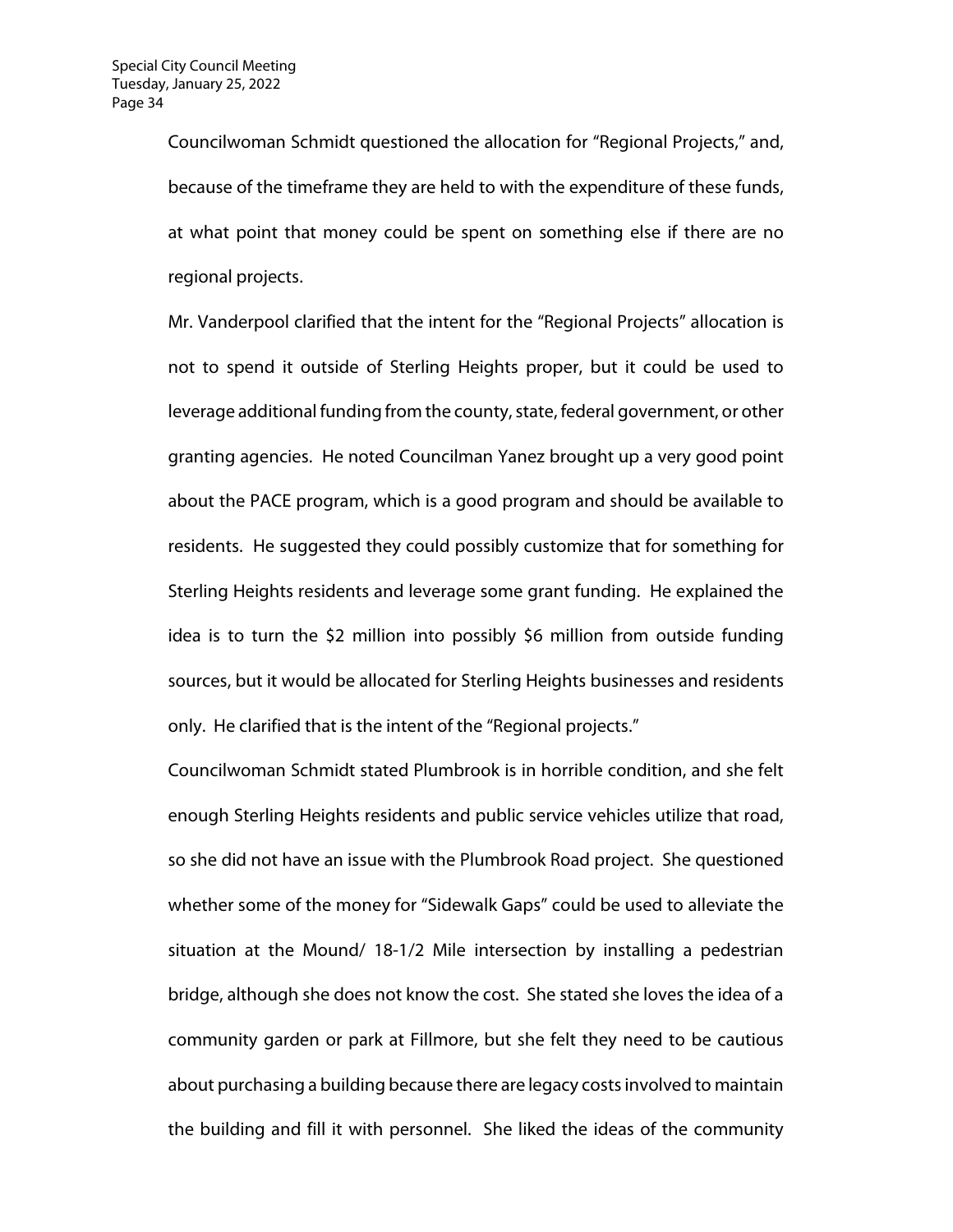Councilwoman Schmidt questioned the allocation for "Regional Projects," and, because of the timeframe they are held to with the expenditure of these funds, at what point that money could be spent on something else if there are no regional projects.

Mr. Vanderpool clarified that the intent for the "Regional Projects" allocation is not to spend it outside of Sterling Heights proper, but it could be used to leverage additional funding from the county, state, federal government, or other granting agencies. He noted Councilman Yanez brought up a very good point about the PACE program, which is a good program and should be available to residents. He suggested they could possibly customize that for something for Sterling Heights residents and leverage some grant funding. He explained the idea is to turn the $2 million into possibly $6 million from outside funding sources, but it would be allocated for Sterling Heights businesses and residents only. He clarified that is the intent of the "Regional projects."

Councilwoman Schmidt stated Plumbrook is in horrible condition, and she felt enough Sterling Heights residents and public service vehicles utilize that road, so she did not have an issue with the Plumbrook Road project. She questioned whether some of the money for "Sidewalk Gaps" could be used to alleviate the situation at the Mound/ 18-1/2 Mile intersection by installing a pedestrian bridge, although she does not know the cost. She stated she loves the idea of a community garden or park at Fillmore, but she felt they need to be cautious about purchasing a building because there are legacy costs involved to maintain the building and fill it with personnel. She liked the ideas of the community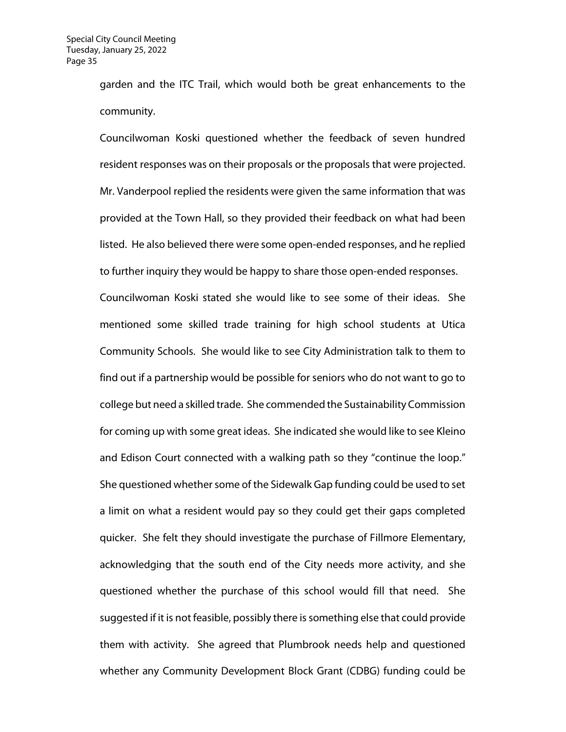garden and the ITC Trail, which would both be great enhancements to the community.

Councilwoman Koski questioned whether the feedback of seven hundred resident responses was on their proposals or the proposals that were projected. Mr. Vanderpool replied the residents were given the same information that was provided at the Town Hall, so they provided their feedback on what had been listed. He also believed there were some open-ended responses, and he replied to further inquiry they would be happy to share those open-ended responses.

Councilwoman Koski stated she would like to see some of their ideas. She mentioned some skilled trade training for high school students at Utica Community Schools. She would like to see City Administration talk to them to find out if a partnership would be possible for seniors who do not want to go to college but need a skilled trade. She commended the Sustainability Commission for coming up with some great ideas. She indicated she would like to see Kleino and Edison Court connected with a walking path so they "continue the loop." She questioned whether some of the Sidewalk Gap funding could be used to set a limit on what a resident would pay so they could get their gaps completed quicker. She felt they should investigate the purchase of Fillmore Elementary, acknowledging that the south end of the City needs more activity, and she questioned whether the purchase of this school would fill that need. She suggested if it is not feasible, possibly there is something else that could provide them with activity. She agreed that Plumbrook needs help and questioned whether any Community Development Block Grant (CDBG) funding could be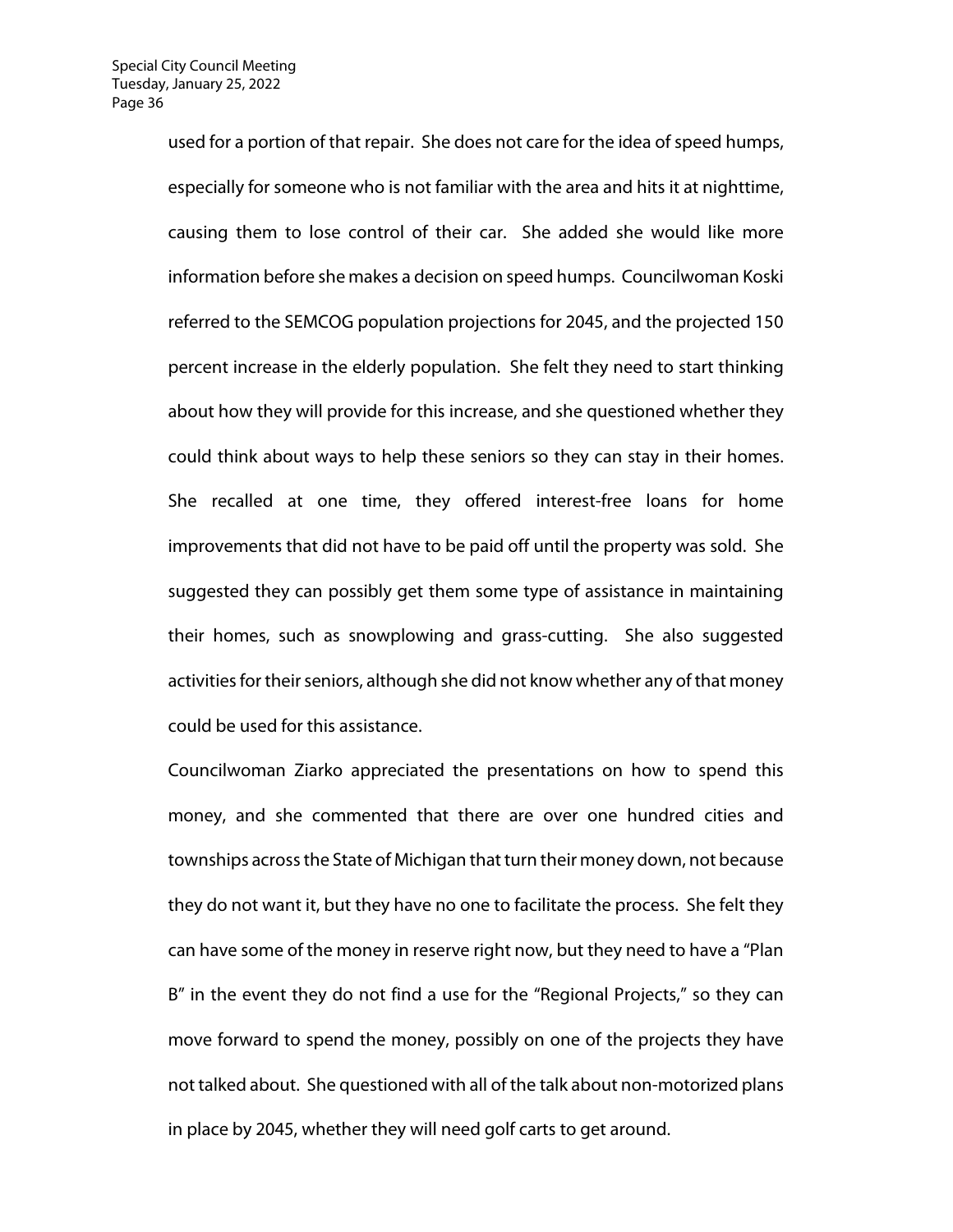used for a portion of that repair. She does not care for the idea of speed humps, especially for someone who is not familiar with the area and hits it at nighttime, causing them to lose control of their car. She added she would like more information before she makes a decision on speed humps. Councilwoman Koski referred to the SEMCOG population projections for 2045, and the projected 150 percent increase in the elderly population. She felt they need to start thinking about how they will provide for this increase, and she questioned whether they could think about ways to help these seniors so they can stay in their homes. She recalled at one time, they offered interest-free loans for home improvements that did not have to be paid off until the property was sold. She suggested they can possibly get them some type of assistance in maintaining their homes, such as snowplowing and grass-cutting. She also suggested activities for their seniors, although she did not know whether any of that money could be used for this assistance.

Councilwoman Ziarko appreciated the presentations on how to spend this money, and she commented that there are over one hundred cities and townships across the State of Michigan that turn their money down, not because they do not want it, but they have no one to facilitate the process. She felt they can have some of the money in reserve right now, but they need to have a "Plan B" in the event they do not find a use for the "Regional Projects," so they can move forward to spend the money, possibly on one of the projects they have not talked about. She questioned with all of the talk about non-motorized plans in place by 2045, whether they will need golf carts to get around.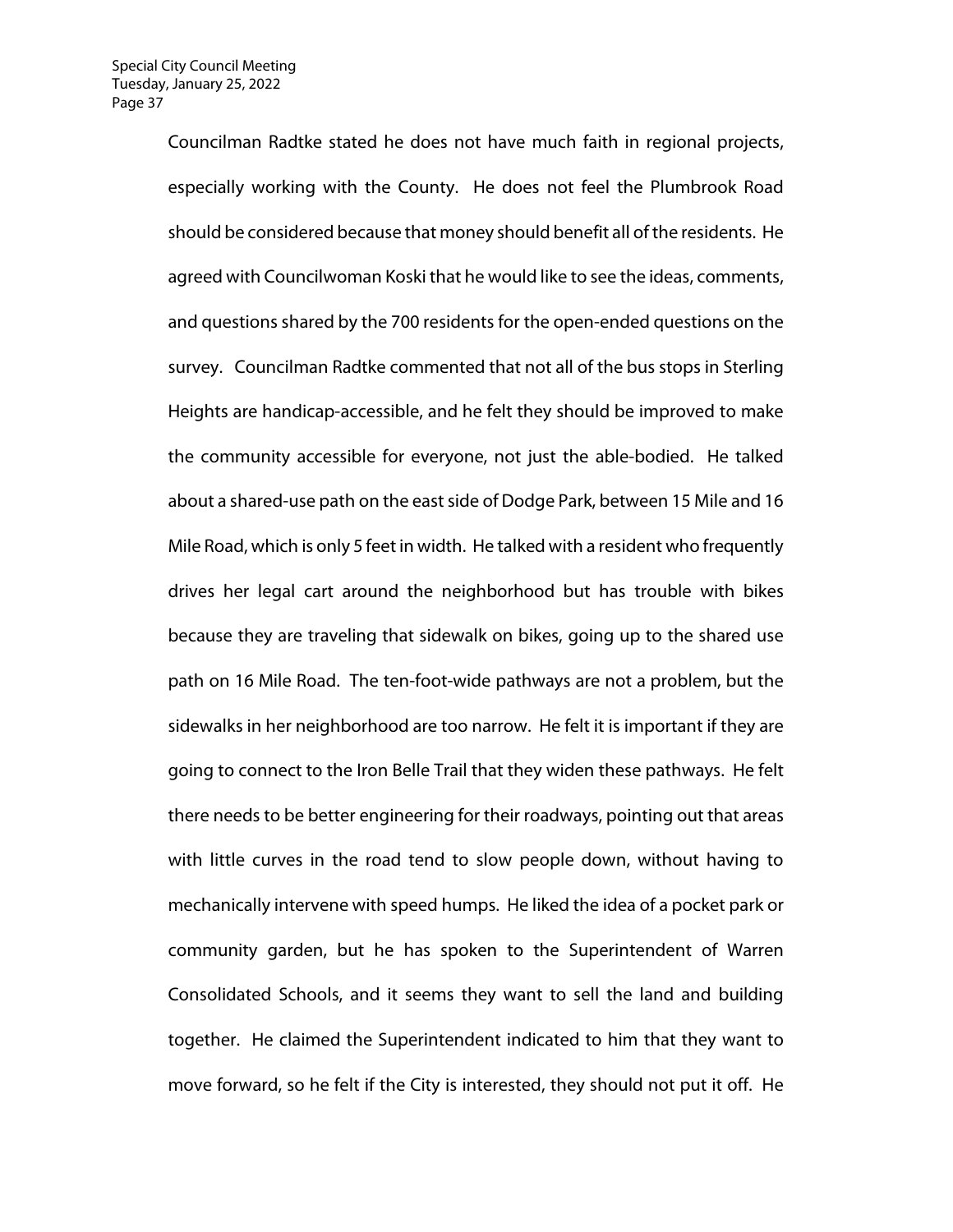Councilman Radtke stated he does not have much faith in regional projects, especially working with the County. He does not feel the Plumbrook Road should be considered because that money should benefit all of the residents. He agreed with Councilwoman Koski that he would like to see the ideas, comments, and questions shared by the 700 residents for the open-ended questions on the survey. Councilman Radtke commented that not all of the bus stops in Sterling Heights are handicap-accessible, and he felt they should be improved to make the community accessible for everyone, not just the able-bodied. He talked about a shared-use path on the east side of Dodge Park, between 15 Mile and 16 Mile Road, which is only 5 feet in width. He talked with a resident who frequently drives her legal cart around the neighborhood but has trouble with bikes because they are traveling that sidewalk on bikes, going up to the shared use path on 16 Mile Road. The ten-foot-wide pathways are not a problem, but the sidewalks in her neighborhood are too narrow. He felt it is important if they are going to connect to the Iron Belle Trail that they widen these pathways. He felt there needs to be better engineering for their roadways, pointing out that areas with little curves in the road tend to slow people down, without having to mechanically intervene with speed humps. He liked the idea of a pocket park or community garden, but he has spoken to the Superintendent of Warren Consolidated Schools, and it seems they want to sell the land and building together. He claimed the Superintendent indicated to him that they want to move forward, so he felt if the City is interested, they should not put it off. He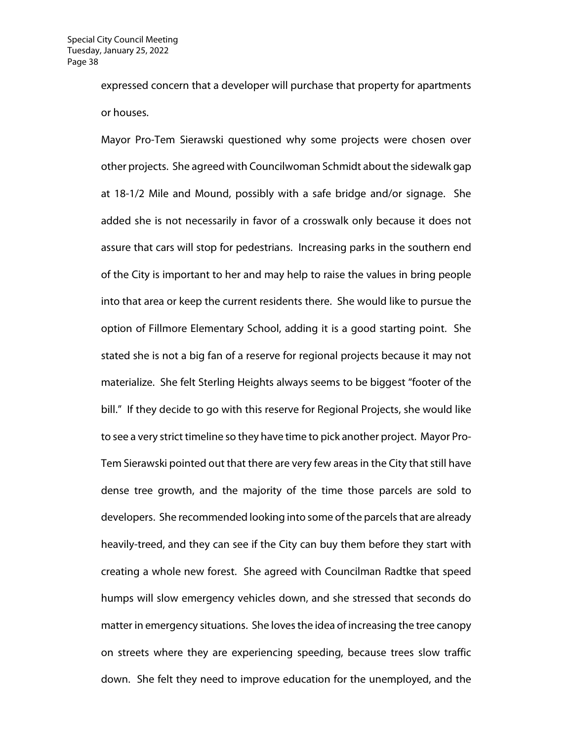expressed concern that a developer will purchase that property for apartments or houses.

Mayor Pro-Tem Sierawski questioned why some projects were chosen over other projects. She agreed with Councilwoman Schmidt about the sidewalk gap at 18-1/2 Mile and Mound, possibly with a safe bridge and/or signage. She added she is not necessarily in favor of a crosswalk only because it does not assure that cars will stop for pedestrians. Increasing parks in the southern end of the City is important to her and may help to raise the values in bring people into that area or keep the current residents there. She would like to pursue the option of Fillmore Elementary School, adding it is a good starting point. She stated she is not a big fan of a reserve for regional projects because it may not materialize. She felt Sterling Heights always seems to be biggest "footer of the bill." If they decide to go with this reserve for Regional Projects, she would like to see a very strict timeline so they have time to pick another project. Mayor Pro-Tem Sierawski pointed out that there are very few areas in the City that still have dense tree growth, and the majority of the time those parcels are sold to developers. She recommended looking into some of the parcels that are already heavily-treed, and they can see if the City can buy them before they start with creating a whole new forest. She agreed with Councilman Radtke that speed humps will slow emergency vehicles down, and she stressed that seconds do matter in emergency situations. She loves the idea of increasing the tree canopy on streets where they are experiencing speeding, because trees slow traffic down. She felt they need to improve education for the unemployed, and the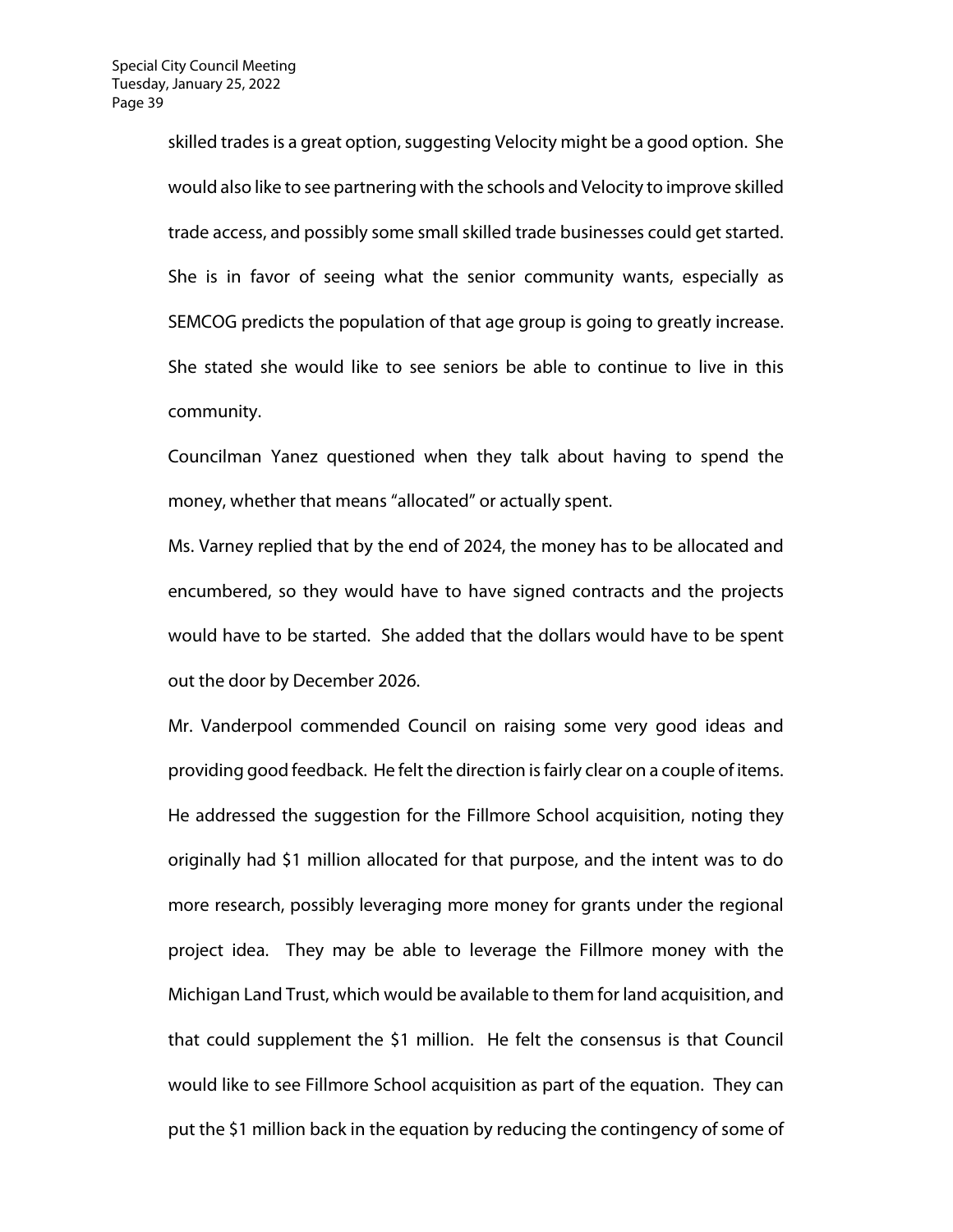skilled trades is a great option, suggesting Velocity might be a good option. She would also like to see partnering with the schools and Velocity to improve skilled trade access, and possibly some small skilled trade businesses could get started. She is in favor of seeing what the senior community wants, especially as SEMCOG predicts the population of that age group is going to greatly increase. She stated she would like to see seniors be able to continue to live in this community.

Councilman Yanez questioned when they talk about having to spend the money, whether that means "allocated" or actually spent.

Ms. Varney replied that by the end of 2024, the money has to be allocated and encumbered, so they would have to have signed contracts and the projects would have to be started. She added that the dollars would have to be spent out the door by December 2026.

Mr. Vanderpool commended Council on raising some very good ideas and providing good feedback. He felt the direction is fairly clear on a couple of items. He addressed the suggestion for the Fillmore School acquisition, noting they originally had $1 million allocated for that purpose, and the intent was to do more research, possibly leveraging more money for grants under the regional project idea. They may be able to leverage the Fillmore money with the Michigan Land Trust, which would be available to them for land acquisition, and that could supplement the $1 million. He felt the consensus is that Council would like to see Fillmore School acquisition as part of the equation. They can put the $1 million back in the equation by reducing the contingency of some of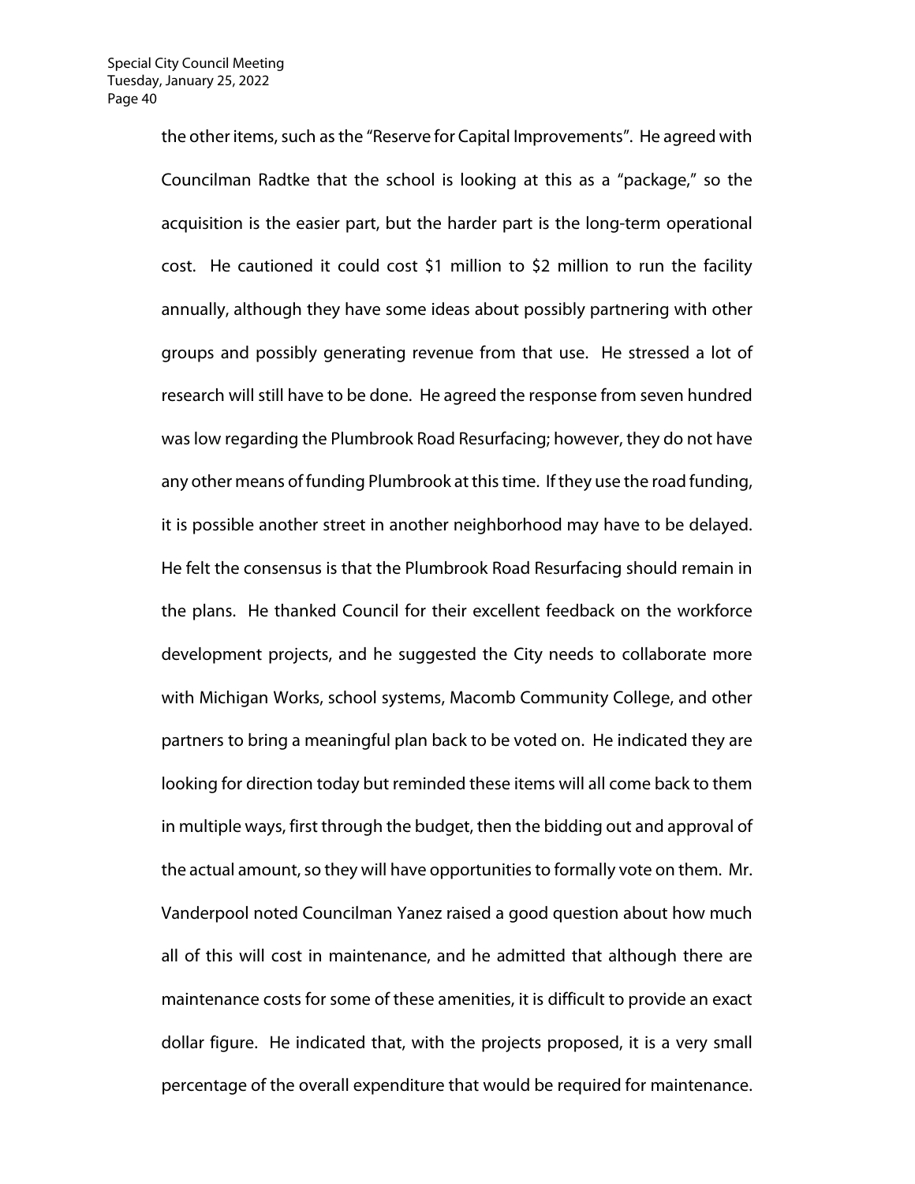the other items, such as the "Reserve for Capital Improvements". He agreed with Councilman Radtke that the school is looking at this as a "package," so the acquisition is the easier part, but the harder part is the long-term operational cost. He cautioned it could cost $1 million to $2 million to run the facility annually, although they have some ideas about possibly partnering with other groups and possibly generating revenue from that use. He stressed a lot of research will still have to be done. He agreed the response from seven hundred was low regarding the Plumbrook Road Resurfacing; however, they do not have any other means of funding Plumbrook at this time. If they use the road funding, it is possible another street in another neighborhood may have to be delayed. He felt the consensus is that the Plumbrook Road Resurfacing should remain in the plans. He thanked Council for their excellent feedback on the workforce development projects, and he suggested the City needs to collaborate more with Michigan Works, school systems, Macomb Community College, and other partners to bring a meaningful plan back to be voted on. He indicated they are looking for direction today but reminded these items will all come back to them in multiple ways, first through the budget, then the bidding out and approval of the actual amount, so they will have opportunities to formally vote on them. Mr. Vanderpool noted Councilman Yanez raised a good question about how much all of this will cost in maintenance, and he admitted that although there are maintenance costs for some of these amenities, it is difficult to provide an exact dollar figure. He indicated that, with the projects proposed, it is a very small percentage of the overall expenditure that would be required for maintenance.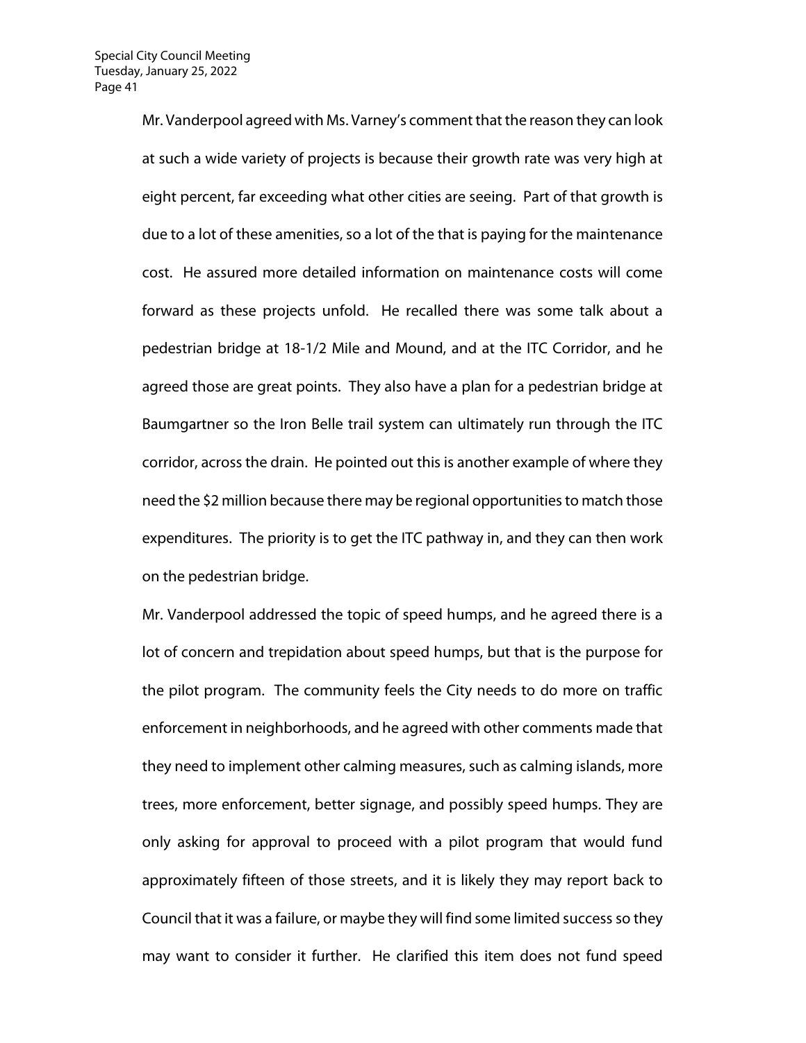Mr. Vanderpool agreed with Ms. Varney's comment that the reason they can look at such a wide variety of projects is because their growth rate was very high at eight percent, far exceeding what other cities are seeing. Part of that growth is due to a lot of these amenities, so a lot of the that is paying for the maintenance cost. He assured more detailed information on maintenance costs will come forward as these projects unfold. He recalled there was some talk about a pedestrian bridge at 18-1/2 Mile and Mound, and at the ITC Corridor, and he agreed those are great points. They also have a plan for a pedestrian bridge at Baumgartner so the Iron Belle trail system can ultimately run through the ITC corridor, across the drain. He pointed out this is another example of where they need the $2 million because there may be regional opportunities to match those expenditures. The priority is to get the ITC pathway in, and they can then work on the pedestrian bridge.

Mr. Vanderpool addressed the topic of speed humps, and he agreed there is a lot of concern and trepidation about speed humps, but that is the purpose for the pilot program. The community feels the City needs to do more on traffic enforcement in neighborhoods, and he agreed with other comments made that they need to implement other calming measures, such as calming islands, more trees, more enforcement, better signage, and possibly speed humps. They are only asking for approval to proceed with a pilot program that would fund approximately fifteen of those streets, and it is likely they may report back to Council that it was a failure, or maybe they will find some limited success so they may want to consider it further. He clarified this item does not fund speed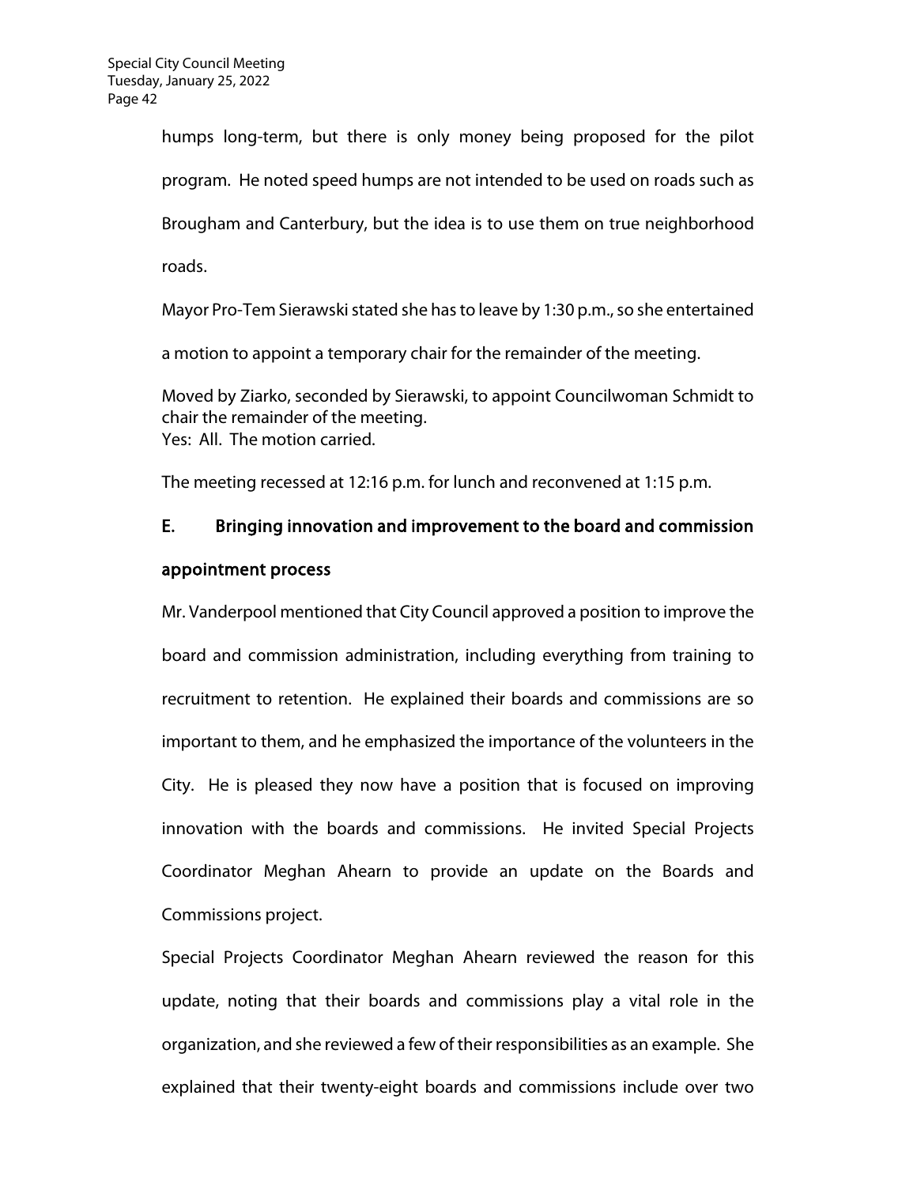humps long-term, but there is only money being proposed for the pilot program. He noted speed humps are not intended to be used on roads such as Brougham and Canterbury, but the idea is to use them on true neighborhood roads.

Mayor Pro-Tem Sierawski stated she has to leave by 1:30 p.m., so she entertained a motion to appoint a temporary chair for the remainder of the meeting.

Moved by Ziarko, seconded by Sierawski, to appoint Councilwoman Schmidt to chair the remainder of the meeting.
Yes: All. The motion carried.

The meeting recessed at 12:16 p.m. for lunch and reconvened at 1:15 p.m.

## E. Bringing innovation and improvement to the board and commission appointment process

Mr. Vanderpool mentioned that City Council approved a position to improve the board and commission administration, including everything from training to recruitment to retention. He explained their boards and commissions are so important to them, and he emphasized the importance of the volunteers in the City. He is pleased they now have a position that is focused on improving innovation with the boards and commissions. He invited Special Projects Coordinator Meghan Ahearn to provide an update on the Boards and Commissions project.

Special Projects Coordinator Meghan Ahearn reviewed the reason for this update, noting that their boards and commissions play a vital role in the organization, and she reviewed a few of their responsibilities as an example. She explained that their twenty-eight boards and commissions include over two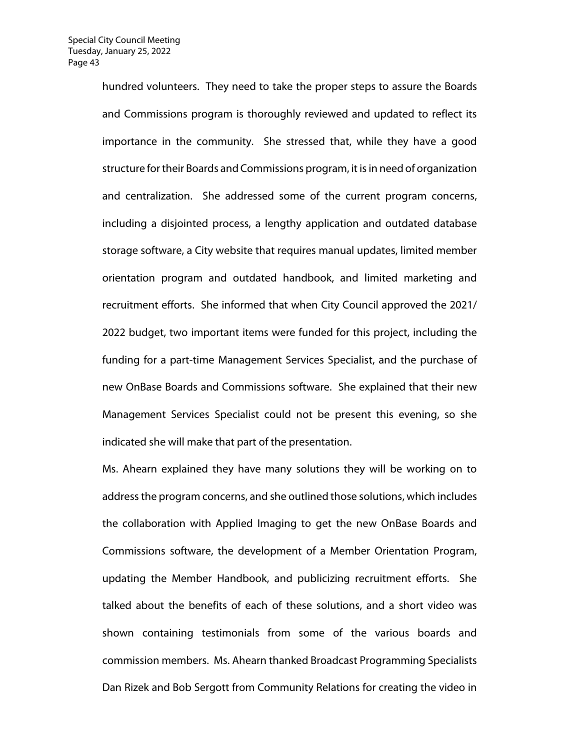hundred volunteers. They need to take the proper steps to assure the Boards and Commissions program is thoroughly reviewed and updated to reflect its importance in the community. She stressed that, while they have a good structure for their Boards and Commissions program, it is in need of organization and centralization. She addressed some of the current program concerns, including a disjointed process, a lengthy application and outdated database storage software, a City website that requires manual updates, limited member orientation program and outdated handbook, and limited marketing and recruitment efforts. She informed that when City Council approved the 2021/ 2022 budget, two important items were funded for this project, including the funding for a part-time Management Services Specialist, and the purchase of new OnBase Boards and Commissions software. She explained that their new Management Services Specialist could not be present this evening, so she indicated she will make that part of the presentation.

Ms. Ahearn explained they have many solutions they will be working on to address the program concerns, and she outlined those solutions, which includes the collaboration with Applied Imaging to get the new OnBase Boards and Commissions software, the development of a Member Orientation Program, updating the Member Handbook, and publicizing recruitment efforts. She talked about the benefits of each of these solutions, and a short video was shown containing testimonials from some of the various boards and commission members. Ms. Ahearn thanked Broadcast Programming Specialists Dan Rizek and Bob Sergott from Community Relations for creating the video in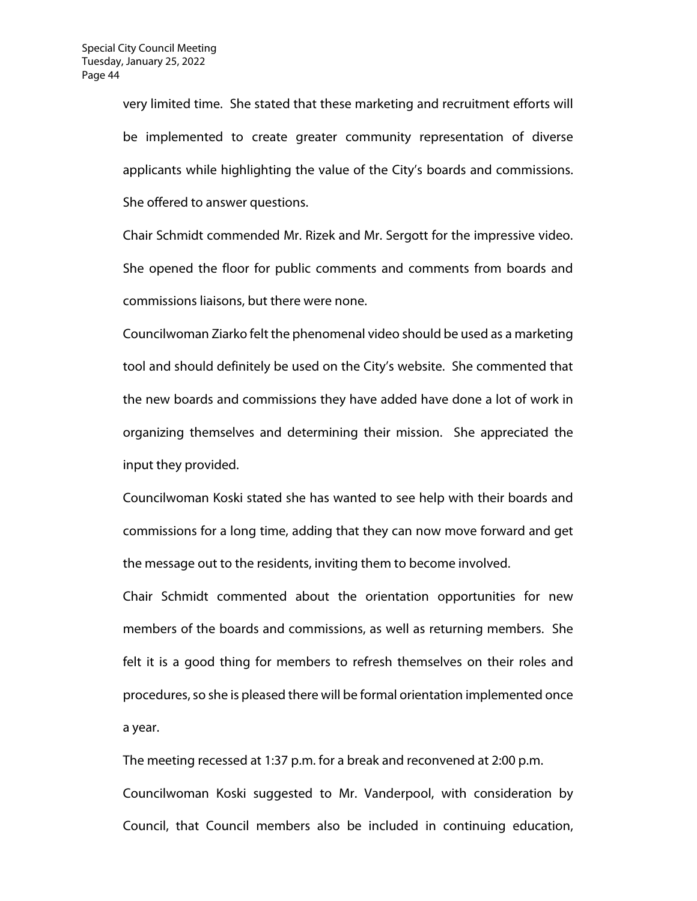very limited time. She stated that these marketing and recruitment efforts will be implemented to create greater community representation of diverse applicants while highlighting the value of the City's boards and commissions. She offered to answer questions.

Chair Schmidt commended Mr. Rizek and Mr. Sergott for the impressive video. She opened the floor for public comments and comments from boards and commissions liaisons, but there were none.

Councilwoman Ziarko felt the phenomenal video should be used as a marketing tool and should definitely be used on the City's website. She commented that the new boards and commissions they have added have done a lot of work in organizing themselves and determining their mission. She appreciated the input they provided.

Councilwoman Koski stated she has wanted to see help with their boards and commissions for a long time, adding that they can now move forward and get the message out to the residents, inviting them to become involved.

Chair Schmidt commented about the orientation opportunities for new members of the boards and commissions, as well as returning members. She felt it is a good thing for members to refresh themselves on their roles and procedures, so she is pleased there will be formal orientation implemented once a year.

The meeting recessed at 1:37 p.m. for a break and reconvened at 2:00 p.m.

Councilwoman Koski suggested to Mr. Vanderpool, with consideration by Council, that Council members also be included in continuing education,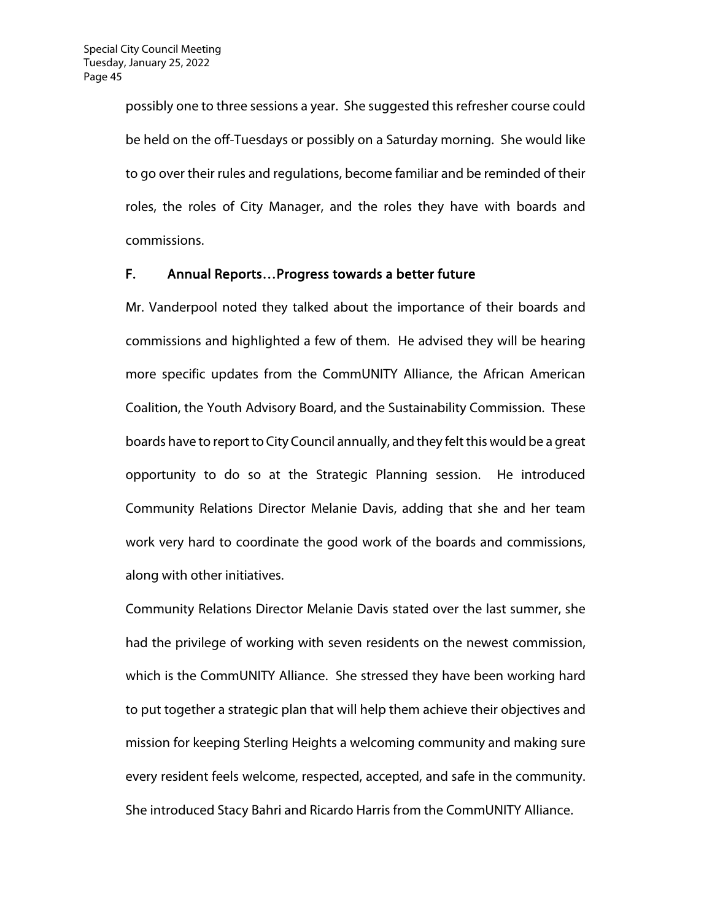possibly one to three sessions a year. She suggested this refresher course could be held on the off-Tuesdays or possibly on a Saturday morning. She would like to go over their rules and regulations, become familiar and be reminded of their roles, the roles of City Manager, and the roles they have with boards and commissions.

## F. Annual Reports…Progress towards a better future

Mr. Vanderpool noted they talked about the importance of their boards and commissions and highlighted a few of them. He advised they will be hearing more specific updates from the CommUNITY Alliance, the African American Coalition, the Youth Advisory Board, and the Sustainability Commission. These boards have to report to City Council annually, and they felt this would be a great opportunity to do so at the Strategic Planning session. He introduced Community Relations Director Melanie Davis, adding that she and her team work very hard to coordinate the good work of the boards and commissions, along with other initiatives.

Community Relations Director Melanie Davis stated over the last summer, she had the privilege of working with seven residents on the newest commission, which is the CommUNITY Alliance. She stressed they have been working hard to put together a strategic plan that will help them achieve their objectives and mission for keeping Sterling Heights a welcoming community and making sure every resident feels welcome, respected, accepted, and safe in the community. She introduced Stacy Bahri and Ricardo Harris from the CommUNITY Alliance.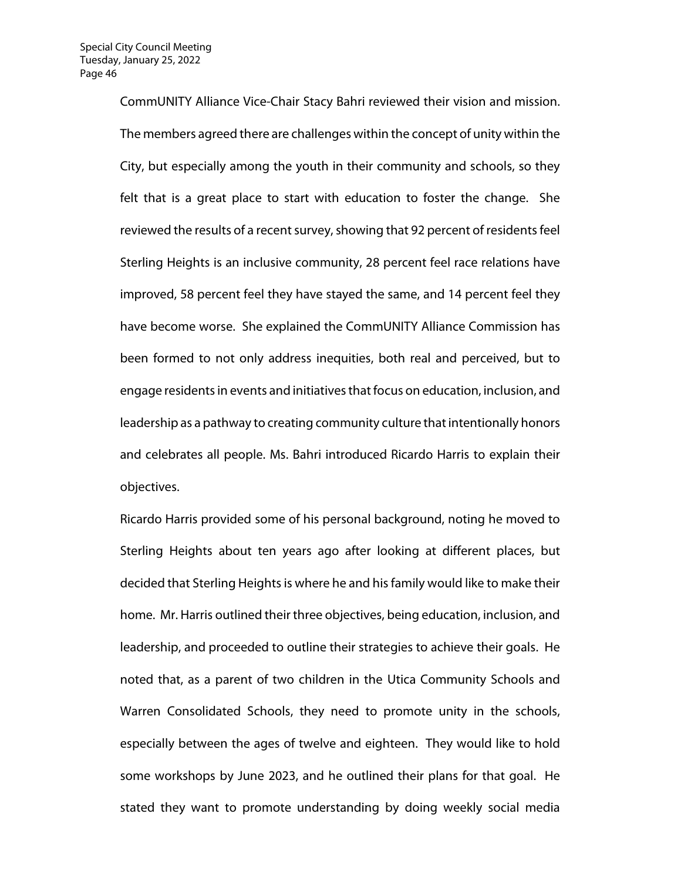CommUNITY Alliance Vice-Chair Stacy Bahri reviewed their vision and mission. The members agreed there are challenges within the concept of unity within the City, but especially among the youth in their community and schools, so they felt that is a great place to start with education to foster the change. She reviewed the results of a recent survey, showing that 92 percent of residents feel Sterling Heights is an inclusive community, 28 percent feel race relations have improved, 58 percent feel they have stayed the same, and 14 percent feel they have become worse. She explained the CommUNITY Alliance Commission has been formed to not only address inequities, both real and perceived, but to engage residents in events and initiatives that focus on education, inclusion, and leadership as a pathway to creating community culture that intentionally honors and celebrates all people. Ms. Bahri introduced Ricardo Harris to explain their objectives.

Ricardo Harris provided some of his personal background, noting he moved to Sterling Heights about ten years ago after looking at different places, but decided that Sterling Heights is where he and his family would like to make their home. Mr. Harris outlined their three objectives, being education, inclusion, and leadership, and proceeded to outline their strategies to achieve their goals. He noted that, as a parent of two children in the Utica Community Schools and Warren Consolidated Schools, they need to promote unity in the schools, especially between the ages of twelve and eighteen. They would like to hold some workshops by June 2023, and he outlined their plans for that goal. He stated they want to promote understanding by doing weekly social media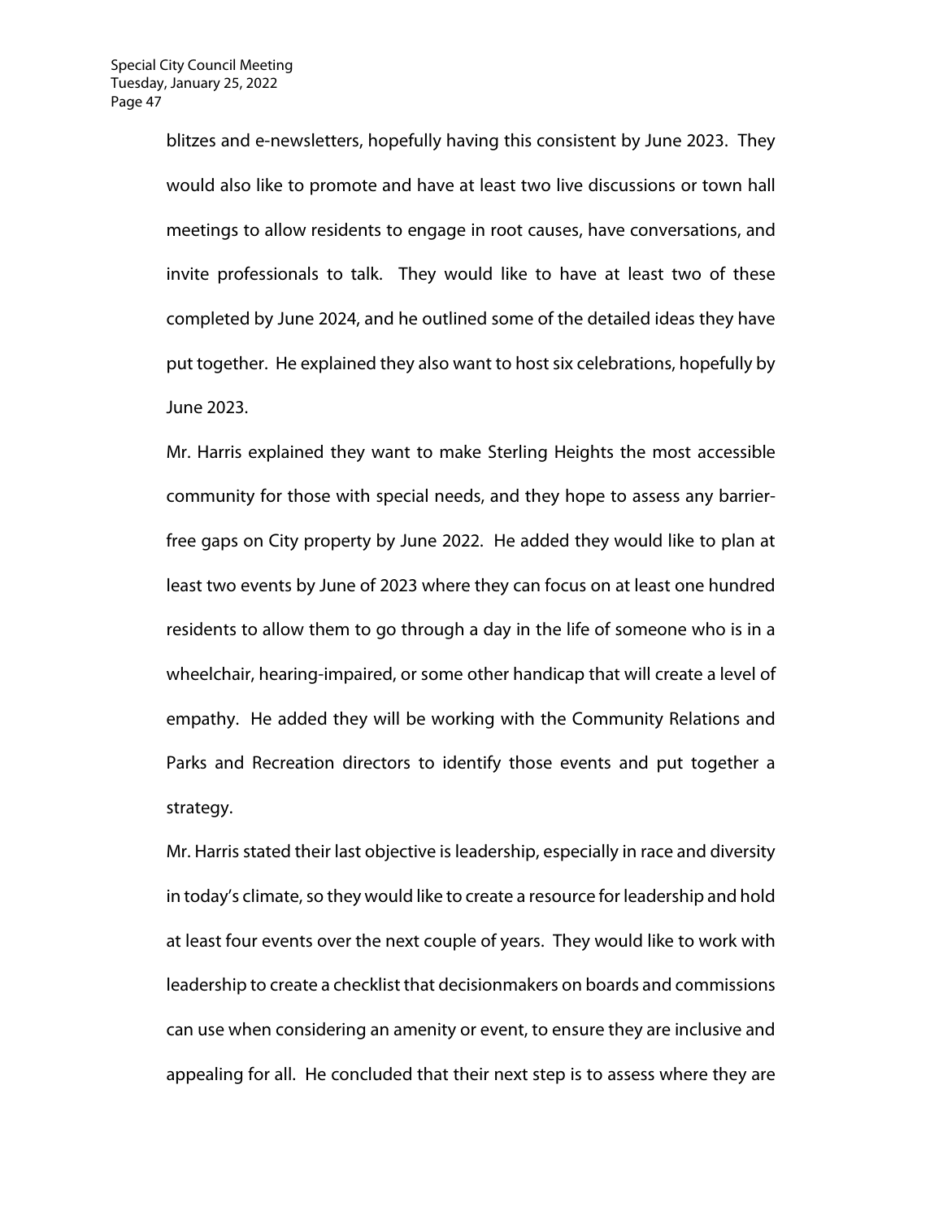blitzes and e-newsletters, hopefully having this consistent by June 2023. They would also like to promote and have at least two live discussions or town hall meetings to allow residents to engage in root causes, have conversations, and invite professionals to talk. They would like to have at least two of these completed by June 2024, and he outlined some of the detailed ideas they have put together. He explained they also want to host six celebrations, hopefully by June 2023.

Mr. Harris explained they want to make Sterling Heights the most accessible community for those with special needs, and they hope to assess any barrier-free gaps on City property by June 2022. He added they would like to plan at least two events by June of 2023 where they can focus on at least one hundred residents to allow them to go through a day in the life of someone who is in a wheelchair, hearing-impaired, or some other handicap that will create a level of empathy. He added they will be working with the Community Relations and Parks and Recreation directors to identify those events and put together a strategy.

Mr. Harris stated their last objective is leadership, especially in race and diversity in today's climate, so they would like to create a resource for leadership and hold at least four events over the next couple of years. They would like to work with leadership to create a checklist that decisionmakers on boards and commissions can use when considering an amenity or event, to ensure they are inclusive and appealing for all. He concluded that their next step is to assess where they are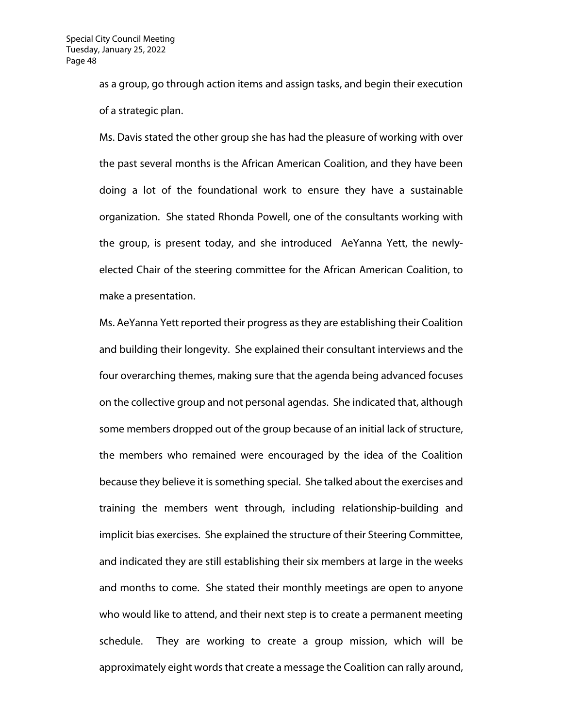as a group, go through action items and assign tasks, and begin their execution of a strategic plan.

Ms. Davis stated the other group she has had the pleasure of working with over the past several months is the African American Coalition, and they have been doing a lot of the foundational work to ensure they have a sustainable organization. She stated Rhonda Powell, one of the consultants working with the group, is present today, and she introduced AeYanna Yett, the newly-elected Chair of the steering committee for the African American Coalition, to make a presentation.

Ms. AeYanna Yett reported their progress as they are establishing their Coalition and building their longevity. She explained their consultant interviews and the four overarching themes, making sure that the agenda being advanced focuses on the collective group and not personal agendas. She indicated that, although some members dropped out of the group because of an initial lack of structure, the members who remained were encouraged by the idea of the Coalition because they believe it is something special. She talked about the exercises and training the members went through, including relationship-building and implicit bias exercises. She explained the structure of their Steering Committee, and indicated they are still establishing their six members at large in the weeks and months to come. She stated their monthly meetings are open to anyone who would like to attend, and their next step is to create a permanent meeting schedule. They are working to create a group mission, which will be approximately eight words that create a message the Coalition can rally around,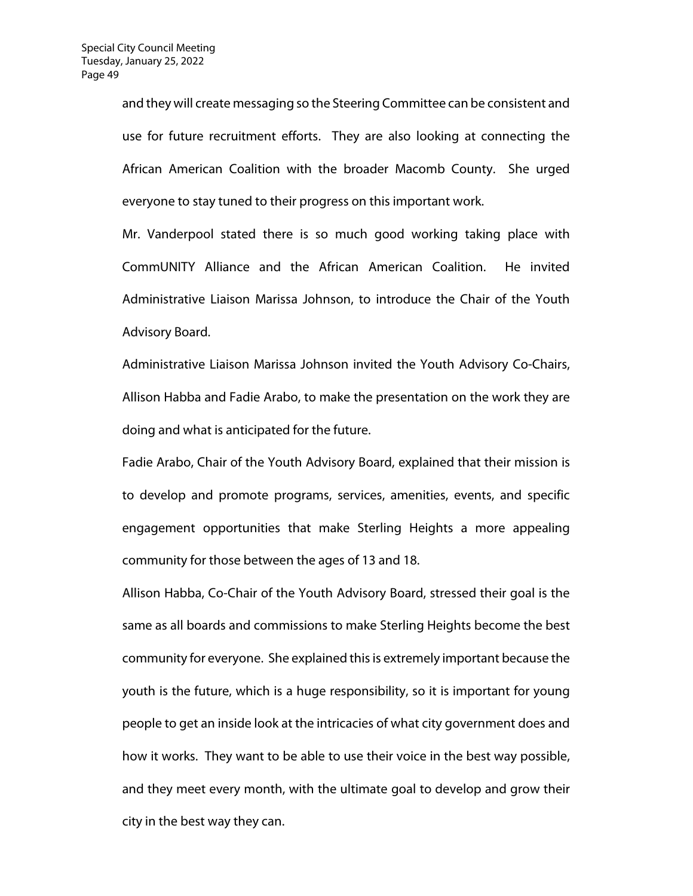and they will create messaging so the Steering Committee can be consistent and use for future recruitment efforts. They are also looking at connecting the African American Coalition with the broader Macomb County. She urged everyone to stay tuned to their progress on this important work.

Mr. Vanderpool stated there is so much good working taking place with CommUNITY Alliance and the African American Coalition. He invited Administrative Liaison Marissa Johnson, to introduce the Chair of the Youth Advisory Board.

Administrative Liaison Marissa Johnson invited the Youth Advisory Co-Chairs, Allison Habba and Fadie Arabo, to make the presentation on the work they are doing and what is anticipated for the future.

Fadie Arabo, Chair of the Youth Advisory Board, explained that their mission is to develop and promote programs, services, amenities, events, and specific engagement opportunities that make Sterling Heights a more appealing community for those between the ages of 13 and 18.

Allison Habba, Co-Chair of the Youth Advisory Board, stressed their goal is the same as all boards and commissions to make Sterling Heights become the best community for everyone. She explained this is extremely important because the youth is the future, which is a huge responsibility, so it is important for young people to get an inside look at the intricacies of what city government does and how it works. They want to be able to use their voice in the best way possible, and they meet every month, with the ultimate goal to develop and grow their city in the best way they can.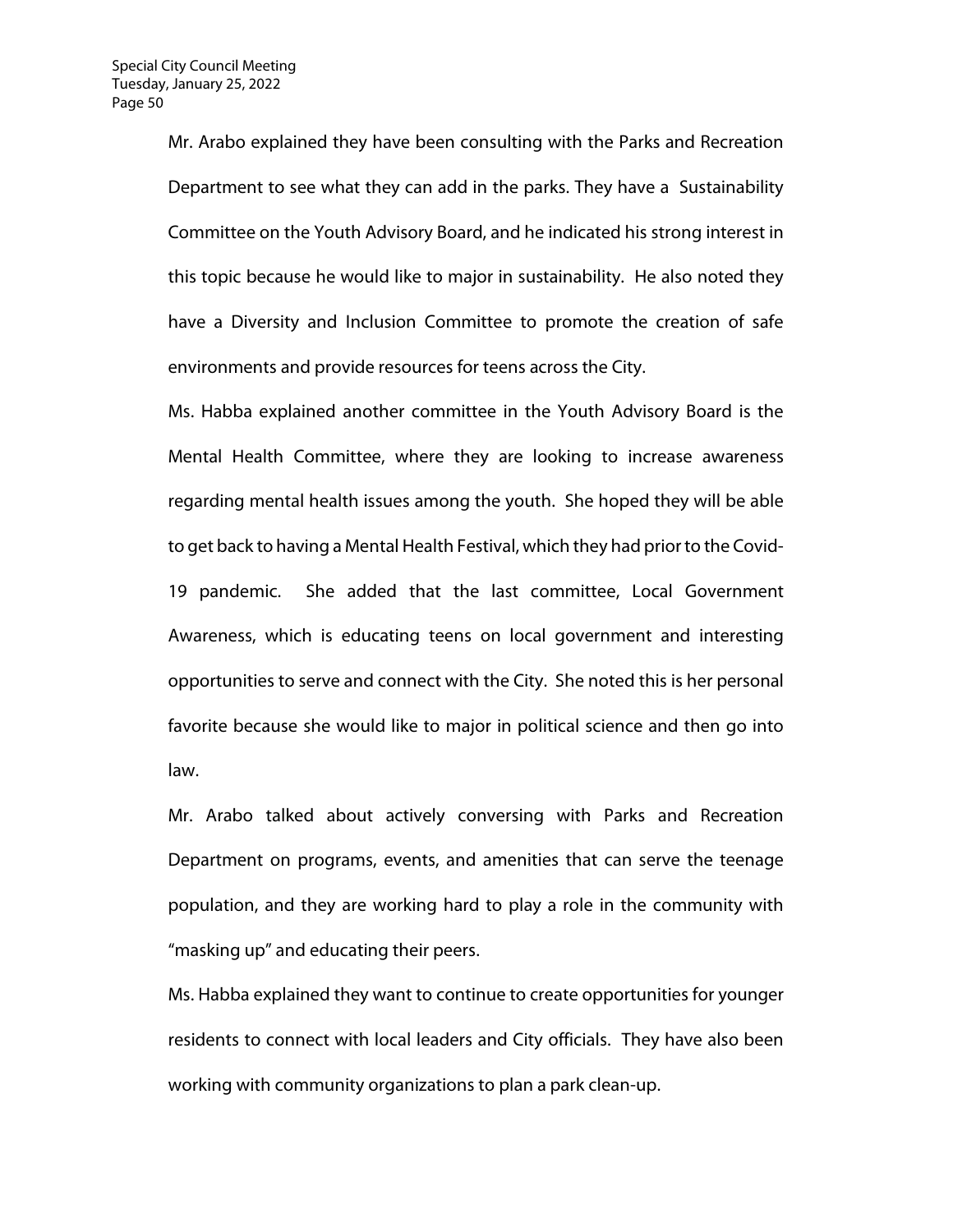Mr. Arabo explained they have been consulting with the Parks and Recreation Department to see what they can add in the parks. They have a Sustainability Committee on the Youth Advisory Board, and he indicated his strong interest in this topic because he would like to major in sustainability. He also noted they have a Diversity and Inclusion Committee to promote the creation of safe environments and provide resources for teens across the City.

Ms. Habba explained another committee in the Youth Advisory Board is the Mental Health Committee, where they are looking to increase awareness regarding mental health issues among the youth. She hoped they will be able to get back to having a Mental Health Festival, which they had prior to the Covid-19 pandemic. She added that the last committee, Local Government Awareness, which is educating teens on local government and interesting opportunities to serve and connect with the City. She noted this is her personal favorite because she would like to major in political science and then go into law.

Mr. Arabo talked about actively conversing with Parks and Recreation Department on programs, events, and amenities that can serve the teenage population, and they are working hard to play a role in the community with "masking up" and educating their peers.

Ms. Habba explained they want to continue to create opportunities for younger residents to connect with local leaders and City officials. They have also been working with community organizations to plan a park clean-up.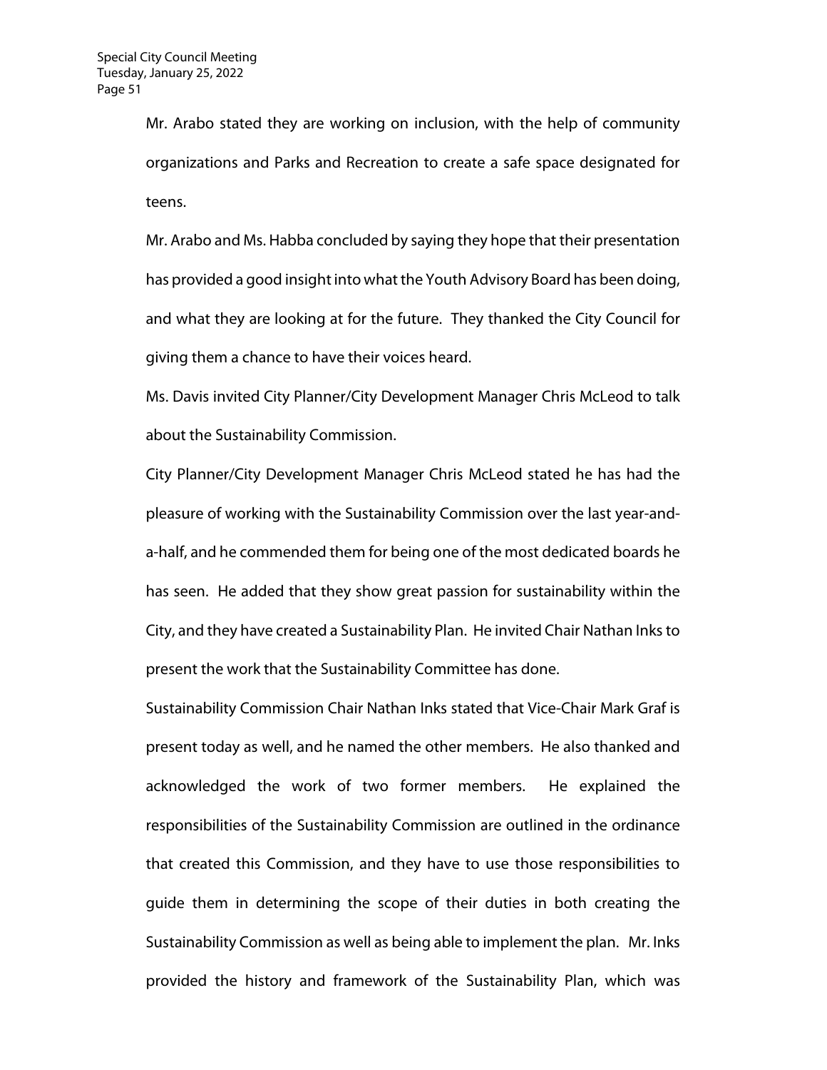Mr. Arabo stated they are working on inclusion, with the help of community organizations and Parks and Recreation to create a safe space designated for teens.

Mr. Arabo and Ms. Habba concluded by saying they hope that their presentation has provided a good insight into what the Youth Advisory Board has been doing, and what they are looking at for the future. They thanked the City Council for giving them a chance to have their voices heard.

Ms. Davis invited City Planner/City Development Manager Chris McLeod to talk about the Sustainability Commission.

City Planner/City Development Manager Chris McLeod stated he has had the pleasure of working with the Sustainability Commission over the last year-and-a-half, and he commended them for being one of the most dedicated boards he has seen. He added that they show great passion for sustainability within the City, and they have created a Sustainability Plan. He invited Chair Nathan Inks to present the work that the Sustainability Committee has done.

Sustainability Commission Chair Nathan Inks stated that Vice-Chair Mark Graf is present today as well, and he named the other members. He also thanked and acknowledged the work of two former members. He explained the responsibilities of the Sustainability Commission are outlined in the ordinance that created this Commission, and they have to use those responsibilities to guide them in determining the scope of their duties in both creating the Sustainability Commission as well as being able to implement the plan. Mr. Inks provided the history and framework of the Sustainability Plan, which was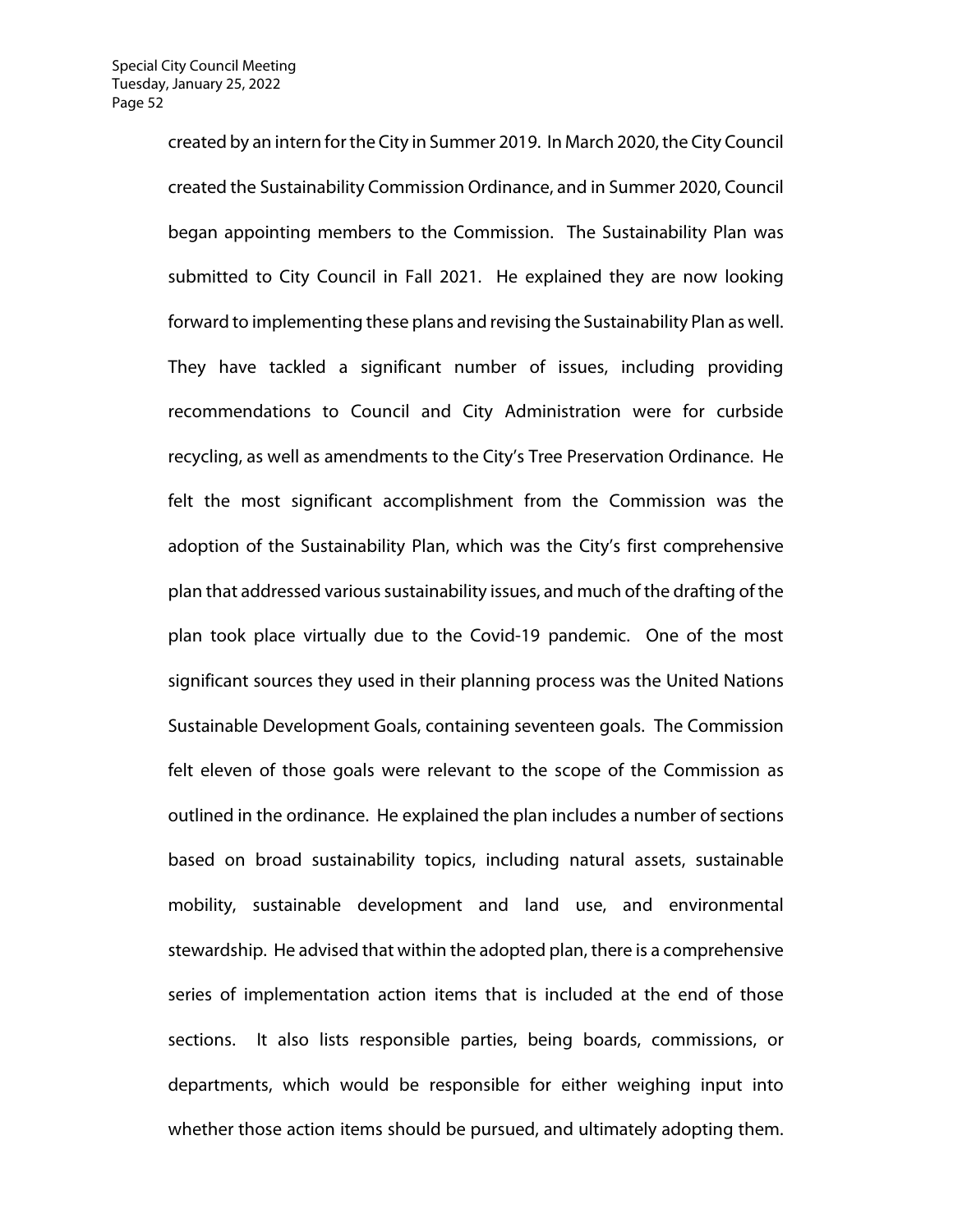created by an intern for the City in Summer 2019. In March 2020, the City Council created the Sustainability Commission Ordinance, and in Summer 2020, Council began appointing members to the Commission. The Sustainability Plan was submitted to City Council in Fall 2021. He explained they are now looking forward to implementing these plans and revising the Sustainability Plan as well. They have tackled a significant number of issues, including providing recommendations to Council and City Administration were for curbside recycling, as well as amendments to the City's Tree Preservation Ordinance. He felt the most significant accomplishment from the Commission was the adoption of the Sustainability Plan, which was the City's first comprehensive plan that addressed various sustainability issues, and much of the drafting of the plan took place virtually due to the Covid-19 pandemic. One of the most significant sources they used in their planning process was the United Nations Sustainable Development Goals, containing seventeen goals. The Commission felt eleven of those goals were relevant to the scope of the Commission as outlined in the ordinance. He explained the plan includes a number of sections based on broad sustainability topics, including natural assets, sustainable mobility, sustainable development and land use, and environmental stewardship. He advised that within the adopted plan, there is a comprehensive series of implementation action items that is included at the end of those sections. It also lists responsible parties, being boards, commissions, or departments, which would be responsible for either weighing input into whether those action items should be pursued, and ultimately adopting them.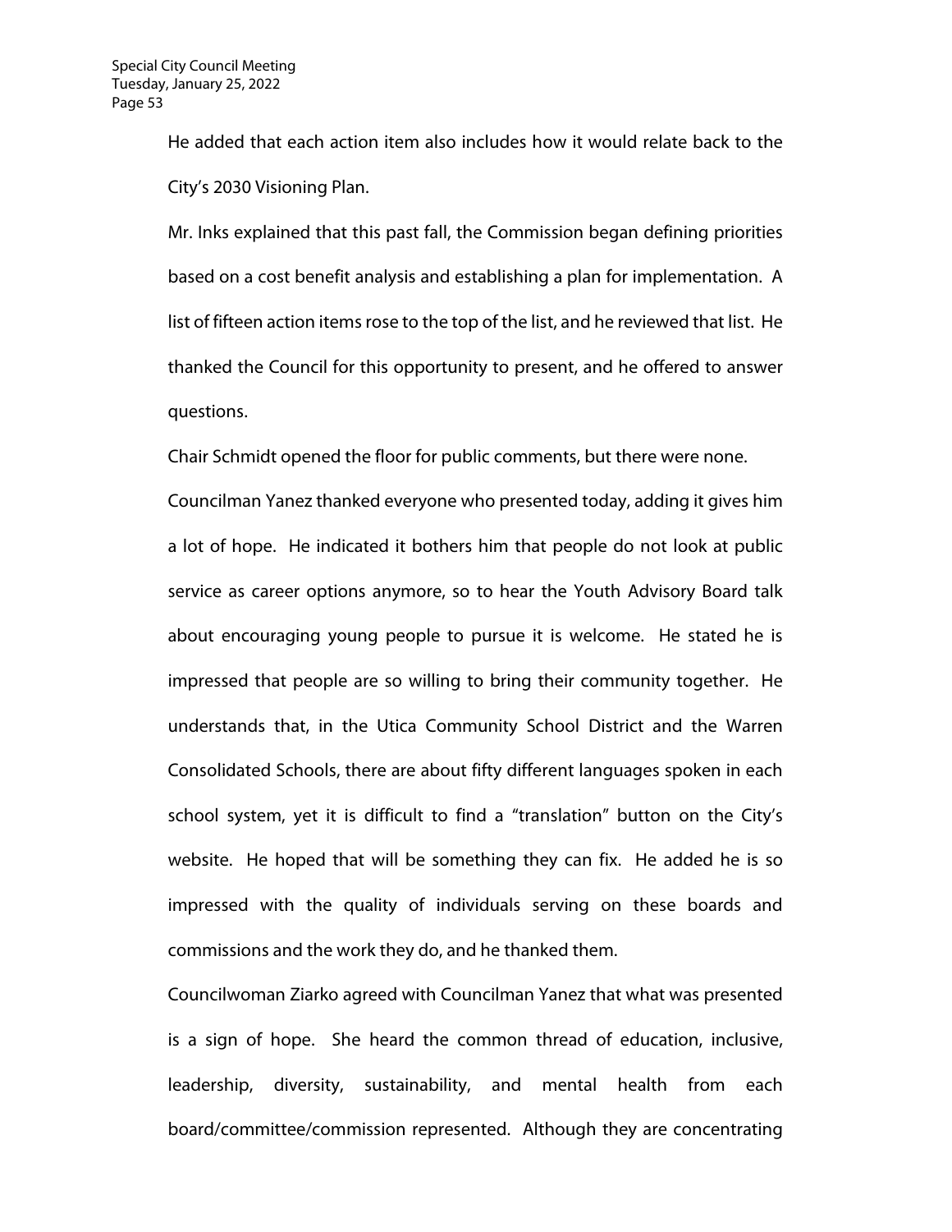He added that each action item also includes how it would relate back to the City's 2030 Visioning Plan.

Mr. Inks explained that this past fall, the Commission began defining priorities based on a cost benefit analysis and establishing a plan for implementation. A list of fifteen action items rose to the top of the list, and he reviewed that list. He thanked the Council for this opportunity to present, and he offered to answer questions.

Chair Schmidt opened the floor for public comments, but there were none.

Councilman Yanez thanked everyone who presented today, adding it gives him a lot of hope. He indicated it bothers him that people do not look at public service as career options anymore, so to hear the Youth Advisory Board talk about encouraging young people to pursue it is welcome. He stated he is impressed that people are so willing to bring their community together. He understands that, in the Utica Community School District and the Warren Consolidated Schools, there are about fifty different languages spoken in each school system, yet it is difficult to find a "translation" button on the City's website. He hoped that will be something they can fix. He added he is so impressed with the quality of individuals serving on these boards and commissions and the work they do, and he thanked them.

Councilwoman Ziarko agreed with Councilman Yanez that what was presented is a sign of hope. She heard the common thread of education, inclusive, leadership, diversity, sustainability, and mental health from each board/committee/commission represented. Although they are concentrating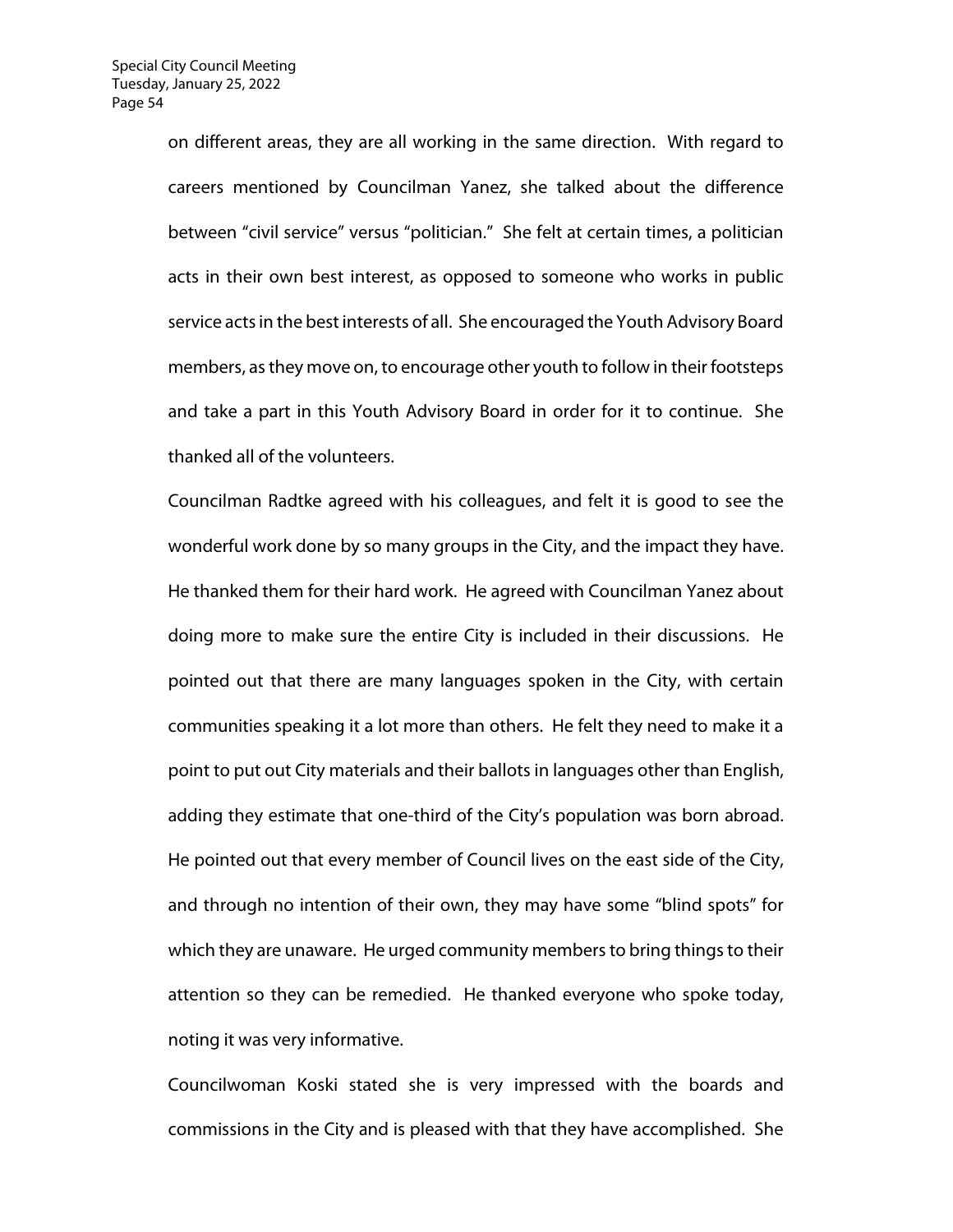on different areas, they are all working in the same direction. With regard to careers mentioned by Councilman Yanez, she talked about the difference between "civil service" versus "politician." She felt at certain times, a politician acts in their own best interest, as opposed to someone who works in public service acts in the best interests of all. She encouraged the Youth Advisory Board members, as they move on, to encourage other youth to follow in their footsteps and take a part in this Youth Advisory Board in order for it to continue. She thanked all of the volunteers.

Councilman Radtke agreed with his colleagues, and felt it is good to see the wonderful work done by so many groups in the City, and the impact they have. He thanked them for their hard work. He agreed with Councilman Yanez about doing more to make sure the entire City is included in their discussions. He pointed out that there are many languages spoken in the City, with certain communities speaking it a lot more than others. He felt they need to make it a point to put out City materials and their ballots in languages other than English, adding they estimate that one-third of the City's population was born abroad. He pointed out that every member of Council lives on the east side of the City, and through no intention of their own, they may have some "blind spots" for which they are unaware. He urged community members to bring things to their attention so they can be remedied. He thanked everyone who spoke today, noting it was very informative.

Councilwoman Koski stated she is very impressed with the boards and commissions in the City and is pleased with that they have accomplished. She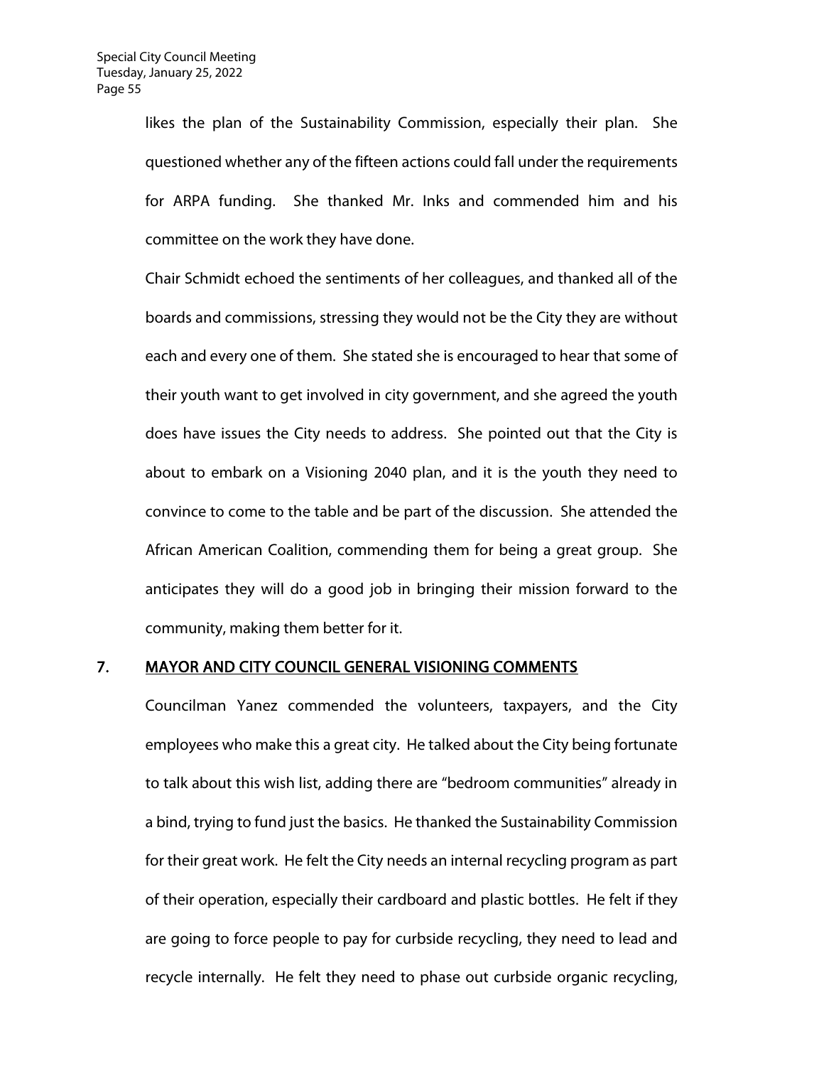likes the plan of the Sustainability Commission, especially their plan. She questioned whether any of the fifteen actions could fall under the requirements for ARPA funding. She thanked Mr. Inks and commended him and his committee on the work they have done.

Chair Schmidt echoed the sentiments of her colleagues, and thanked all of the boards and commissions, stressing they would not be the City they are without each and every one of them. She stated she is encouraged to hear that some of their youth want to get involved in city government, and she agreed the youth does have issues the City needs to address. She pointed out that the City is about to embark on a Visioning 2040 plan, and it is the youth they need to convince to come to the table and be part of the discussion. She attended the African American Coalition, commending them for being a great group. She anticipates they will do a good job in bringing their mission forward to the community, making them better for it.

## 7. MAYOR AND CITY COUNCIL GENERAL VISIONING COMMENTS

Councilman Yanez commended the volunteers, taxpayers, and the City employees who make this a great city. He talked about the City being fortunate to talk about this wish list, adding there are "bedroom communities" already in a bind, trying to fund just the basics. He thanked the Sustainability Commission for their great work. He felt the City needs an internal recycling program as part of their operation, especially their cardboard and plastic bottles. He felt if they are going to force people to pay for curbside recycling, they need to lead and recycle internally. He felt they need to phase out curbside organic recycling,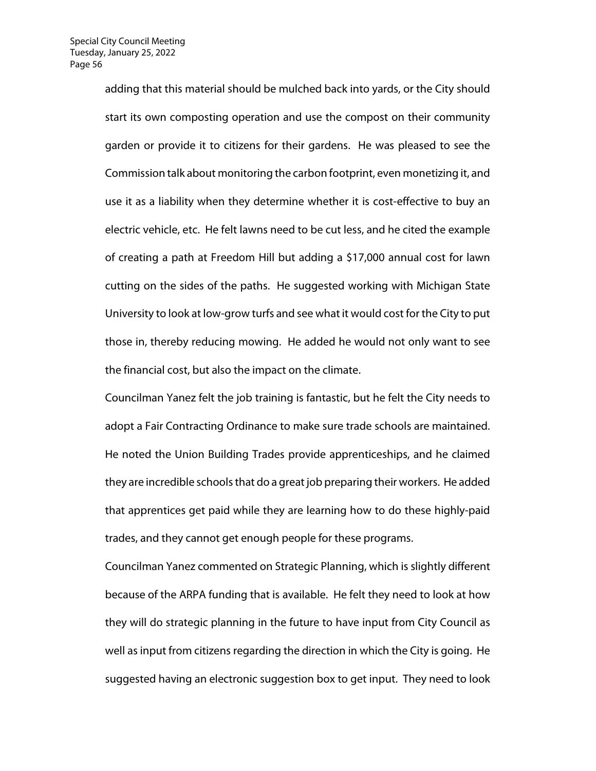adding that this material should be mulched back into yards, or the City should start its own composting operation and use the compost on their community garden or provide it to citizens for their gardens. He was pleased to see the Commission talk about monitoring the carbon footprint, even monetizing it, and use it as a liability when they determine whether it is cost-effective to buy an electric vehicle, etc. He felt lawns need to be cut less, and he cited the example of creating a path at Freedom Hill but adding a $17,000 annual cost for lawn cutting on the sides of the paths. He suggested working with Michigan State University to look at low-grow turfs and see what it would cost for the City to put those in, thereby reducing mowing. He added he would not only want to see the financial cost, but also the impact on the climate.

Councilman Yanez felt the job training is fantastic, but he felt the City needs to adopt a Fair Contracting Ordinance to make sure trade schools are maintained. He noted the Union Building Trades provide apprenticeships, and he claimed they are incredible schools that do a great job preparing their workers. He added that apprentices get paid while they are learning how to do these highly-paid trades, and they cannot get enough people for these programs.

Councilman Yanez commented on Strategic Planning, which is slightly different because of the ARPA funding that is available. He felt they need to look at how they will do strategic planning in the future to have input from City Council as well as input from citizens regarding the direction in which the City is going. He suggested having an electronic suggestion box to get input. They need to look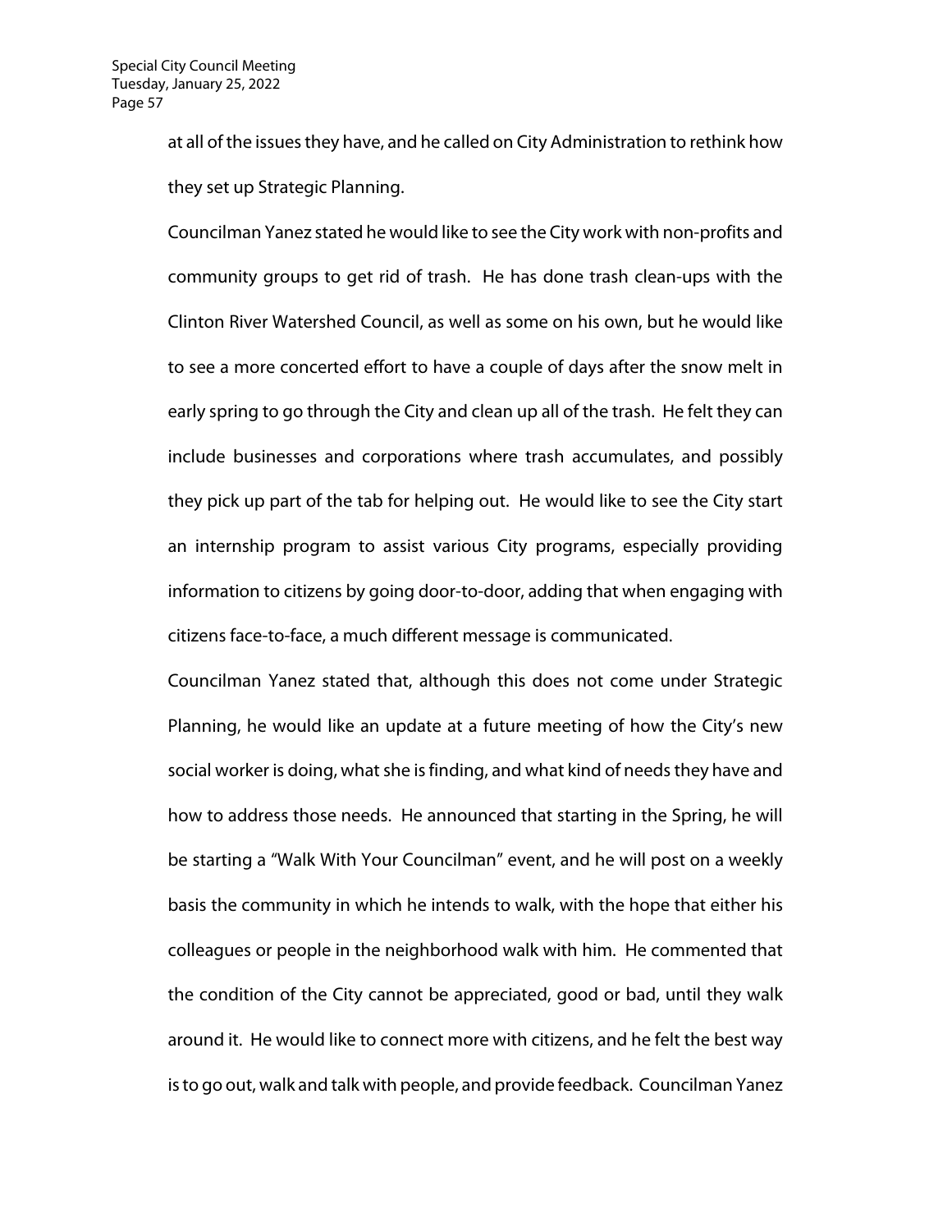at all of the issues they have, and he called on City Administration to rethink how they set up Strategic Planning.

Councilman Yanez stated he would like to see the City work with non-profits and community groups to get rid of trash. He has done trash clean-ups with the Clinton River Watershed Council, as well as some on his own, but he would like to see a more concerted effort to have a couple of days after the snow melt in early spring to go through the City and clean up all of the trash. He felt they can include businesses and corporations where trash accumulates, and possibly they pick up part of the tab for helping out. He would like to see the City start an internship program to assist various City programs, especially providing information to citizens by going door-to-door, adding that when engaging with citizens face-to-face, a much different message is communicated.

Councilman Yanez stated that, although this does not come under Strategic Planning, he would like an update at a future meeting of how the City's new social worker is doing, what she is finding, and what kind of needs they have and how to address those needs. He announced that starting in the Spring, he will be starting a "Walk With Your Councilman" event, and he will post on a weekly basis the community in which he intends to walk, with the hope that either his colleagues or people in the neighborhood walk with him. He commented that the condition of the City cannot be appreciated, good or bad, until they walk around it. He would like to connect more with citizens, and he felt the best way is to go out, walk and talk with people, and provide feedback. Councilman Yanez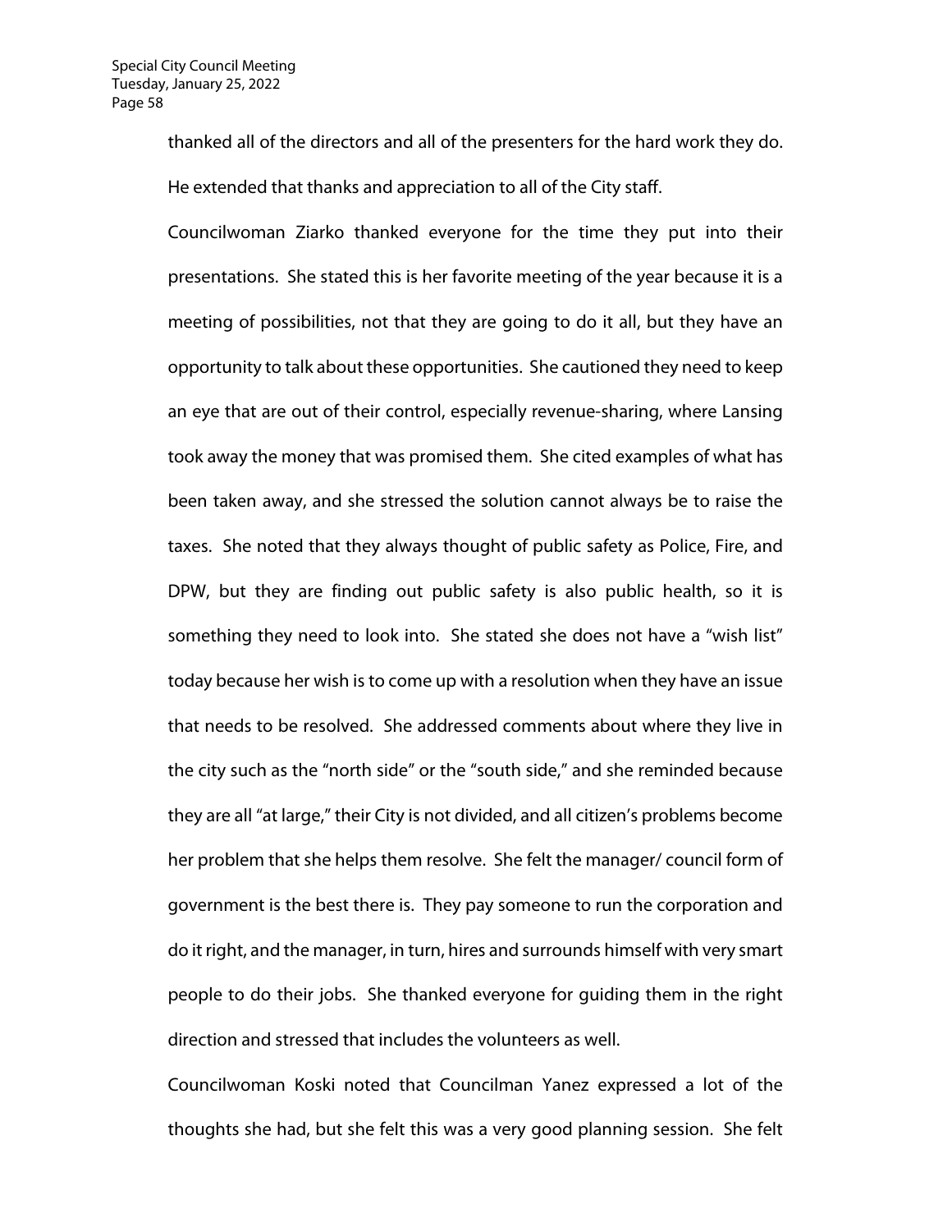thanked all of the directors and all of the presenters for the hard work they do. He extended that thanks and appreciation to all of the City staff.

Councilwoman Ziarko thanked everyone for the time they put into their presentations. She stated this is her favorite meeting of the year because it is a meeting of possibilities, not that they are going to do it all, but they have an opportunity to talk about these opportunities. She cautioned they need to keep an eye that are out of their control, especially revenue-sharing, where Lansing took away the money that was promised them. She cited examples of what has been taken away, and she stressed the solution cannot always be to raise the taxes. She noted that they always thought of public safety as Police, Fire, and DPW, but they are finding out public safety is also public health, so it is something they need to look into. She stated she does not have a "wish list" today because her wish is to come up with a resolution when they have an issue that needs to be resolved. She addressed comments about where they live in the city such as the "north side" or the "south side," and she reminded because they are all "at large," their City is not divided, and all citizen's problems become her problem that she helps them resolve. She felt the manager/ council form of government is the best there is. They pay someone to run the corporation and do it right, and the manager, in turn, hires and surrounds himself with very smart people to do their jobs. She thanked everyone for guiding them in the right direction and stressed that includes the volunteers as well.

Councilwoman Koski noted that Councilman Yanez expressed a lot of the thoughts she had, but she felt this was a very good planning session. She felt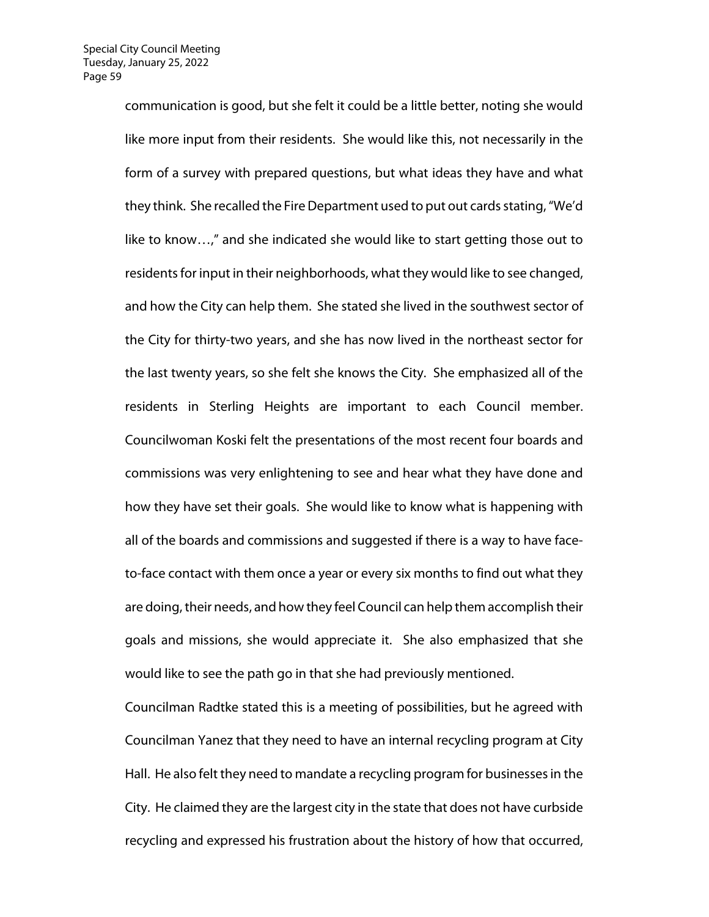communication is good, but she felt it could be a little better, noting she would like more input from their residents. She would like this, not necessarily in the form of a survey with prepared questions, but what ideas they have and what they think. She recalled the Fire Department used to put out cards stating, "We'd like to know…," and she indicated she would like to start getting those out to residents for input in their neighborhoods, what they would like to see changed, and how the City can help them. She stated she lived in the southwest sector of the City for thirty-two years, and she has now lived in the northeast sector for the last twenty years, so she felt she knows the City. She emphasized all of the residents in Sterling Heights are important to each Council member. Councilwoman Koski felt the presentations of the most recent four boards and commissions was very enlightening to see and hear what they have done and how they have set their goals. She would like to know what is happening with all of the boards and commissions and suggested if there is a way to have face-to-face contact with them once a year or every six months to find out what they are doing, their needs, and how they feel Council can help them accomplish their goals and missions, she would appreciate it. She also emphasized that she would like to see the path go in that she had previously mentioned.

Councilman Radtke stated this is a meeting of possibilities, but he agreed with Councilman Yanez that they need to have an internal recycling program at City Hall. He also felt they need to mandate a recycling program for businesses in the City. He claimed they are the largest city in the state that does not have curbside recycling and expressed his frustration about the history of how that occurred,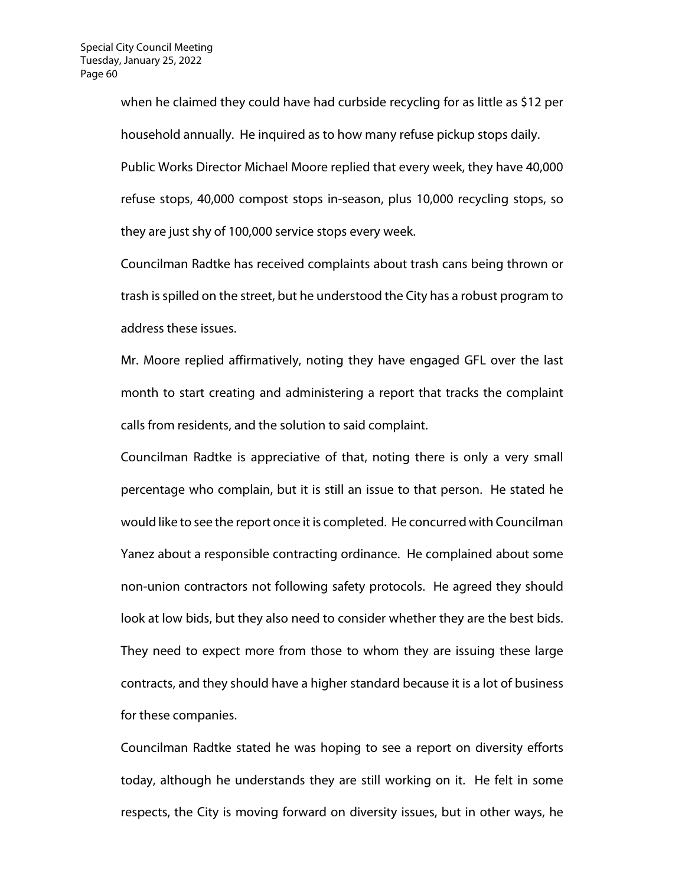when he claimed they could have had curbside recycling for as little as $12 per household annually. He inquired as to how many refuse pickup stops daily.

Public Works Director Michael Moore replied that every week, they have 40,000 refuse stops, 40,000 compost stops in-season, plus 10,000 recycling stops, so they are just shy of 100,000 service stops every week.

Councilman Radtke has received complaints about trash cans being thrown or trash is spilled on the street, but he understood the City has a robust program to address these issues.

Mr. Moore replied affirmatively, noting they have engaged GFL over the last month to start creating and administering a report that tracks the complaint calls from residents, and the solution to said complaint.

Councilman Radtke is appreciative of that, noting there is only a very small percentage who complain, but it is still an issue to that person. He stated he would like to see the report once it is completed. He concurred with Councilman Yanez about a responsible contracting ordinance. He complained about some non-union contractors not following safety protocols. He agreed they should look at low bids, but they also need to consider whether they are the best bids. They need to expect more from those to whom they are issuing these large contracts, and they should have a higher standard because it is a lot of business for these companies.

Councilman Radtke stated he was hoping to see a report on diversity efforts today, although he understands they are still working on it. He felt in some respects, the City is moving forward on diversity issues, but in other ways, he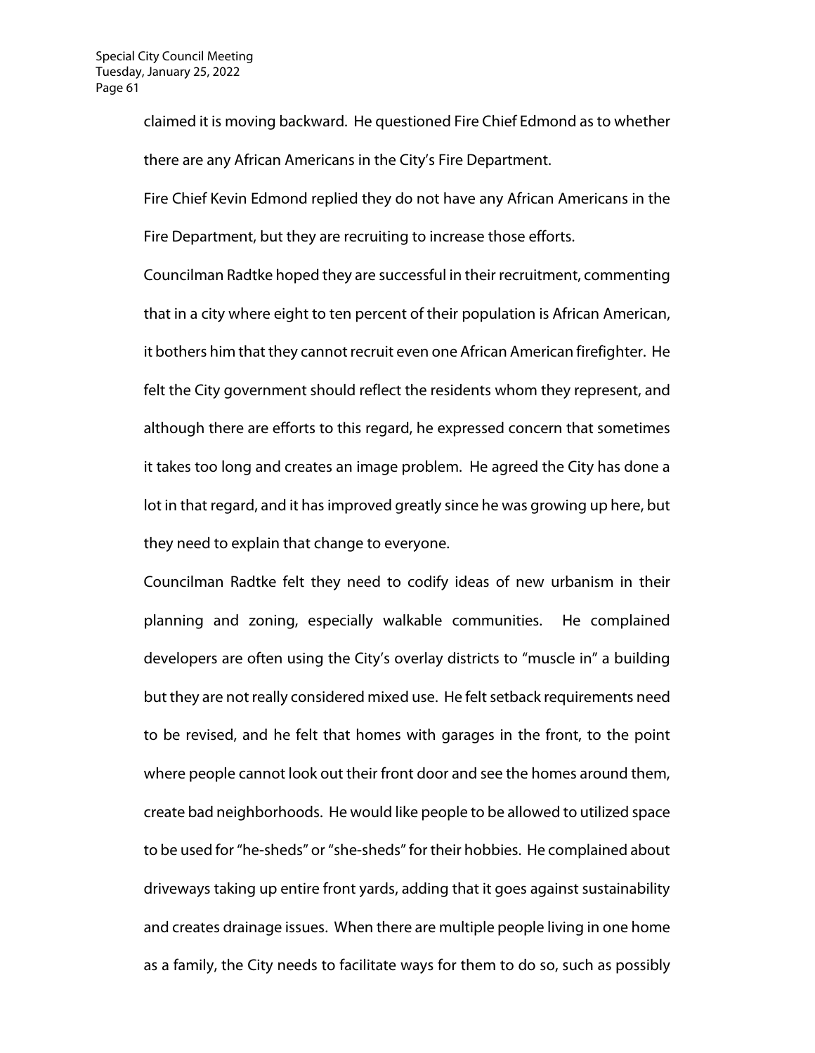claimed it is moving backward. He questioned Fire Chief Edmond as to whether there are any African Americans in the City's Fire Department.

Fire Chief Kevin Edmond replied they do not have any African Americans in the Fire Department, but they are recruiting to increase those efforts.

Councilman Radtke hoped they are successful in their recruitment, commenting that in a city where eight to ten percent of their population is African American, it bothers him that they cannot recruit even one African American firefighter. He felt the City government should reflect the residents whom they represent, and although there are efforts to this regard, he expressed concern that sometimes it takes too long and creates an image problem. He agreed the City has done a lot in that regard, and it has improved greatly since he was growing up here, but they need to explain that change to everyone.

Councilman Radtke felt they need to codify ideas of new urbanism in their planning and zoning, especially walkable communities. He complained developers are often using the City's overlay districts to "muscle in" a building but they are not really considered mixed use. He felt setback requirements need to be revised, and he felt that homes with garages in the front, to the point where people cannot look out their front door and see the homes around them, create bad neighborhoods. He would like people to be allowed to utilized space to be used for "he-sheds" or "she-sheds" for their hobbies. He complained about driveways taking up entire front yards, adding that it goes against sustainability and creates drainage issues. When there are multiple people living in one home as a family, the City needs to facilitate ways for them to do so, such as possibly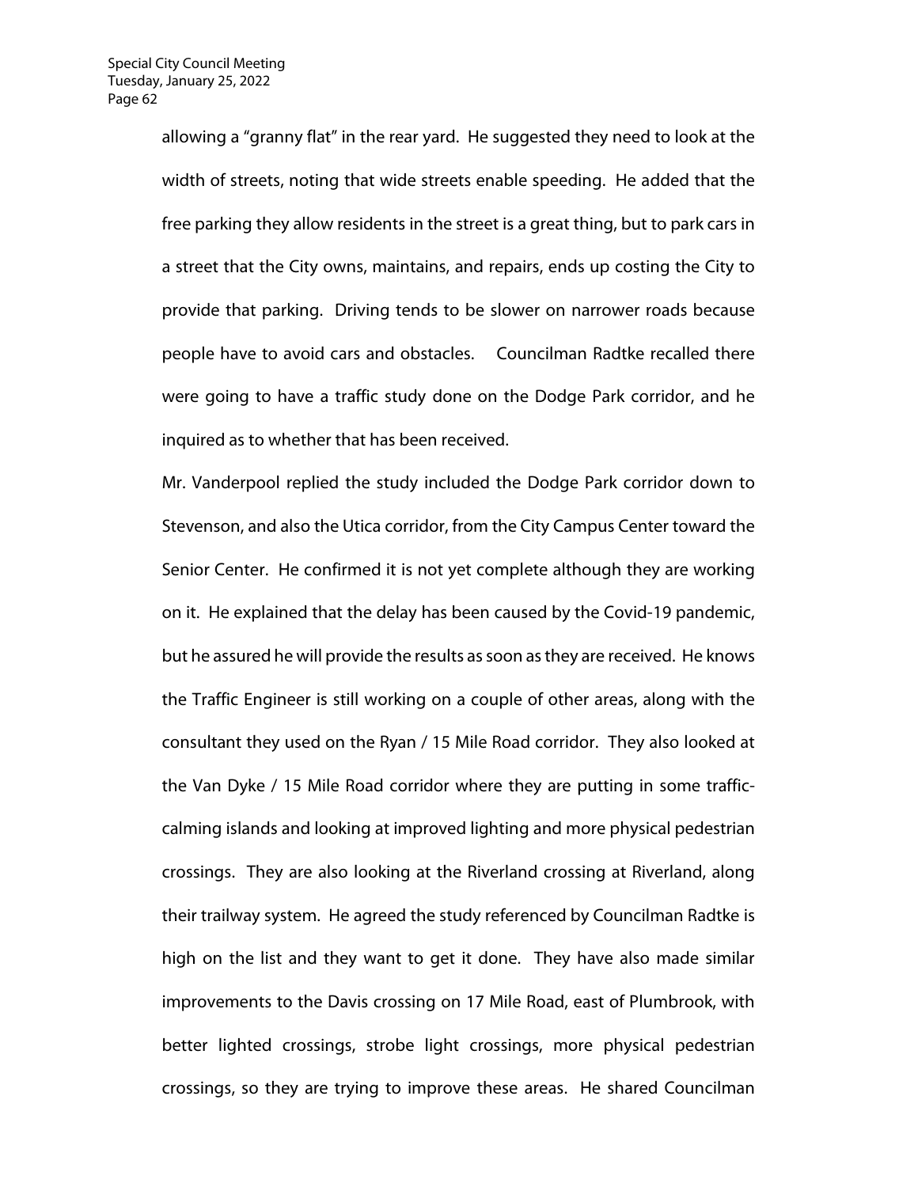allowing a "granny flat" in the rear yard. He suggested they need to look at the width of streets, noting that wide streets enable speeding. He added that the free parking they allow residents in the street is a great thing, but to park cars in a street that the City owns, maintains, and repairs, ends up costing the City to provide that parking. Driving tends to be slower on narrower roads because people have to avoid cars and obstacles. Councilman Radtke recalled there were going to have a traffic study done on the Dodge Park corridor, and he inquired as to whether that has been received.

Mr. Vanderpool replied the study included the Dodge Park corridor down to Stevenson, and also the Utica corridor, from the City Campus Center toward the Senior Center. He confirmed it is not yet complete although they are working on it. He explained that the delay has been caused by the Covid-19 pandemic, but he assured he will provide the results as soon as they are received. He knows the Traffic Engineer is still working on a couple of other areas, along with the consultant they used on the Ryan / 15 Mile Road corridor. They also looked at the Van Dyke / 15 Mile Road corridor where they are putting in some traffic-calming islands and looking at improved lighting and more physical pedestrian crossings. They are also looking at the Riverland crossing at Riverland, along their trailway system. He agreed the study referenced by Councilman Radtke is high on the list and they want to get it done. They have also made similar improvements to the Davis crossing on 17 Mile Road, east of Plumbrook, with better lighted crossings, strobe light crossings, more physical pedestrian crossings, so they are trying to improve these areas. He shared Councilman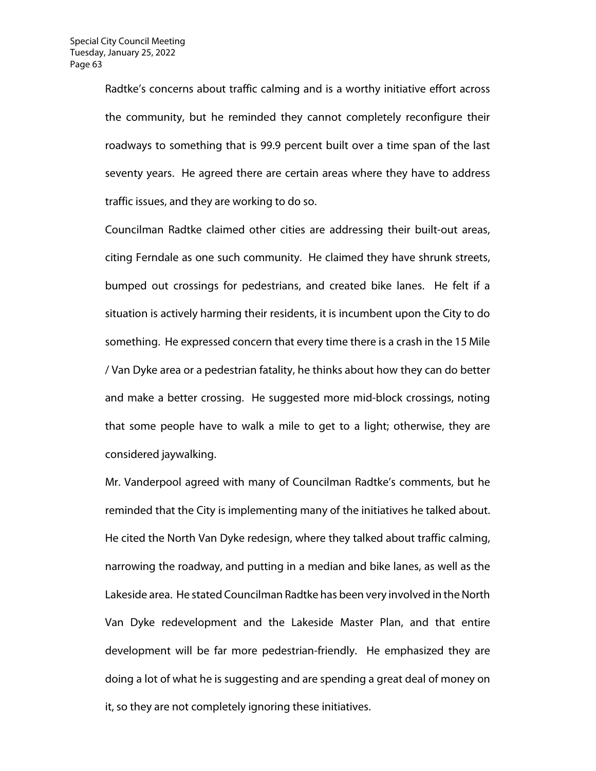Radtke's concerns about traffic calming and is a worthy initiative effort across the community, but he reminded they cannot completely reconfigure their roadways to something that is 99.9 percent built over a time span of the last seventy years. He agreed there are certain areas where they have to address traffic issues, and they are working to do so.

Councilman Radtke claimed other cities are addressing their built-out areas, citing Ferndale as one such community. He claimed they have shrunk streets, bumped out crossings for pedestrians, and created bike lanes. He felt if a situation is actively harming their residents, it is incumbent upon the City to do something. He expressed concern that every time there is a crash in the 15 Mile / Van Dyke area or a pedestrian fatality, he thinks about how they can do better and make a better crossing. He suggested more mid-block crossings, noting that some people have to walk a mile to get to a light; otherwise, they are considered jaywalking.

Mr. Vanderpool agreed with many of Councilman Radtke's comments, but he reminded that the City is implementing many of the initiatives he talked about. He cited the North Van Dyke redesign, where they talked about traffic calming, narrowing the roadway, and putting in a median and bike lanes, as well as the Lakeside area. He stated Councilman Radtke has been very involved in the North Van Dyke redevelopment and the Lakeside Master Plan, and that entire development will be far more pedestrian-friendly. He emphasized they are doing a lot of what he is suggesting and are spending a great deal of money on it, so they are not completely ignoring these initiatives.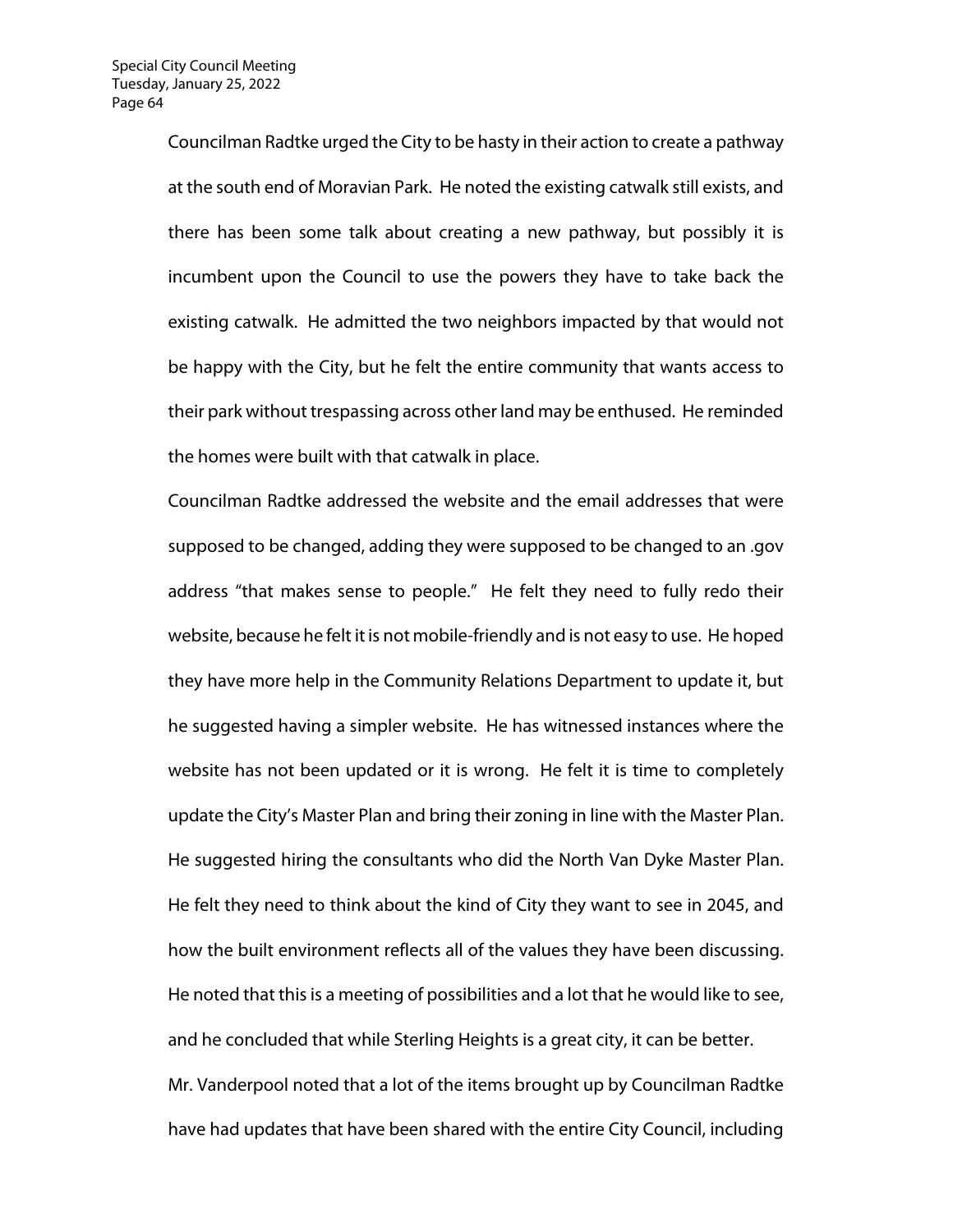Councilman Radtke urged the City to be hasty in their action to create a pathway at the south end of Moravian Park. He noted the existing catwalk still exists, and there has been some talk about creating a new pathway, but possibly it is incumbent upon the Council to use the powers they have to take back the existing catwalk. He admitted the two neighbors impacted by that would not be happy with the City, but he felt the entire community that wants access to their park without trespassing across other land may be enthused. He reminded the homes were built with that catwalk in place.

Councilman Radtke addressed the website and the email addresses that were supposed to be changed, adding they were supposed to be changed to an .gov address "that makes sense to people." He felt they need to fully redo their website, because he felt it is not mobile-friendly and is not easy to use. He hoped they have more help in the Community Relations Department to update it, but he suggested having a simpler website. He has witnessed instances where the website has not been updated or it is wrong. He felt it is time to completely update the City's Master Plan and bring their zoning in line with the Master Plan. He suggested hiring the consultants who did the North Van Dyke Master Plan. He felt they need to think about the kind of City they want to see in 2045, and how the built environment reflects all of the values they have been discussing. He noted that this is a meeting of possibilities and a lot that he would like to see, and he concluded that while Sterling Heights is a great city, it can be better.

Mr. Vanderpool noted that a lot of the items brought up by Councilman Radtke have had updates that have been shared with the entire City Council, including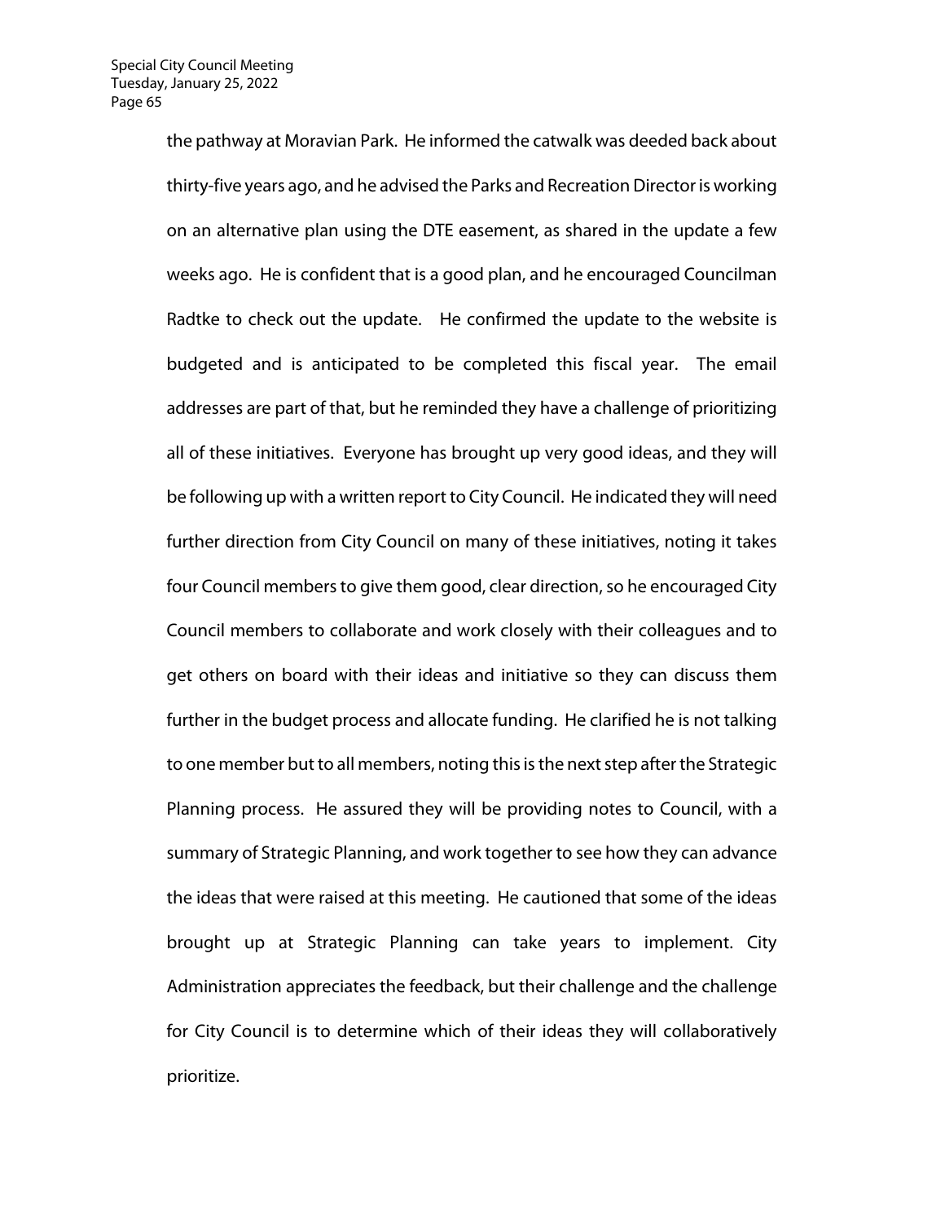the pathway at Moravian Park. He informed the catwalk was deeded back about thirty-five years ago, and he advised the Parks and Recreation Director is working on an alternative plan using the DTE easement, as shared in the update a few weeks ago. He is confident that is a good plan, and he encouraged Councilman Radtke to check out the update. He confirmed the update to the website is budgeted and is anticipated to be completed this fiscal year. The email addresses are part of that, but he reminded they have a challenge of prioritizing all of these initiatives. Everyone has brought up very good ideas, and they will be following up with a written report to City Council. He indicated they will need further direction from City Council on many of these initiatives, noting it takes four Council members to give them good, clear direction, so he encouraged City Council members to collaborate and work closely with their colleagues and to get others on board with their ideas and initiative so they can discuss them further in the budget process and allocate funding. He clarified he is not talking to one member but to all members, noting this is the next step after the Strategic Planning process. He assured they will be providing notes to Council, with a summary of Strategic Planning, and work together to see how they can advance the ideas that were raised at this meeting. He cautioned that some of the ideas brought up at Strategic Planning can take years to implement. City Administration appreciates the feedback, but their challenge and the challenge for City Council is to determine which of their ideas they will collaboratively prioritize.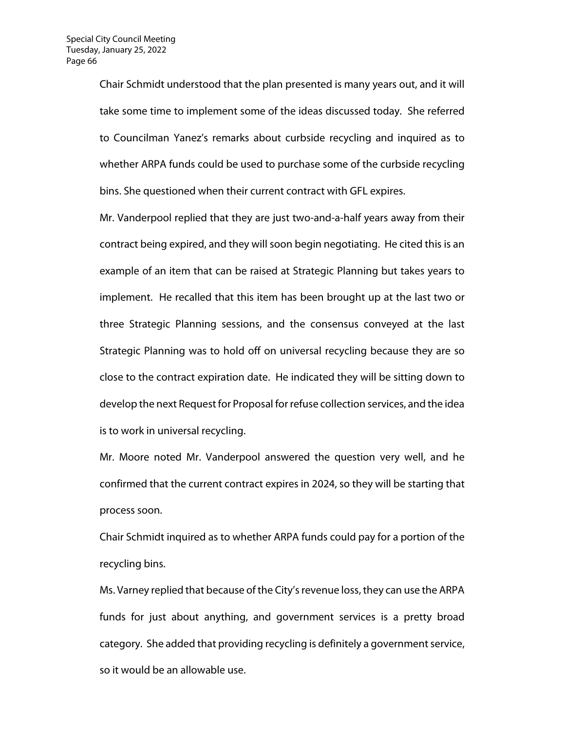Chair Schmidt understood that the plan presented is many years out, and it will take some time to implement some of the ideas discussed today. She referred to Councilman Yanez's remarks about curbside recycling and inquired as to whether ARPA funds could be used to purchase some of the curbside recycling bins. She questioned when their current contract with GFL expires.

Mr. Vanderpool replied that they are just two-and-a-half years away from their contract being expired, and they will soon begin negotiating. He cited this is an example of an item that can be raised at Strategic Planning but takes years to implement. He recalled that this item has been brought up at the last two or three Strategic Planning sessions, and the consensus conveyed at the last Strategic Planning was to hold off on universal recycling because they are so close to the contract expiration date. He indicated they will be sitting down to develop the next Request for Proposal for refuse collection services, and the idea is to work in universal recycling.

Mr. Moore noted Mr. Vanderpool answered the question very well, and he confirmed that the current contract expires in 2024, so they will be starting that process soon.

Chair Schmidt inquired as to whether ARPA funds could pay for a portion of the recycling bins.

Ms. Varney replied that because of the City's revenue loss, they can use the ARPA funds for just about anything, and government services is a pretty broad category. She added that providing recycling is definitely a government service, so it would be an allowable use.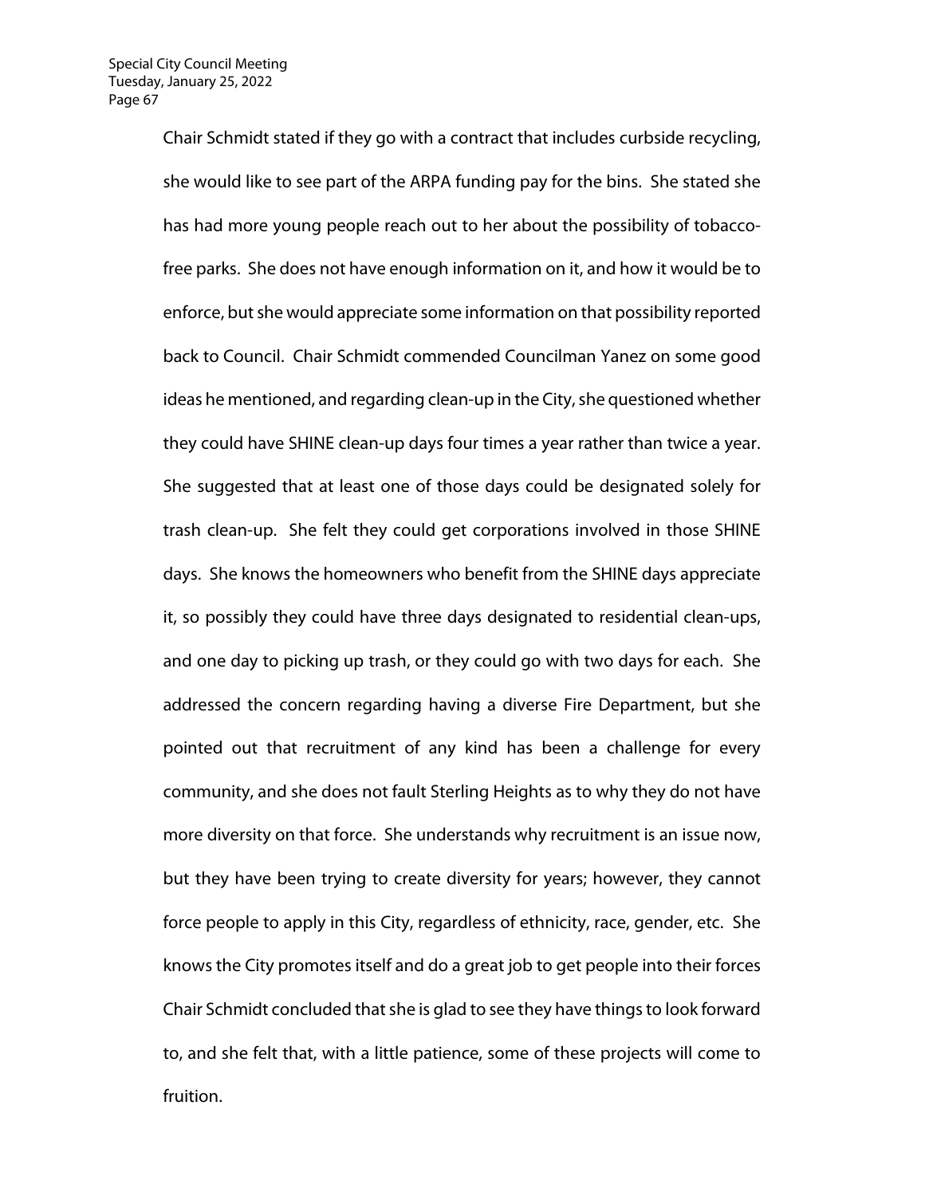Chair Schmidt stated if they go with a contract that includes curbside recycling, she would like to see part of the ARPA funding pay for the bins. She stated she has had more young people reach out to her about the possibility of tobacco-free parks. She does not have enough information on it, and how it would be to enforce, but she would appreciate some information on that possibility reported back to Council. Chair Schmidt commended Councilman Yanez on some good ideas he mentioned, and regarding clean-up in the City, she questioned whether they could have SHINE clean-up days four times a year rather than twice a year. She suggested that at least one of those days could be designated solely for trash clean-up. She felt they could get corporations involved in those SHINE days. She knows the homeowners who benefit from the SHINE days appreciate it, so possibly they could have three days designated to residential clean-ups, and one day to picking up trash, or they could go with two days for each. She addressed the concern regarding having a diverse Fire Department, but she pointed out that recruitment of any kind has been a challenge for every community, and she does not fault Sterling Heights as to why they do not have more diversity on that force. She understands why recruitment is an issue now, but they have been trying to create diversity for years; however, they cannot force people to apply in this City, regardless of ethnicity, race, gender, etc. She knows the City promotes itself and do a great job to get people into their forces Chair Schmidt concluded that she is glad to see they have things to look forward to, and she felt that, with a little patience, some of these projects will come to fruition.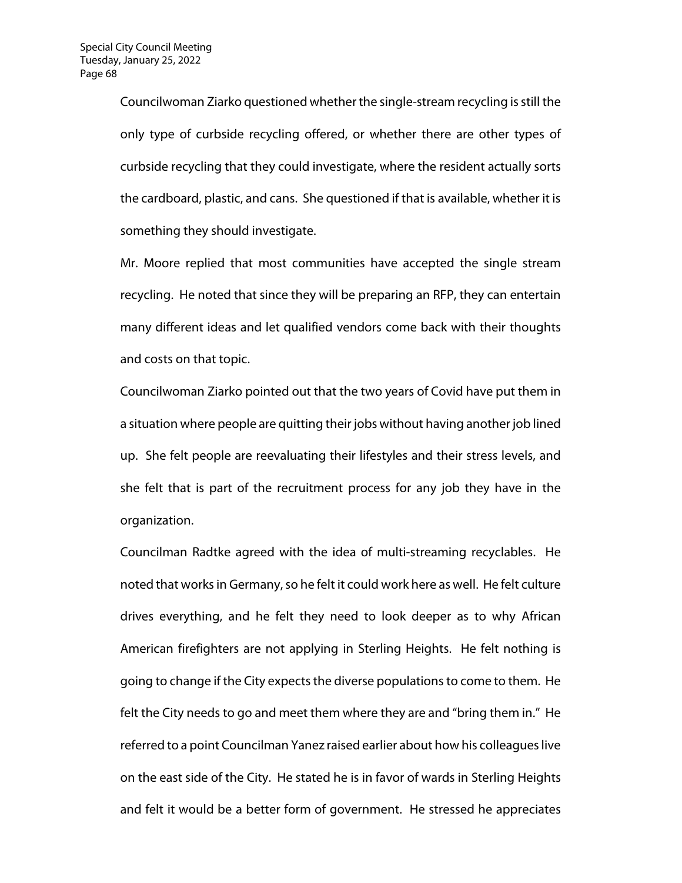Councilwoman Ziarko questioned whether the single-stream recycling is still the only type of curbside recycling offered, or whether there are other types of curbside recycling that they could investigate, where the resident actually sorts the cardboard, plastic, and cans. She questioned if that is available, whether it is something they should investigate.

Mr. Moore replied that most communities have accepted the single stream recycling. He noted that since they will be preparing an RFP, they can entertain many different ideas and let qualified vendors come back with their thoughts and costs on that topic.

Councilwoman Ziarko pointed out that the two years of Covid have put them in a situation where people are quitting their jobs without having another job lined up. She felt people are reevaluating their lifestyles and their stress levels, and she felt that is part of the recruitment process for any job they have in the organization.

Councilman Radtke agreed with the idea of multi-streaming recyclables. He noted that works in Germany, so he felt it could work here as well. He felt culture drives everything, and he felt they need to look deeper as to why African American firefighters are not applying in Sterling Heights. He felt nothing is going to change if the City expects the diverse populations to come to them. He felt the City needs to go and meet them where they are and "bring them in." He referred to a point Councilman Yanez raised earlier about how his colleagues live on the east side of the City. He stated he is in favor of wards in Sterling Heights and felt it would be a better form of government. He stressed he appreciates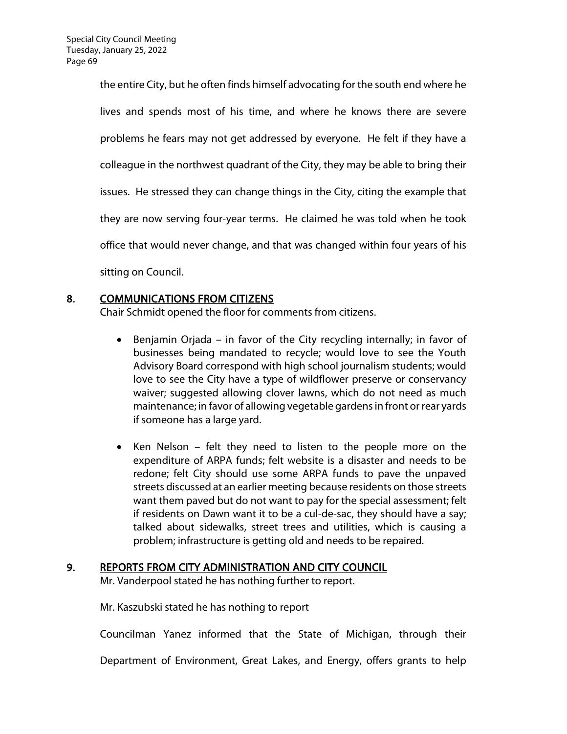the entire City, but he often finds himself advocating for the south end where he lives and spends most of his time, and where he knows there are severe problems he fears may not get addressed by everyone. He felt if they have a colleague in the northwest quadrant of the City, they may be able to bring their issues. He stressed they can change things in the City, citing the example that they are now serving four-year terms. He claimed he was told when he took office that would never change, and that was changed within four years of his sitting on Council.

## 8. COMMUNICATIONS FROM CITIZENS

Chair Schmidt opened the floor for comments from citizens.

- Benjamin Orjada – in favor of the City recycling internally; in favor of businesses being mandated to recycle; would love to see the Youth Advisory Board correspond with high school journalism students; would love to see the City have a type of wildflower preserve or conservancy waiver; suggested allowing clover lawns, which do not need as much maintenance; in favor of allowing vegetable gardens in front or rear yards if someone has a large yard.

- Ken Nelson – felt they need to listen to the people more on the expenditure of ARPA funds; felt website is a disaster and needs to be redone; felt City should use some ARPA funds to pave the unpaved streets discussed at an earlier meeting because residents on those streets want them paved but do not want to pay for the special assessment; felt if residents on Dawn want it to be a cul-de-sac, they should have a say; talked about sidewalks, street trees and utilities, which is causing a problem; infrastructure is getting old and needs to be repaired.

## 9. REPORTS FROM CITY ADMINISTRATION AND CITY COUNCIL

Mr. Vanderpool stated he has nothing further to report.

Mr. Kaszubski stated he has nothing to report

Councilman Yanez informed that the State of Michigan, through their Department of Environment, Great Lakes, and Energy, offers grants to help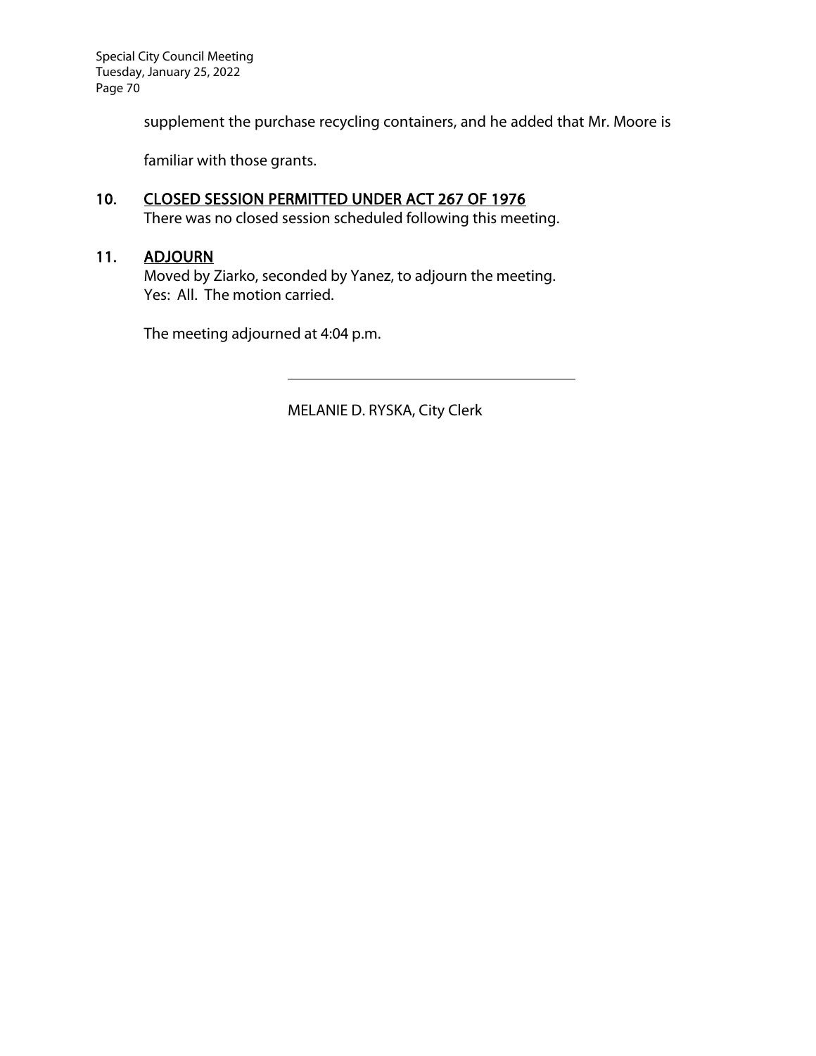supplement the purchase recycling containers, and he added that Mr. Moore is familiar with those grants.

## 10. CLOSED SESSION PERMITTED UNDER ACT 267 OF 1976

There was no closed session scheduled following this meeting.

## 11. ADJOURN

Moved by Ziarko, seconded by Yanez, to adjourn the meeting.
Yes: All. The motion carried.

The meeting adjourned at 4:04 p.m.

\_\_\_\_\_\_\_\_\_\_\_\_\_\_\_\_\_\_\_\_\_\_\_\_\_\_\_\_\_\_\_\_\_\_\_\_\_\_\_\_

MELANIE D. RYSKA, City Clerk